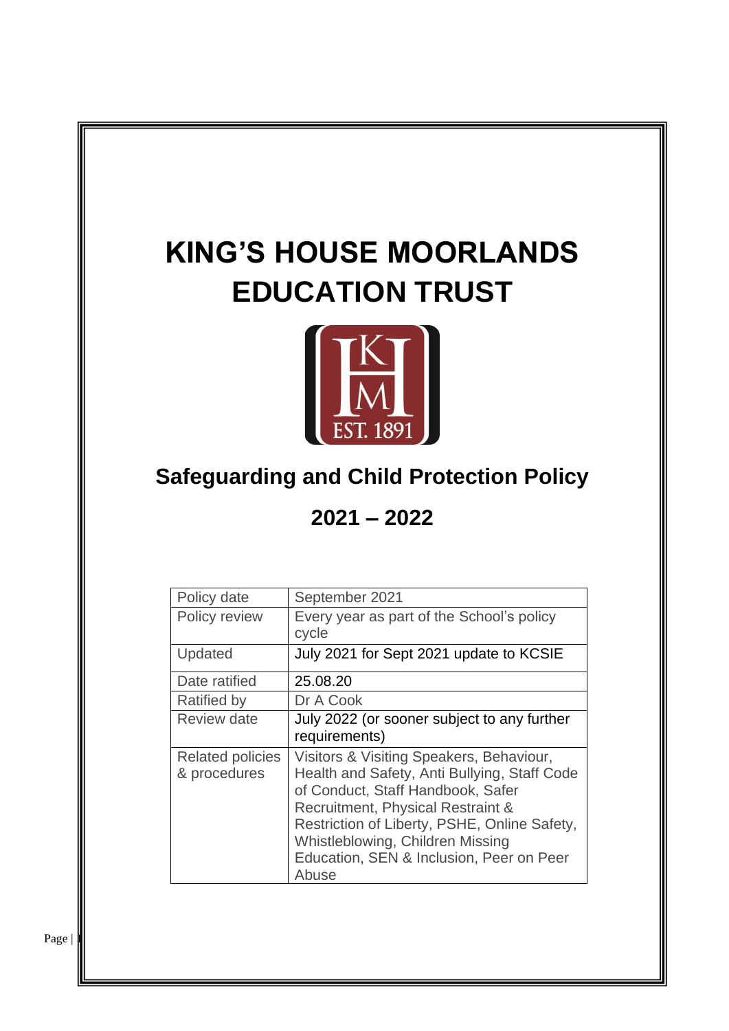# KING'S HOUSE MOORLANDS EDUCATION TRUST

## Safeguarding and Child Protection Policy

## 2021 – 2022

| Policy date | September 2021 |
|---|---|
| Policy review | Every year as part of the School's policy cycle |
| Updated | July 2021 for Sept 2021 update to KCSIE |
| Date ratified | 25.08.20 |
| Ratified by | Dr A Cook |
| Review date | July 2022 (or sooner subject to any further requirements) |
| Related policies & procedures | Visitors & Visiting Speakers, Behaviour, Health and Safety, Anti Bullying, Staff Code of Conduct, Staff Handbook, Safer Recruitment, Physical Restraint & Restriction of Liberty, PSHE, Online Safety, Whistleblowing, Children Missing Education, SEN & Inclusion, Peer on Peer Abuse |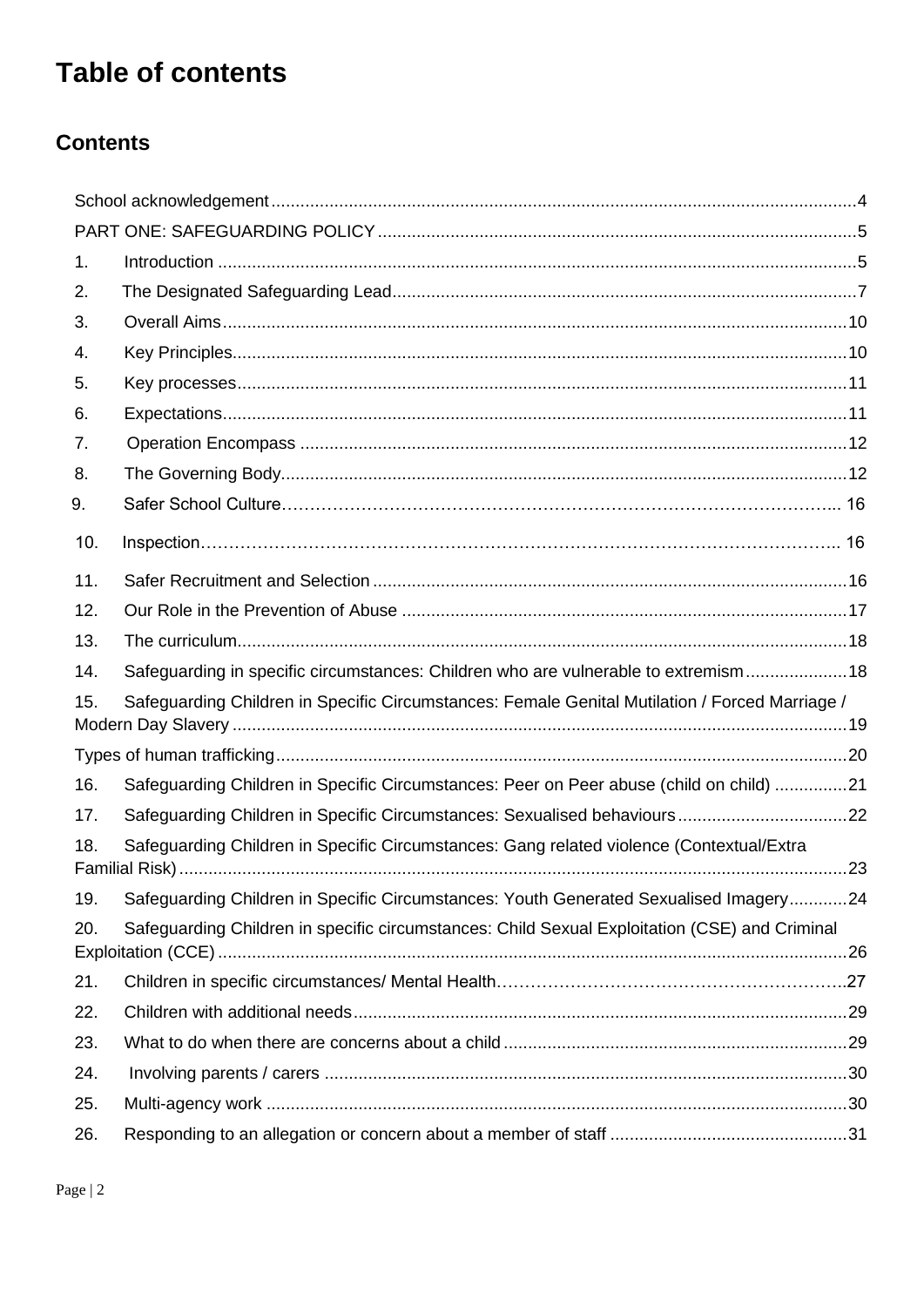# Table of contents

## Contents

School acknowledgement ........ 4

PART ONE: SAFEGUARDING POLICY ........ 5

1. Introduction ........ 5
2. The Designated Safeguarding Lead ........ 7
3. Overall Aims ........ 10
4. Key Principles ........ 10
5. Key processes ........ 11
6. Expectations ........ 11
7. Operation Encompass ........ 12
8. The Governing Body ........ 12
9. Safer School Culture ........ 16
10. Inspection ........ 16
11. Safer Recruitment and Selection ........ 16
12. Our Role in the Prevention of Abuse ........ 17
13. The curriculum ........ 18
14. Safeguarding in specific circumstances: Children who are vulnerable to extremism ........ 18
15. Safeguarding Children in Specific Circumstances: Female Genital Mutilation / Forced Marriage / Modern Day Slavery ........ 19

Types of human trafficking ........ 20

16. Safeguarding Children in Specific Circumstances: Peer on Peer abuse (child on child) ........ 21
17. Safeguarding Children in Specific Circumstances: Sexualised behaviours ........ 22
18. Safeguarding Children in Specific Circumstances: Gang related violence (Contextual/Extra Familial Risk) ........ 23
19. Safeguarding Children in Specific Circumstances: Youth Generated Sexualised Imagery ........ 24
20. Safeguarding Children in specific circumstances: Child Sexual Exploitation (CSE) and Criminal Exploitation (CCE) ........ 26
21. Children in specific circumstances/ Mental Health ........ 27
22. Children with additional needs ........ 29
23. What to do when there are concerns about a child ........ 29
24. Involving parents / carers ........ 30
25. Multi-agency work ........ 30
26. Responding to an allegation or concern about a member of staff ........ 31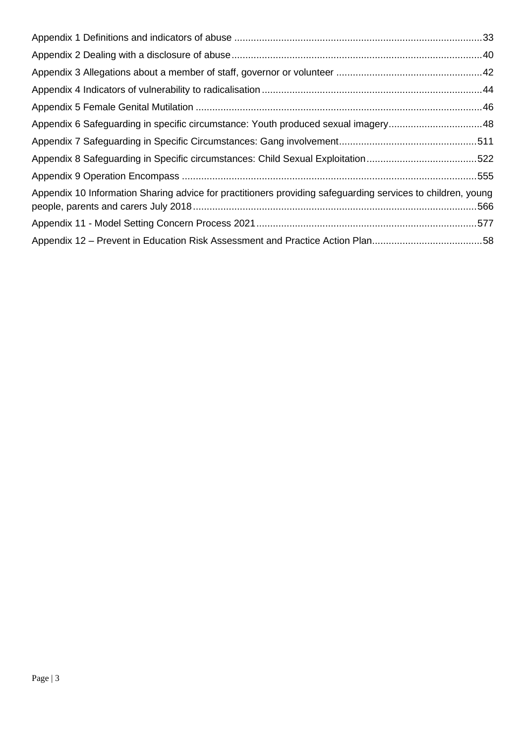Appendix 1 Definitions and indicators of abuse ....................................................................................33

Appendix 2 Dealing with a disclosure of abuse.....................................................................................40

Appendix 3 Allegations about a member of staff, governor or volunteer ..............................................42

Appendix 4 Indicators of vulnerability to radicalisation..........................................................................44

Appendix 5 Female Genital Mutilation ...................................................................................................46

Appendix 6 Safeguarding in specific circumstance: Youth produced sexual imagery............................48

Appendix 7 Safeguarding in Specific Circumstances: Gang involvement............................................511

Appendix 8 Safeguarding in Specific circumstances: Child Sexual Exploitation...................................522

Appendix 9 Operation Encompass .....................................................................................................555

Appendix 10 Information Sharing advice for practitioners providing safeguarding services to children, young people, parents and carers July 2018.................................................................................................566

Appendix 11 - Model Setting Concern Process 2021...........................................................................577

Appendix 12 – Prevent in Education Risk Assessment and Practice Action Plan...................................58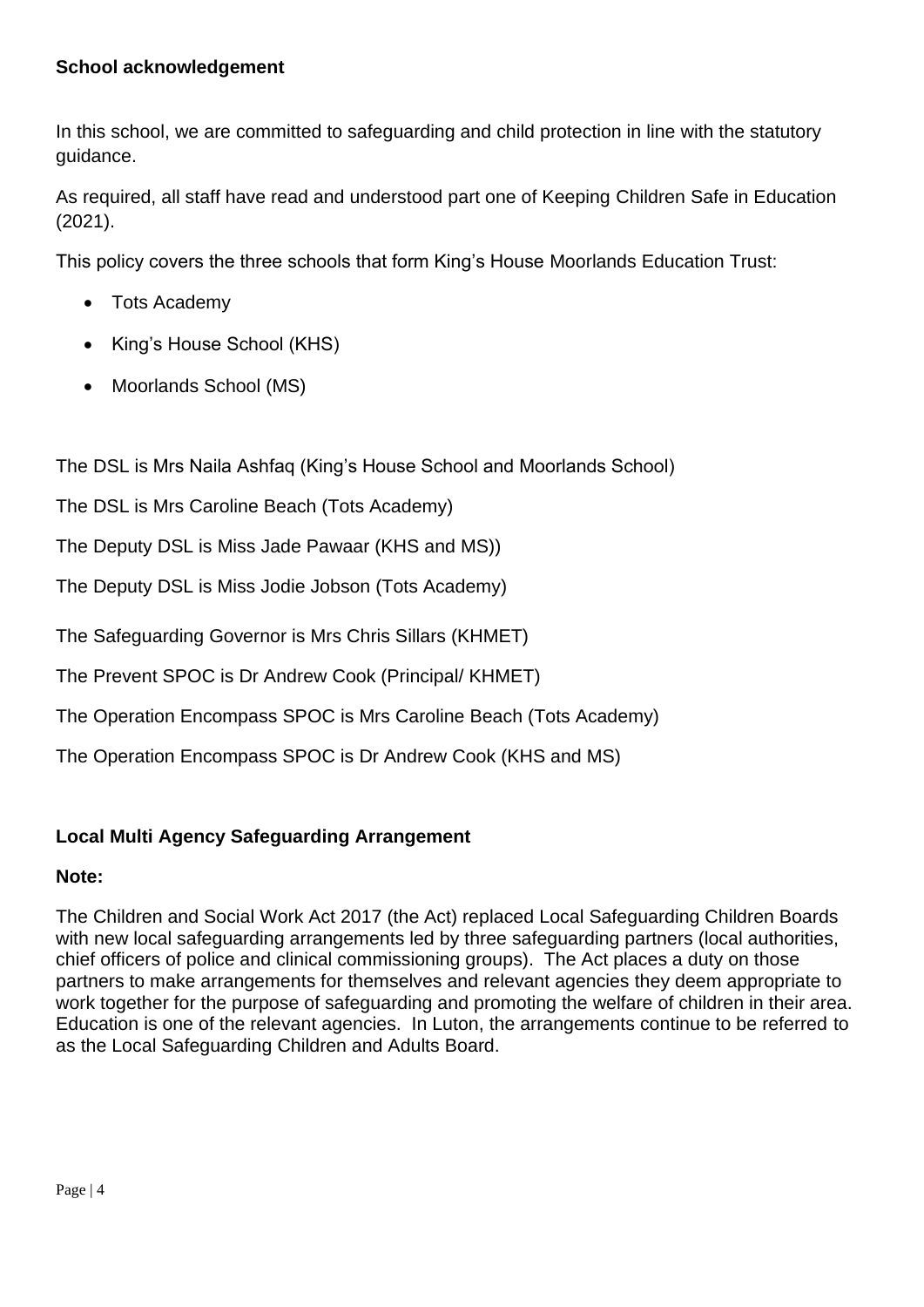**School acknowledgement**

In this school, we are committed to safeguarding and child protection in line with the statutory guidance.

As required, all staff have read and understood part one of Keeping Children Safe in Education (2021).

This policy covers the three schools that form King's House Moorlands Education Trust:

- Tots Academy
- King's House School (KHS)
- Moorlands School (MS)

The DSL is Mrs Naila Ashfaq (King's House School and Moorlands School)

The DSL is Mrs Caroline Beach (Tots Academy)

The Deputy DSL is Miss Jade Pawaar (KHS and MS))

The Deputy DSL is Miss Jodie Jobson (Tots Academy)

The Safeguarding Governor is Mrs Chris Sillars (KHMET)

The Prevent SPOC is Dr Andrew Cook (Principal/ KHMET)

The Operation Encompass SPOC is Mrs Caroline Beach (Tots Academy)

The Operation Encompass SPOC is Dr Andrew Cook (KHS and MS)

**Local Multi Agency Safeguarding Arrangement**

**Note:**

The Children and Social Work Act 2017 (the Act) replaced Local Safeguarding Children Boards with new local safeguarding arrangements led by three safeguarding partners (local authorities, chief officers of police and clinical commissioning groups). The Act places a duty on those partners to make arrangements for themselves and relevant agencies they deem appropriate to work together for the purpose of safeguarding and promoting the welfare of children in their area. Education is one of the relevant agencies. In Luton, the arrangements continue to be referred to as the Local Safeguarding Children and Adults Board.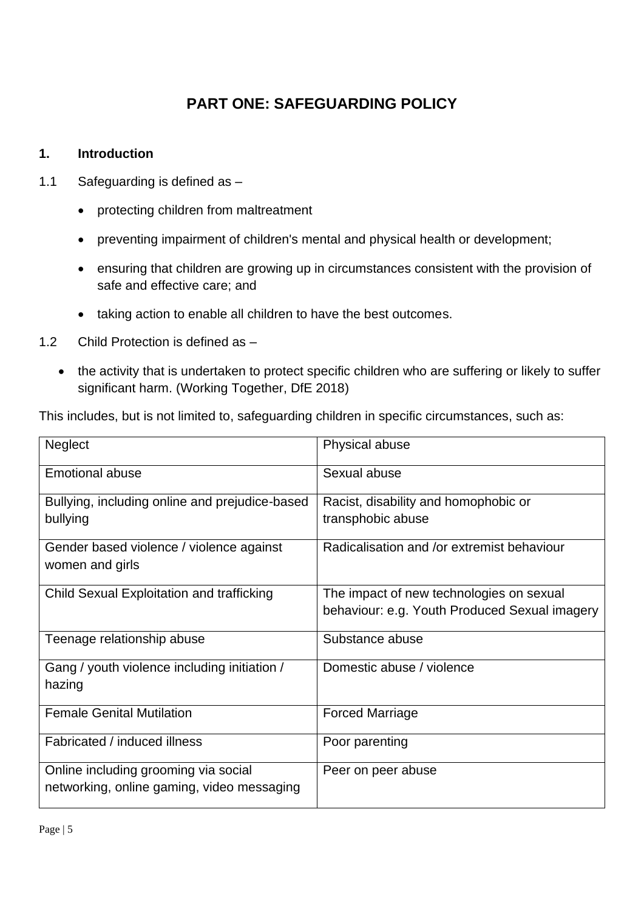# PART ONE: SAFEGUARDING POLICY

## 1. Introduction

1.1 Safeguarding is defined as –

- protecting children from maltreatment
- preventing impairment of children's mental and physical health or development;
- ensuring that children are growing up in circumstances consistent with the provision of safe and effective care; and
- taking action to enable all children to have the best outcomes.

1.2 Child Protection is defined as –

- the activity that is undertaken to protect specific children who are suffering or likely to suffer significant harm. (Working Together, DfE 2018)

This includes, but is not limited to, safeguarding children in specific circumstances, such as:

| | |
|---|---|
| Neglect | Physical abuse |
| Emotional abuse | Sexual abuse |
| Bullying, including online and prejudice-based bullying | Racist, disability and homophobic or transphobic abuse |
| Gender based violence / violence against women and girls | Radicalisation and /or extremist behaviour |
| Child Sexual Exploitation and trafficking | The impact of new technologies on sexual behaviour: e.g. Youth Produced Sexual imagery |
| Teenage relationship abuse | Substance abuse |
| Gang / youth violence including initiation / hazing | Domestic abuse / violence |
| Female Genital Mutilation | Forced Marriage |
| Fabricated / induced illness | Poor parenting |
| Online including grooming via social networking, online gaming, video messaging | Peer on peer abuse |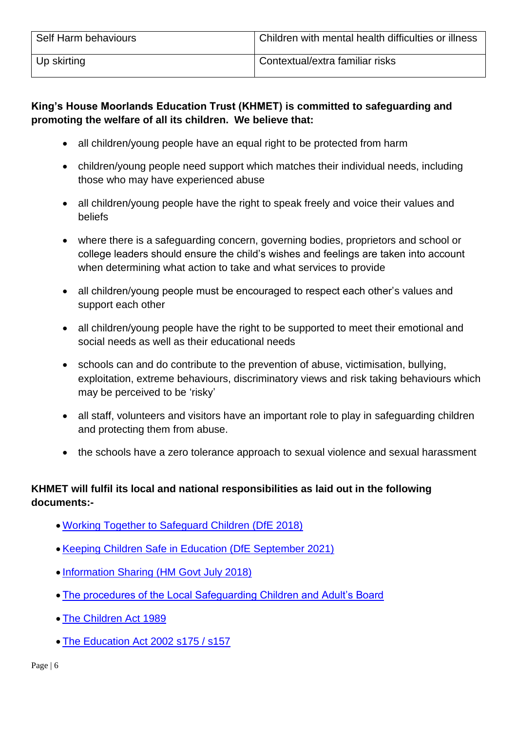| Self Harm behaviours | Children with mental health difficulties or illness |
|---|---|
| Up skirting | Contextual/extra familiar risks |

**King's House Moorlands Education Trust (KHMET) is committed to safeguarding and promoting the welfare of all its children. We believe that:**

- all children/young people have an equal right to be protected from harm
- children/young people need support which matches their individual needs, including those who may have experienced abuse
- all children/young people have the right to speak freely and voice their values and beliefs
- where there is a safeguarding concern, governing bodies, proprietors and school or college leaders should ensure the child's wishes and feelings are taken into account when determining what action to take and what services to provide
- all children/young people must be encouraged to respect each other's values and support each other
- all children/young people have the right to be supported to meet their emotional and social needs as well as their educational needs
- schools can and do contribute to the prevention of abuse, victimisation, bullying, exploitation, extreme behaviours, discriminatory views and risk taking behaviours which may be perceived to be 'risky'
- all staff, volunteers and visitors have an important role to play in safeguarding children and protecting them from abuse.
- the schools have a zero tolerance approach to sexual violence and sexual harassment

**KHMET will fulfil its local and national responsibilities as laid out in the following documents:-**

- Working Together to Safeguard Children (DfE 2018)
- Keeping Children Safe in Education (DfE September 2021)
- Information Sharing (HM Govt July 2018)
- The procedures of the Local Safeguarding Children and Adult's Board
- The Children Act 1989
- The Education Act 2002 s175 / s157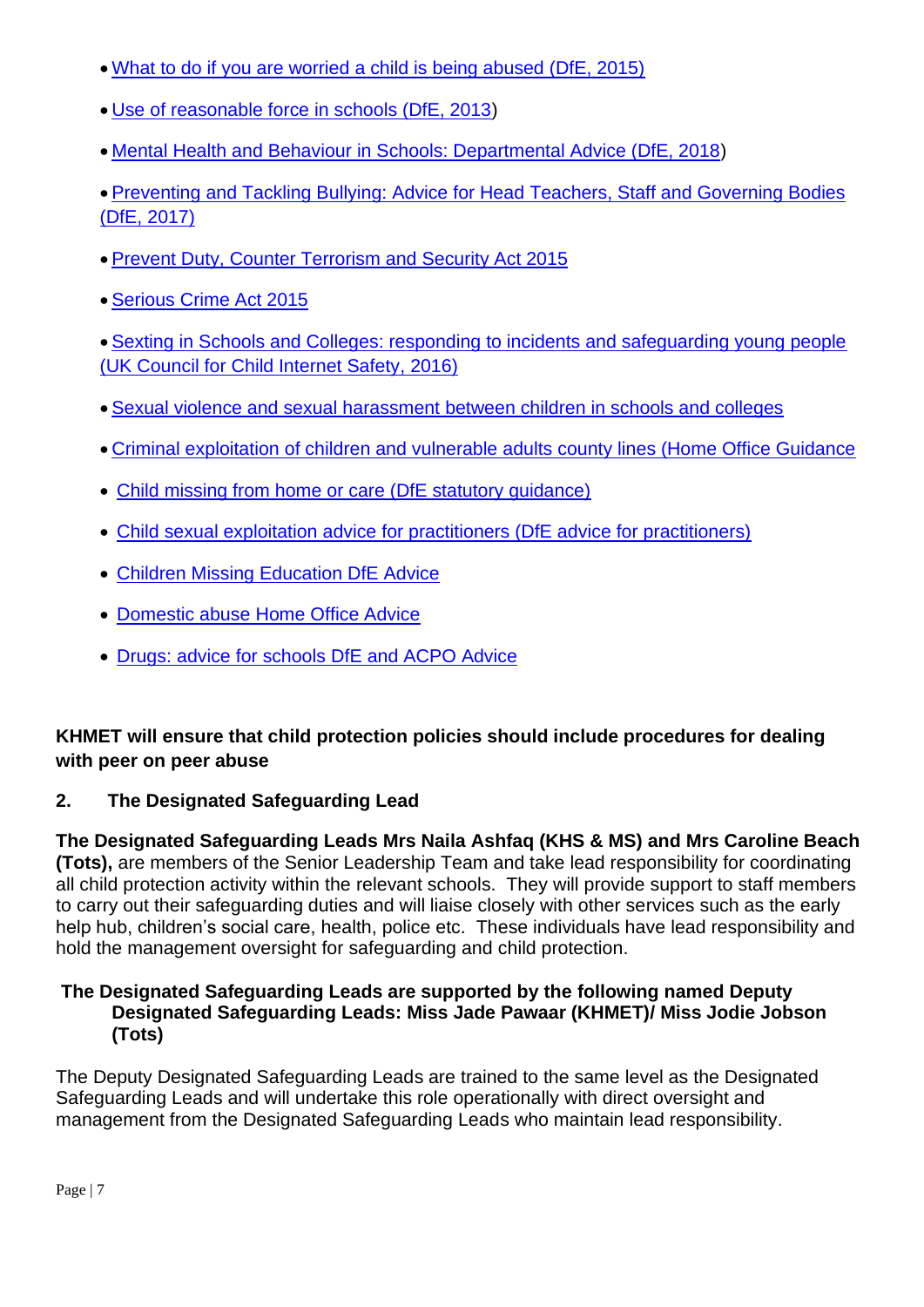- What to do if you are worried a child is being abused (DfE, 2015)
- Use of reasonable force in schools (DfE, 2013)
- Mental Health and Behaviour in Schools: Departmental Advice (DfE, 2018)
- Preventing and Tackling Bullying: Advice for Head Teachers, Staff and Governing Bodies (DfE, 2017)
- Prevent Duty, Counter Terrorism and Security Act 2015
- Serious Crime Act 2015
- Sexting in Schools and Colleges: responding to incidents and safeguarding young people (UK Council for Child Internet Safety, 2016)
- Sexual violence and sexual harassment between children in schools and colleges
- Criminal exploitation of children and vulnerable adults county lines (Home Office Guidance
- Child missing from home or care (DfE statutory guidance)
- Child sexual exploitation advice for practitioners (DfE advice for practitioners)
- Children Missing Education DfE Advice
- Domestic abuse Home Office Advice
- Drugs: advice for schools DfE and ACPO Advice

**KHMET will ensure that child protection policies should include procedures for dealing with peer on peer abuse**

## 2. The Designated Safeguarding Lead

**The Designated Safeguarding Leads Mrs Naila Ashfaq (KHS & MS) and Mrs Caroline Beach (Tots),** are members of the Senior Leadership Team and take lead responsibility for coordinating all child protection activity within the relevant schools. They will provide support to staff members to carry out their safeguarding duties and will liaise closely with other services such as the early help hub, children's social care, health, police etc. These individuals have lead responsibility and hold the management oversight for safeguarding and child protection.

**The Designated Safeguarding Leads are supported by the following named Deputy Designated Safeguarding Leads: Miss Jade Pawaar (KHMET)/ Miss Jodie Jobson (Tots)**

The Deputy Designated Safeguarding Leads are trained to the same level as the Designated Safeguarding Leads and will undertake this role operationally with direct oversight and management from the Designated Safeguarding Leads who maintain lead responsibility.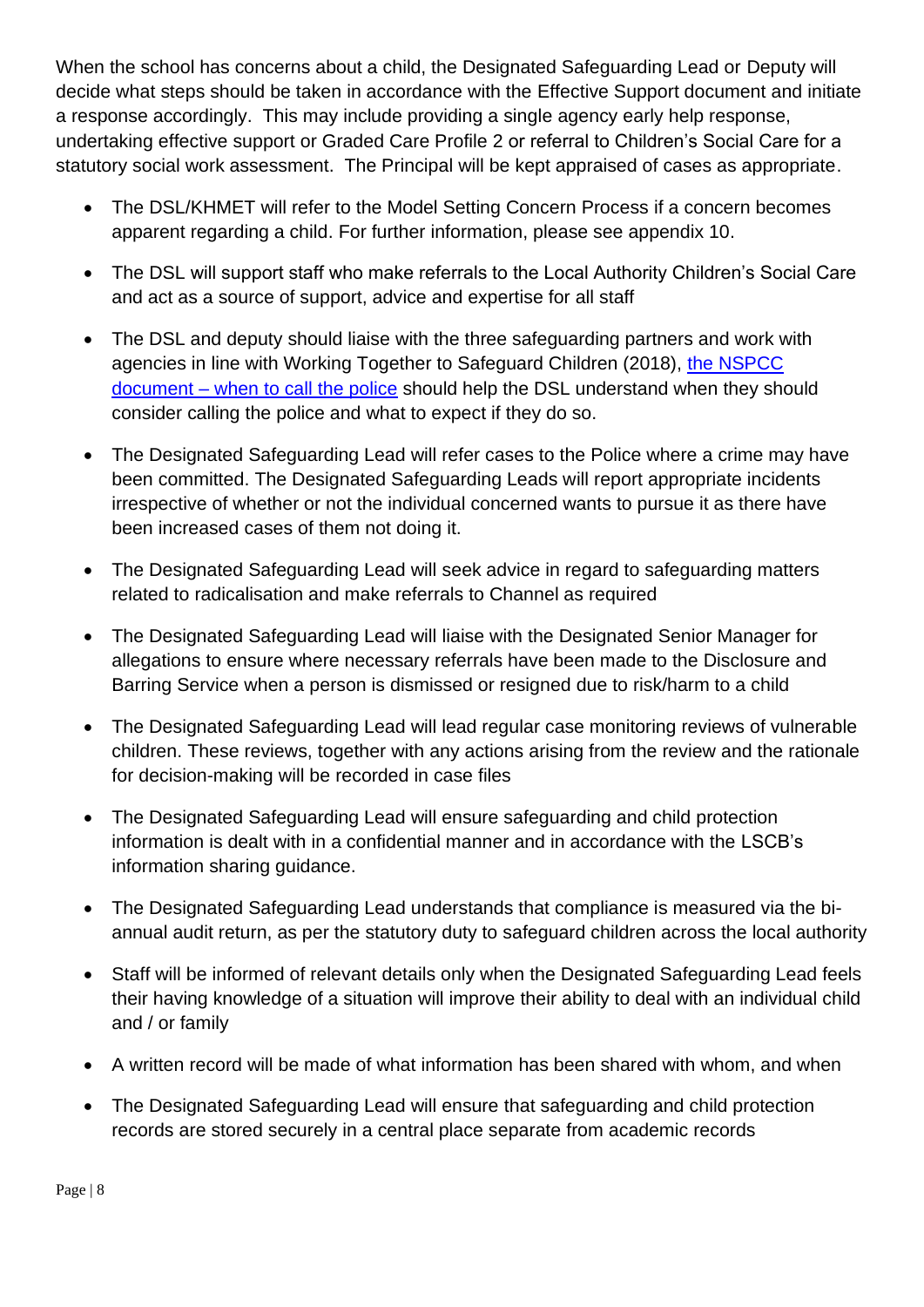When the school has concerns about a child, the Designated Safeguarding Lead or Deputy will decide what steps should be taken in accordance with the Effective Support document and initiate a response accordingly. This may include providing a single agency early help response, undertaking effective support or Graded Care Profile 2 or referral to Children's Social Care for a statutory social work assessment. The Principal will be kept appraised of cases as appropriate.

- The DSL/KHMET will refer to the Model Setting Concern Process if a concern becomes apparent regarding a child. For further information, please see appendix 10.
- The DSL will support staff who make referrals to the Local Authority Children's Social Care and act as a source of support, advice and expertise for all staff
- The DSL and deputy should liaise with the three safeguarding partners and work with agencies in line with Working Together to Safeguard Children (2018), [the NSPCC document – when to call the police]() should help the DSL understand when they should consider calling the police and what to expect if they do so.
- The Designated Safeguarding Lead will refer cases to the Police where a crime may have been committed. The Designated Safeguarding Leads will report appropriate incidents irrespective of whether or not the individual concerned wants to pursue it as there have been increased cases of them not doing it.
- The Designated Safeguarding Lead will seek advice in regard to safeguarding matters related to radicalisation and make referrals to Channel as required
- The Designated Safeguarding Lead will liaise with the Designated Senior Manager for allegations to ensure where necessary referrals have been made to the Disclosure and Barring Service when a person is dismissed or resigned due to risk/harm to a child
- The Designated Safeguarding Lead will lead regular case monitoring reviews of vulnerable children. These reviews, together with any actions arising from the review and the rationale for decision-making will be recorded in case files
- The Designated Safeguarding Lead will ensure safeguarding and child protection information is dealt with in a confidential manner and in accordance with the LSCB's information sharing guidance.
- The Designated Safeguarding Lead understands that compliance is measured via the bi-annual audit return, as per the statutory duty to safeguard children across the local authority
- Staff will be informed of relevant details only when the Designated Safeguarding Lead feels their having knowledge of a situation will improve their ability to deal with an individual child and / or family
- A written record will be made of what information has been shared with whom, and when
- The Designated Safeguarding Lead will ensure that safeguarding and child protection records are stored securely in a central place separate from academic records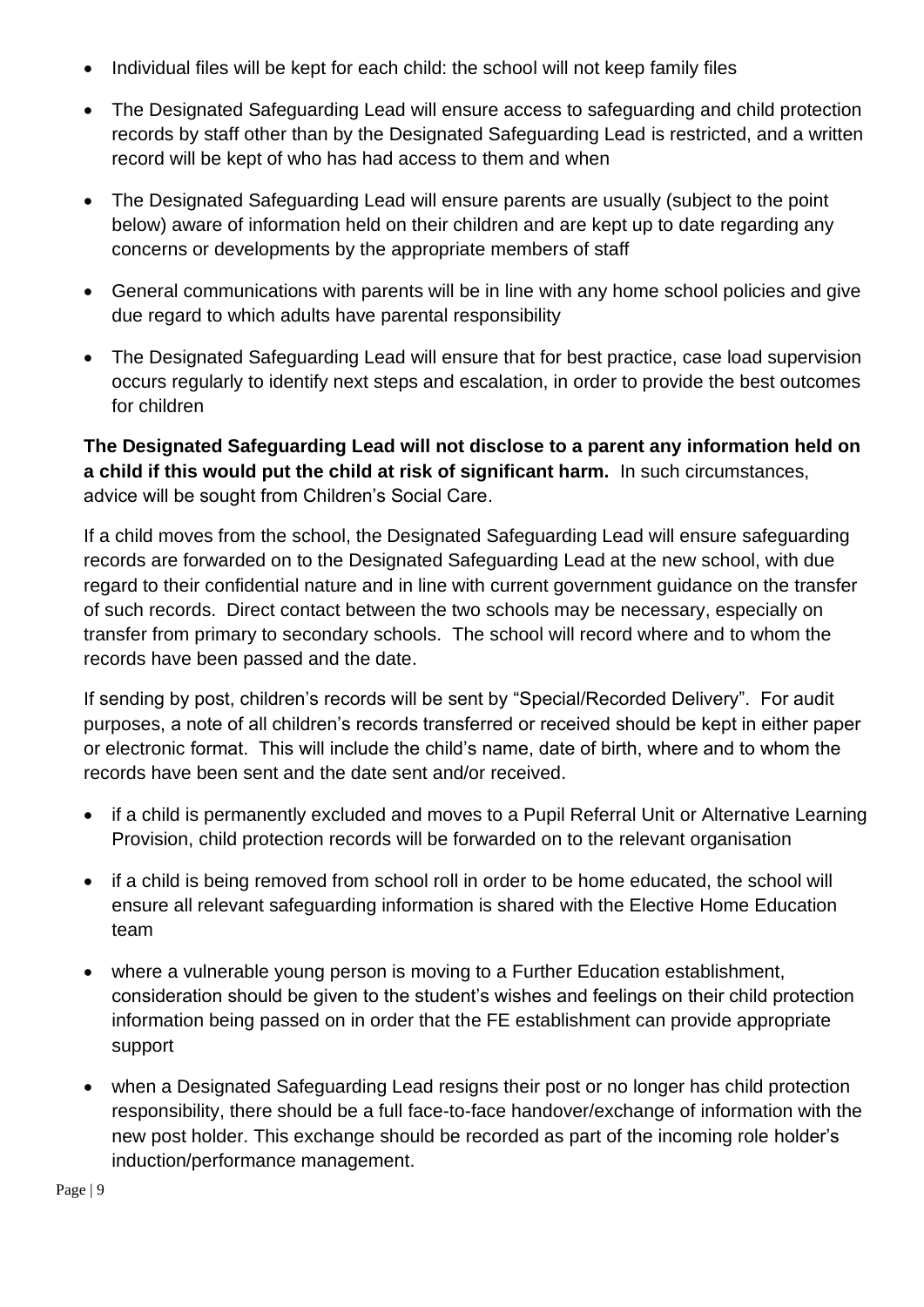- Individual files will be kept for each child: the school will not keep family files
- The Designated Safeguarding Lead will ensure access to safeguarding and child protection records by staff other than by the Designated Safeguarding Lead is restricted, and a written record will be kept of who has had access to them and when
- The Designated Safeguarding Lead will ensure parents are usually (subject to the point below) aware of information held on their children and are kept up to date regarding any concerns or developments by the appropriate members of staff
- General communications with parents will be in line with any home school policies and give due regard to which adults have parental responsibility
- The Designated Safeguarding Lead will ensure that for best practice, case load supervision occurs regularly to identify next steps and escalation, in order to provide the best outcomes for children

**The Designated Safeguarding Lead will not disclose to a parent any information held on a child if this would put the child at risk of significant harm.** In such circumstances, advice will be sought from Children's Social Care.

If a child moves from the school, the Designated Safeguarding Lead will ensure safeguarding records are forwarded on to the Designated Safeguarding Lead at the new school, with due regard to their confidential nature and in line with current government guidance on the transfer of such records. Direct contact between the two schools may be necessary, especially on transfer from primary to secondary schools. The school will record where and to whom the records have been passed and the date.

If sending by post, children's records will be sent by "Special/Recorded Delivery". For audit purposes, a note of all children's records transferred or received should be kept in either paper or electronic format. This will include the child's name, date of birth, where and to whom the records have been sent and the date sent and/or received.

- if a child is permanently excluded and moves to a Pupil Referral Unit or Alternative Learning Provision, child protection records will be forwarded on to the relevant organisation
- if a child is being removed from school roll in order to be home educated, the school will ensure all relevant safeguarding information is shared with the Elective Home Education team
- where a vulnerable young person is moving to a Further Education establishment, consideration should be given to the student's wishes and feelings on their child protection information being passed on in order that the FE establishment can provide appropriate support
- when a Designated Safeguarding Lead resigns their post or no longer has child protection responsibility, there should be a full face-to-face handover/exchange of information with the new post holder. This exchange should be recorded as part of the incoming role holder's induction/performance management.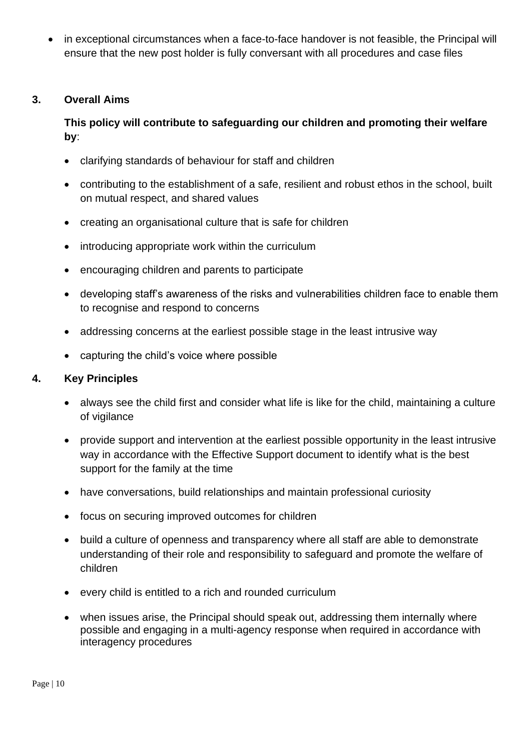- in exceptional circumstances when a face-to-face handover is not feasible, the Principal will ensure that the new post holder is fully conversant with all procedures and case files

## 3. Overall Aims

**This policy will contribute to safeguarding our children and promoting their welfare by**:

- clarifying standards of behaviour for staff and children
- contributing to the establishment of a safe, resilient and robust ethos in the school, built on mutual respect, and shared values
- creating an organisational culture that is safe for children
- introducing appropriate work within the curriculum
- encouraging children and parents to participate
- developing staff's awareness of the risks and vulnerabilities children face to enable them to recognise and respond to concerns
- addressing concerns at the earliest possible stage in the least intrusive way
- capturing the child's voice where possible

## 4. Key Principles

- always see the child first and consider what life is like for the child, maintaining a culture of vigilance
- provide support and intervention at the earliest possible opportunity in the least intrusive way in accordance with the Effective Support document to identify what is the best support for the family at the time
- have conversations, build relationships and maintain professional curiosity
- focus on securing improved outcomes for children
- build a culture of openness and transparency where all staff are able to demonstrate understanding of their role and responsibility to safeguard and promote the welfare of children
- every child is entitled to a rich and rounded curriculum
- when issues arise, the Principal should speak out, addressing them internally where possible and engaging in a multi-agency response when required in accordance with interagency procedures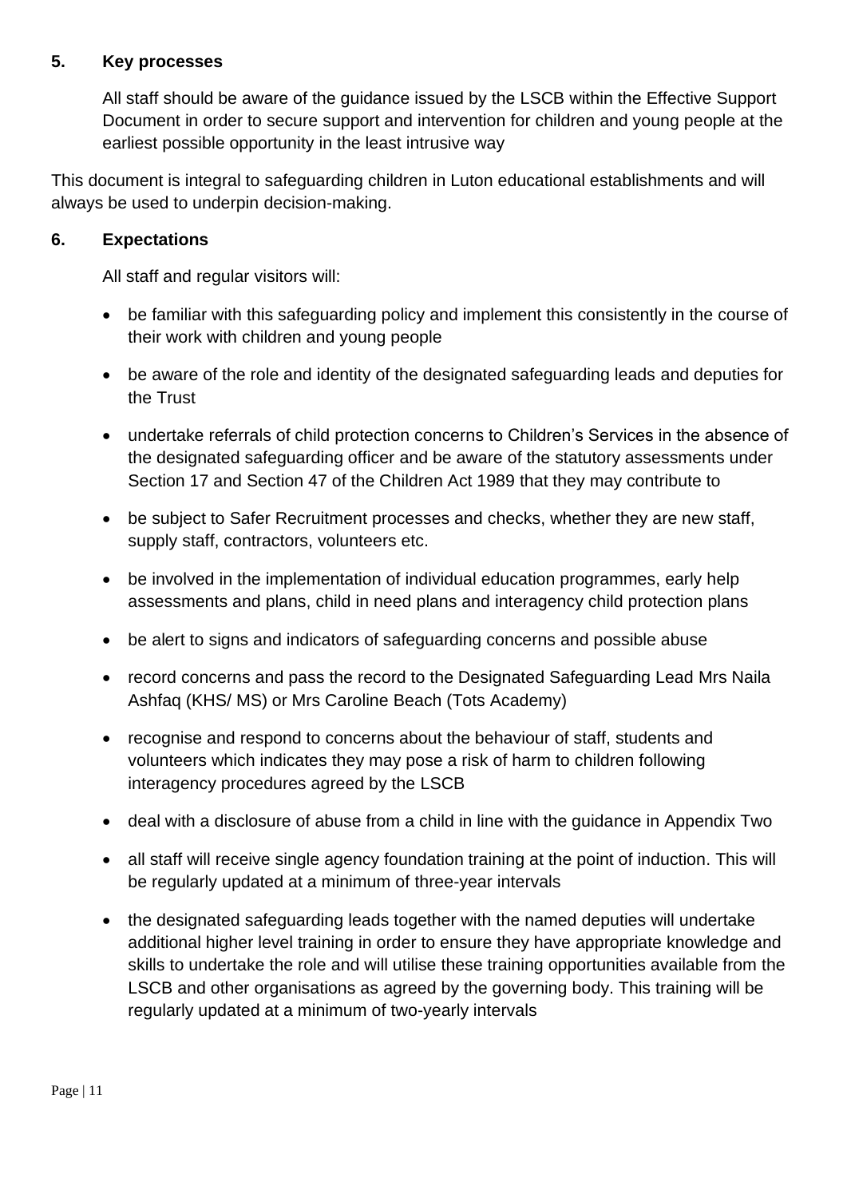## 5. Key processes

All staff should be aware of the guidance issued by the LSCB within the Effective Support Document in order to secure support and intervention for children and young people at the earliest possible opportunity in the least intrusive way

This document is integral to safeguarding children in Luton educational establishments and will always be used to underpin decision-making.

## 6. Expectations

All staff and regular visitors will:

- be familiar with this safeguarding policy and implement this consistently in the course of their work with children and young people
- be aware of the role and identity of the designated safeguarding leads and deputies for the Trust
- undertake referrals of child protection concerns to Children's Services in the absence of the designated safeguarding officer and be aware of the statutory assessments under Section 17 and Section 47 of the Children Act 1989 that they may contribute to
- be subject to Safer Recruitment processes and checks, whether they are new staff, supply staff, contractors, volunteers etc.
- be involved in the implementation of individual education programmes, early help assessments and plans, child in need plans and interagency child protection plans
- be alert to signs and indicators of safeguarding concerns and possible abuse
- record concerns and pass the record to the Designated Safeguarding Lead Mrs Naila Ashfaq (KHS/ MS) or Mrs Caroline Beach (Tots Academy)
- recognise and respond to concerns about the behaviour of staff, students and volunteers which indicates they may pose a risk of harm to children following interagency procedures agreed by the LSCB
- deal with a disclosure of abuse from a child in line with the guidance in Appendix Two
- all staff will receive single agency foundation training at the point of induction. This will be regularly updated at a minimum of three-year intervals
- the designated safeguarding leads together with the named deputies will undertake additional higher level training in order to ensure they have appropriate knowledge and skills to undertake the role and will utilise these training opportunities available from the LSCB and other organisations as agreed by the governing body. This training will be regularly updated at a minimum of two-yearly intervals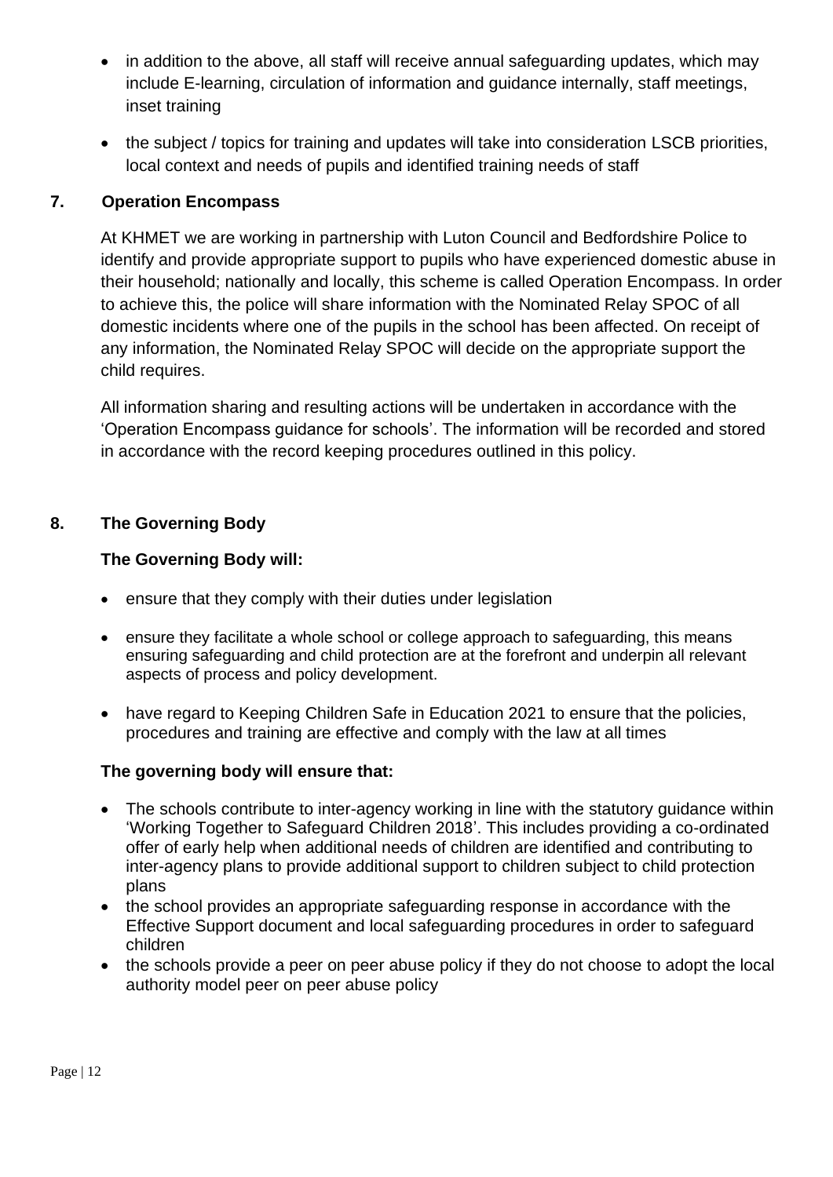- in addition to the above, all staff will receive annual safeguarding updates, which may include E-learning, circulation of information and guidance internally, staff meetings, inset training
- the subject / topics for training and updates will take into consideration LSCB priorities, local context and needs of pupils and identified training needs of staff

## 7. Operation Encompass

At KHMET we are working in partnership with Luton Council and Bedfordshire Police to identify and provide appropriate support to pupils who have experienced domestic abuse in their household; nationally and locally, this scheme is called Operation Encompass. In order to achieve this, the police will share information with the Nominated Relay SPOC of all domestic incidents where one of the pupils in the school has been affected. On receipt of any information, the Nominated Relay SPOC will decide on the appropriate support the child requires.

All information sharing and resulting actions will be undertaken in accordance with the 'Operation Encompass guidance for schools'. The information will be recorded and stored in accordance with the record keeping procedures outlined in this policy.

## 8. The Governing Body

**The Governing Body will:**

- ensure that they comply with their duties under legislation
- ensure they facilitate a whole school or college approach to safeguarding, this means ensuring safeguarding and child protection are at the forefront and underpin all relevant aspects of process and policy development.
- have regard to Keeping Children Safe in Education 2021 to ensure that the policies, procedures and training are effective and comply with the law at all times

**The governing body will ensure that:**

- The schools contribute to inter-agency working in line with the statutory guidance within 'Working Together to Safeguard Children 2018'. This includes providing a co-ordinated offer of early help when additional needs of children are identified and contributing to inter-agency plans to provide additional support to children subject to child protection plans
- the school provides an appropriate safeguarding response in accordance with the Effective Support document and local safeguarding procedures in order to safeguard children
- the schools provide a peer on peer abuse policy if they do not choose to adopt the local authority model peer on peer abuse policy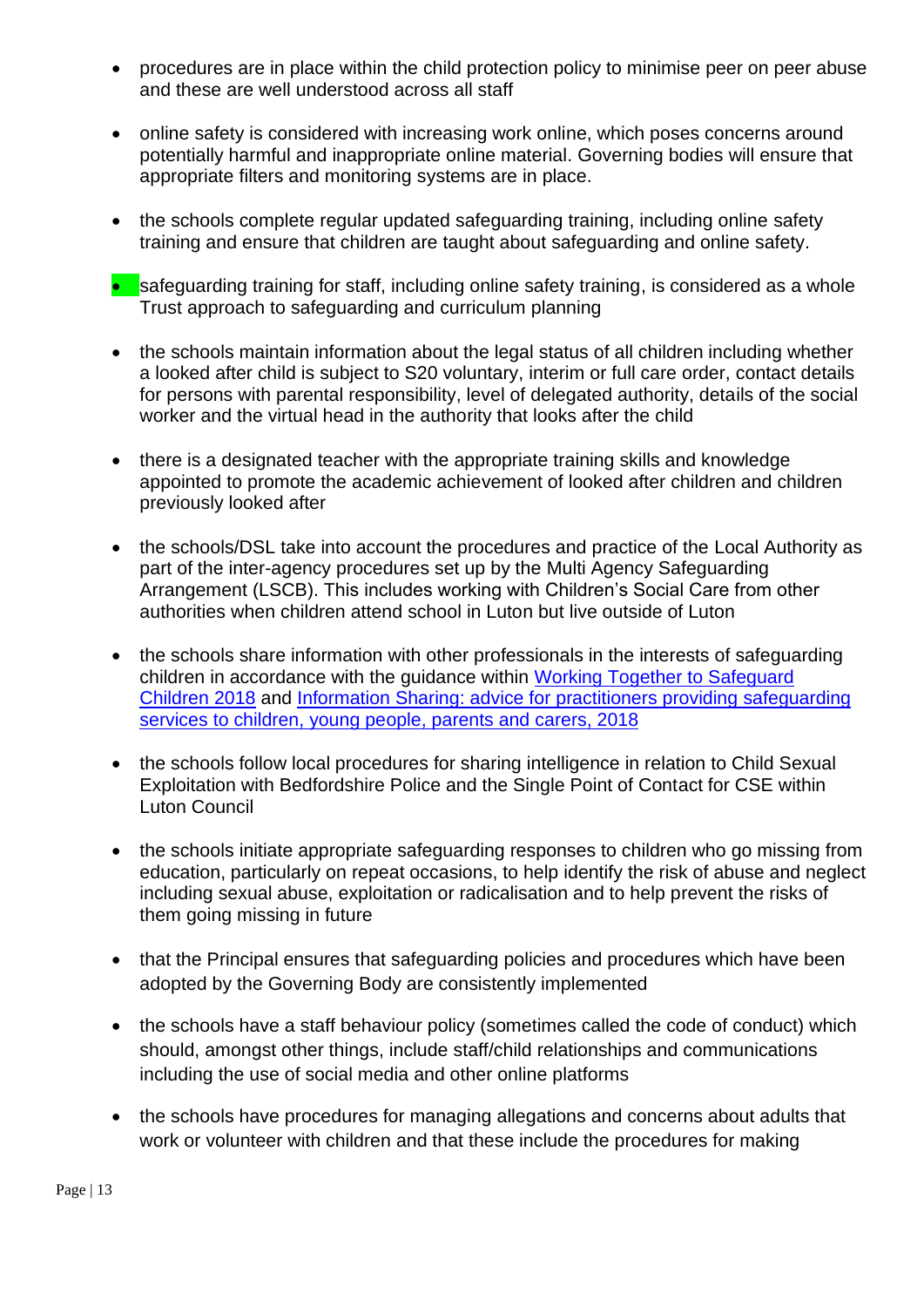- procedures are in place within the child protection policy to minimise peer on peer abuse and these are well understood across all staff

- online safety is considered with increasing work online, which poses concerns around potentially harmful and inappropriate online material. Governing bodies will ensure that appropriate filters and monitoring systems are in place.

- the schools complete regular updated safeguarding training, including online safety training and ensure that children are taught about safeguarding and online safety.

- safeguarding training for staff, including online safety training, is considered as a whole Trust approach to safeguarding and curriculum planning

- the schools maintain information about the legal status of all children including whether a looked after child is subject to S20 voluntary, interim or full care order, contact details for persons with parental responsibility, level of delegated authority, details of the social worker and the virtual head in the authority that looks after the child

- there is a designated teacher with the appropriate training skills and knowledge appointed to promote the academic achievement of looked after children and children previously looked after

- the schools/DSL take into account the procedures and practice of the Local Authority as part of the inter-agency procedures set up by the Multi Agency Safeguarding Arrangement (LSCB). This includes working with Children's Social Care from other authorities when children attend school in Luton but live outside of Luton

- the schools share information with other professionals in the interests of safeguarding children in accordance with the guidance within [Working Together to Safeguard Children 2018]() and [Information Sharing: advice for practitioners providing safeguarding services to children, young people, parents and carers, 2018]()

- the schools follow local procedures for sharing intelligence in relation to Child Sexual Exploitation with Bedfordshire Police and the Single Point of Contact for CSE within Luton Council

- the schools initiate appropriate safeguarding responses to children who go missing from education, particularly on repeat occasions, to help identify the risk of abuse and neglect including sexual abuse, exploitation or radicalisation and to help prevent the risks of them going missing in future

- that the Principal ensures that safeguarding policies and procedures which have been adopted by the Governing Body are consistently implemented

- the schools have a staff behaviour policy (sometimes called the code of conduct) which should, amongst other things, include staff/child relationships and communications including the use of social media and other online platforms

- the schools have procedures for managing allegations and concerns about adults that work or volunteer with children and that these include the procedures for making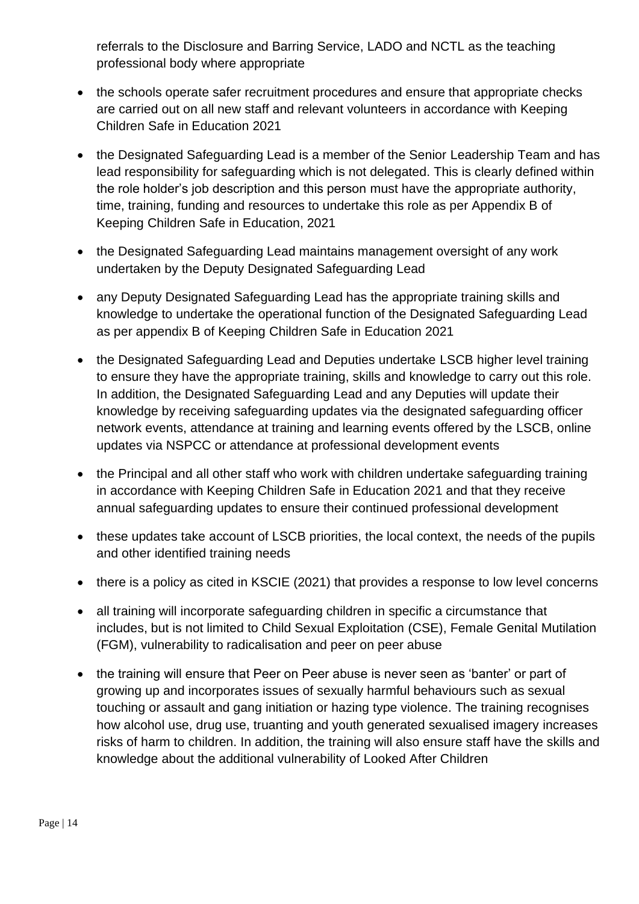referrals to the Disclosure and Barring Service, LADO and NCTL as the teaching professional body where appropriate

- the schools operate safer recruitment procedures and ensure that appropriate checks are carried out on all new staff and relevant volunteers in accordance with Keeping Children Safe in Education 2021
- the Designated Safeguarding Lead is a member of the Senior Leadership Team and has lead responsibility for safeguarding which is not delegated. This is clearly defined within the role holder's job description and this person must have the appropriate authority, time, training, funding and resources to undertake this role as per Appendix B of Keeping Children Safe in Education, 2021
- the Designated Safeguarding Lead maintains management oversight of any work undertaken by the Deputy Designated Safeguarding Lead
- any Deputy Designated Safeguarding Lead has the appropriate training skills and knowledge to undertake the operational function of the Designated Safeguarding Lead as per appendix B of Keeping Children Safe in Education 2021
- the Designated Safeguarding Lead and Deputies undertake LSCB higher level training to ensure they have the appropriate training, skills and knowledge to carry out this role. In addition, the Designated Safeguarding Lead and any Deputies will update their knowledge by receiving safeguarding updates via the designated safeguarding officer network events, attendance at training and learning events offered by the LSCB, online updates via NSPCC or attendance at professional development events
- the Principal and all other staff who work with children undertake safeguarding training in accordance with Keeping Children Safe in Education 2021 and that they receive annual safeguarding updates to ensure their continued professional development
- these updates take account of LSCB priorities, the local context, the needs of the pupils and other identified training needs
- there is a policy as cited in KSCIE (2021) that provides a response to low level concerns
- all training will incorporate safeguarding children in specific a circumstance that includes, but is not limited to Child Sexual Exploitation (CSE), Female Genital Mutilation (FGM), vulnerability to radicalisation and peer on peer abuse
- the training will ensure that Peer on Peer abuse is never seen as 'banter' or part of growing up and incorporates issues of sexually harmful behaviours such as sexual touching or assault and gang initiation or hazing type violence. The training recognises how alcohol use, drug use, truanting and youth generated sexualised imagery increases risks of harm to children. In addition, the training will also ensure staff have the skills and knowledge about the additional vulnerability of Looked After Children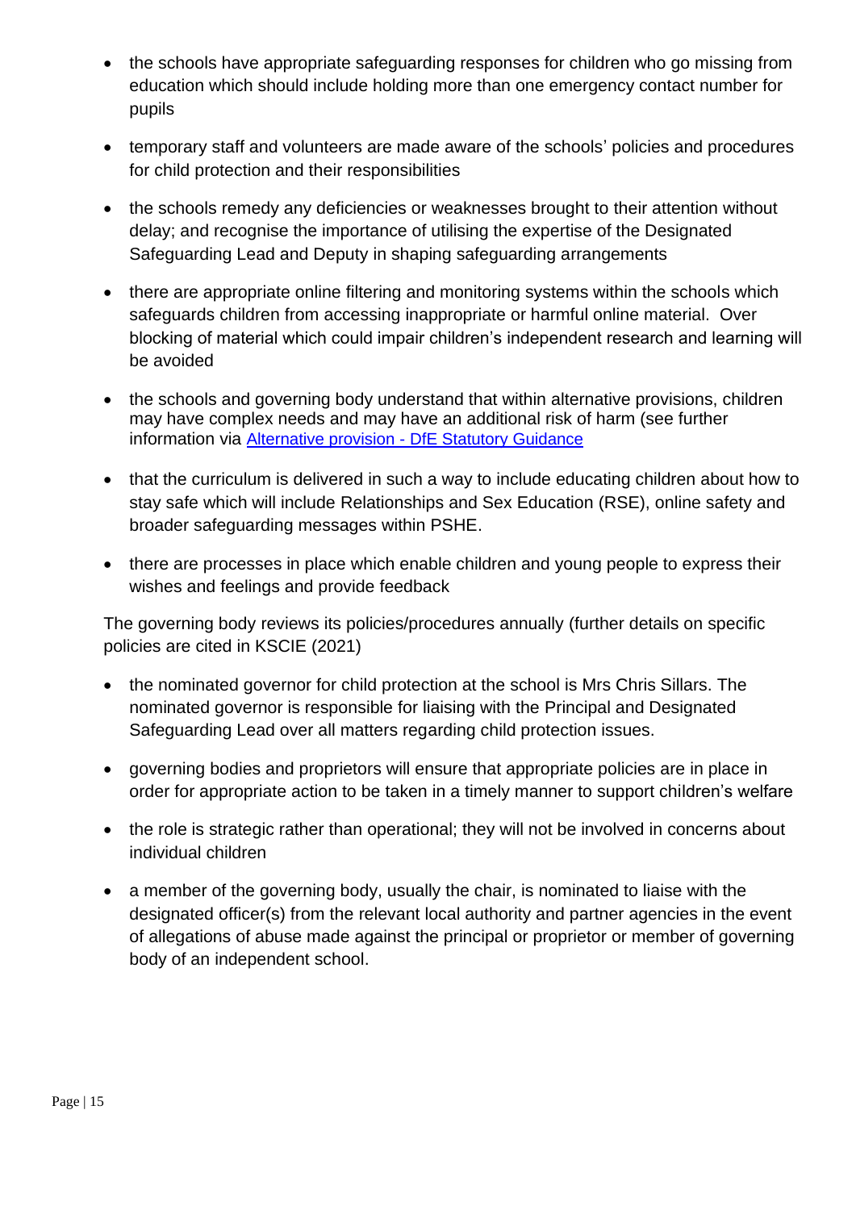- the schools have appropriate safeguarding responses for children who go missing from education which should include holding more than one emergency contact number for pupils
- temporary staff and volunteers are made aware of the schools' policies and procedures for child protection and their responsibilities
- the schools remedy any deficiencies or weaknesses brought to their attention without delay; and recognise the importance of utilising the expertise of the Designated Safeguarding Lead and Deputy in shaping safeguarding arrangements
- there are appropriate online filtering and monitoring systems within the schools which safeguards children from accessing inappropriate or harmful online material. Over blocking of material which could impair children's independent research and learning will be avoided
- the schools and governing body understand that within alternative provisions, children may have complex needs and may have an additional risk of harm (see further information via [Alternative provision - DfE Statutory Guidance]
- that the curriculum is delivered in such a way to include educating children about how to stay safe which will include Relationships and Sex Education (RSE), online safety and broader safeguarding messages within PSHE.
- there are processes in place which enable children and young people to express their wishes and feelings and provide feedback

The governing body reviews its policies/procedures annually (further details on specific policies are cited in KSCIE (2021)

- the nominated governor for child protection at the school is Mrs Chris Sillars. The nominated governor is responsible for liaising with the Principal and Designated Safeguarding Lead over all matters regarding child protection issues.
- governing bodies and proprietors will ensure that appropriate policies are in place in order for appropriate action to be taken in a timely manner to support children's welfare
- the role is strategic rather than operational; they will not be involved in concerns about individual children
- a member of the governing body, usually the chair, is nominated to liaise with the designated officer(s) from the relevant local authority and partner agencies in the event of allegations of abuse made against the principal or proprietor or member of governing body of an independent school.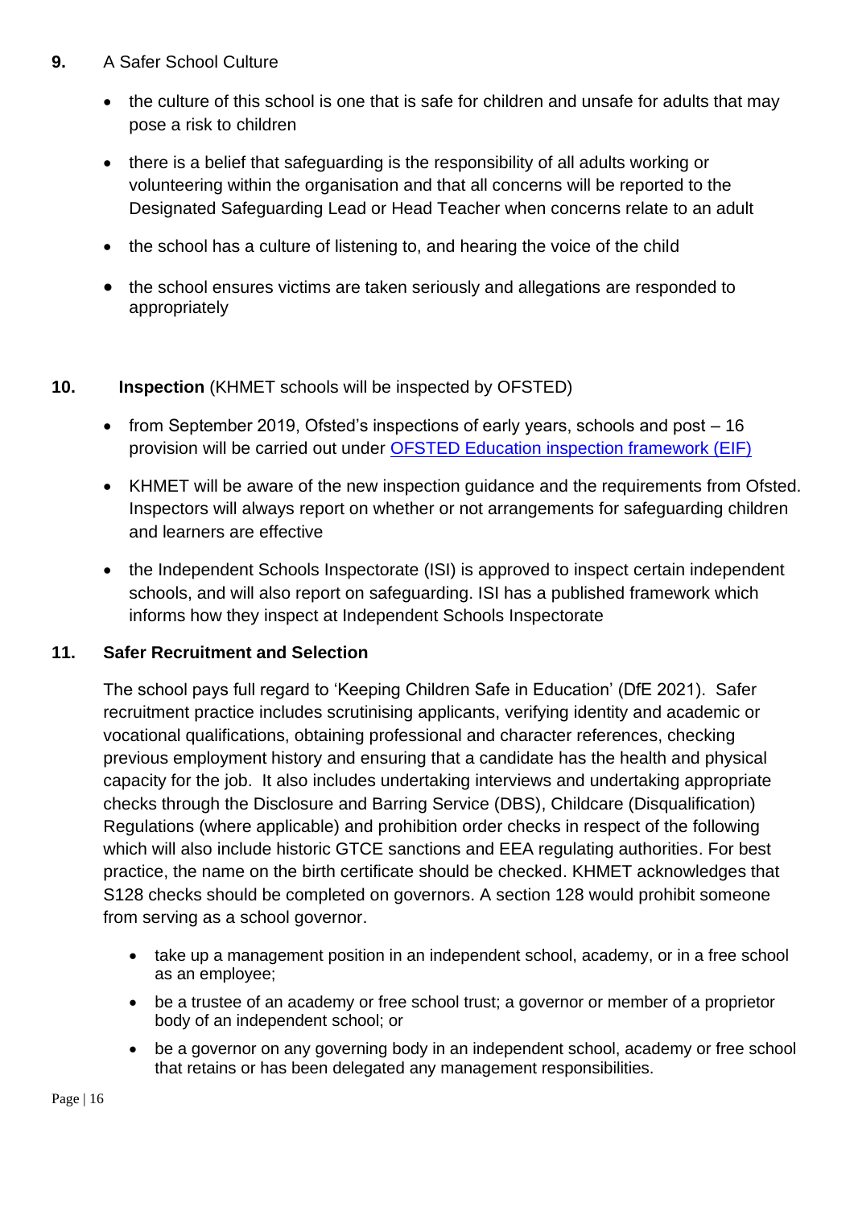## 9. A Safer School Culture

- the culture of this school is one that is safe for children and unsafe for adults that may pose a risk to children
- there is a belief that safeguarding is the responsibility of all adults working or volunteering within the organisation and that all concerns will be reported to the Designated Safeguarding Lead or Head Teacher when concerns relate to an adult
- the school has a culture of listening to, and hearing the voice of the child
- the school ensures victims are taken seriously and allegations are responded to appropriately

## 10. **Inspection** (KHMET schools will be inspected by OFSTED)

- from September 2019, Ofsted's inspections of early years, schools and post – 16 provision will be carried out under [OFSTED Education inspection framework (EIF)]
- KHMET will be aware of the new inspection guidance and the requirements from Ofsted. Inspectors will always report on whether or not arrangements for safeguarding children and learners are effective
- the Independent Schools Inspectorate (ISI) is approved to inspect certain independent schools, and will also report on safeguarding. ISI has a published framework which informs how they inspect at Independent Schools Inspectorate

## 11. Safer Recruitment and Selection

The school pays full regard to 'Keeping Children Safe in Education' (DfE 2021). Safer recruitment practice includes scrutinising applicants, verifying identity and academic or vocational qualifications, obtaining professional and character references, checking previous employment history and ensuring that a candidate has the health and physical capacity for the job. It also includes undertaking interviews and undertaking appropriate checks through the Disclosure and Barring Service (DBS), Childcare (Disqualification) Regulations (where applicable) and prohibition order checks in respect of the following which will also include historic GTCE sanctions and EEA regulating authorities. For best practice, the name on the birth certificate should be checked. KHMET acknowledges that S128 checks should be completed on governors. A section 128 would prohibit someone from serving as a school governor.

- take up a management position in an independent school, academy, or in a free school as an employee;
- be a trustee of an academy or free school trust; a governor or member of a proprietor body of an independent school; or
- be a governor on any governing body in an independent school, academy or free school that retains or has been delegated any management responsibilities.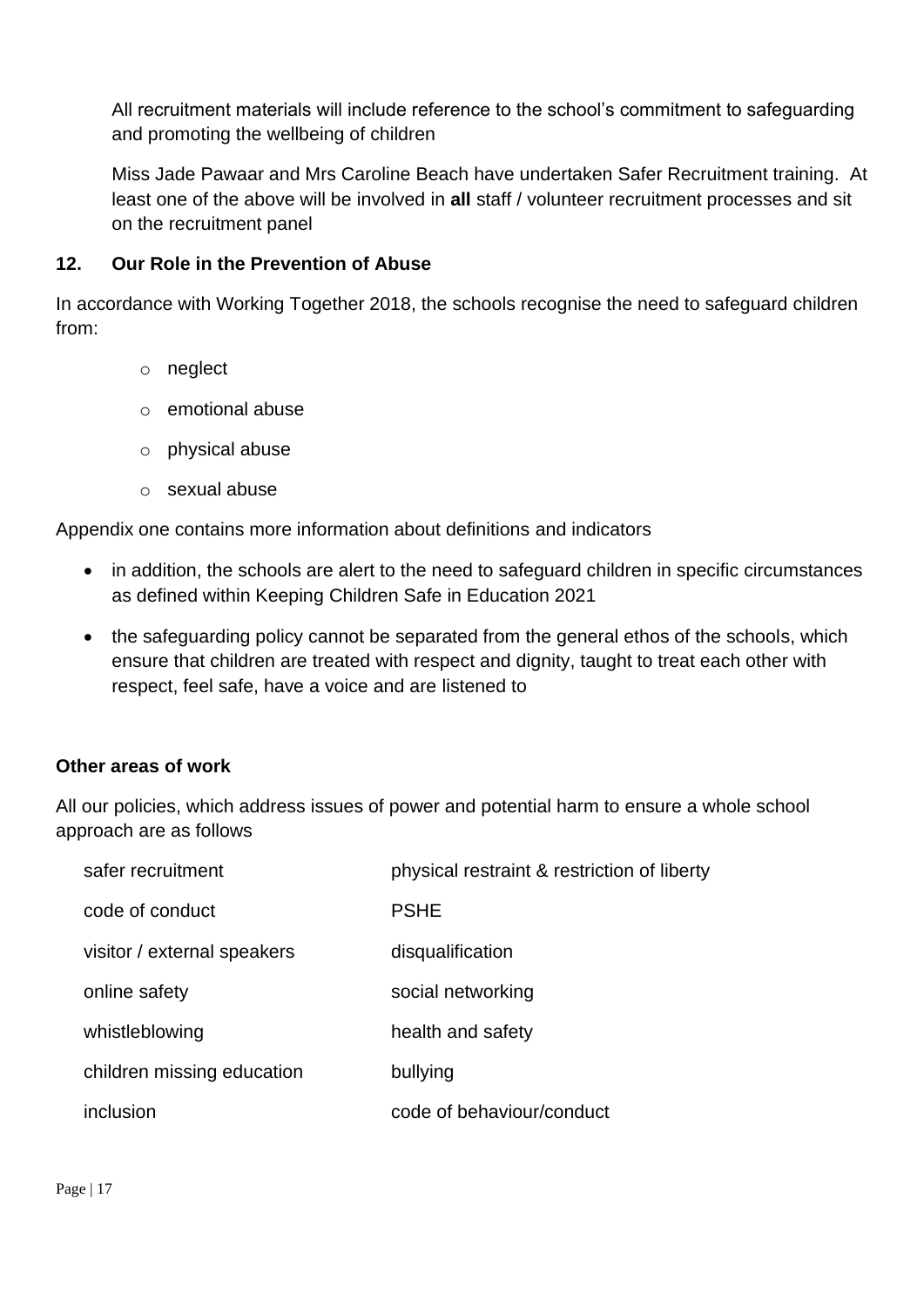All recruitment materials will include reference to the school's commitment to safeguarding and promoting the wellbeing of children

Miss Jade Pawaar and Mrs Caroline Beach have undertaken Safer Recruitment training. At least one of the above will be involved in **all** staff / volunteer recruitment processes and sit on the recruitment panel

## 12. Our Role in the Prevention of Abuse

In accordance with Working Together 2018, the schools recognise the need to safeguard children from:

- neglect
- emotional abuse
- physical abuse
- sexual abuse

Appendix one contains more information about definitions and indicators

- in addition, the schools are alert to the need to safeguard children in specific circumstances as defined within Keeping Children Safe in Education 2021
- the safeguarding policy cannot be separated from the general ethos of the schools, which ensure that children are treated with respect and dignity, taught to treat each other with respect, feel safe, have a voice and are listened to

**Other areas of work**

All our policies, which address issues of power and potential harm to ensure a whole school approach are as follows

| | |
|---|---|
| safer recruitment | physical restraint & restriction of liberty |
| code of conduct | PSHE |
| visitor / external speakers | disqualification |
| online safety | social networking |
| whistleblowing | health and safety |
| children missing education | bullying |
| inclusion | code of behaviour/conduct |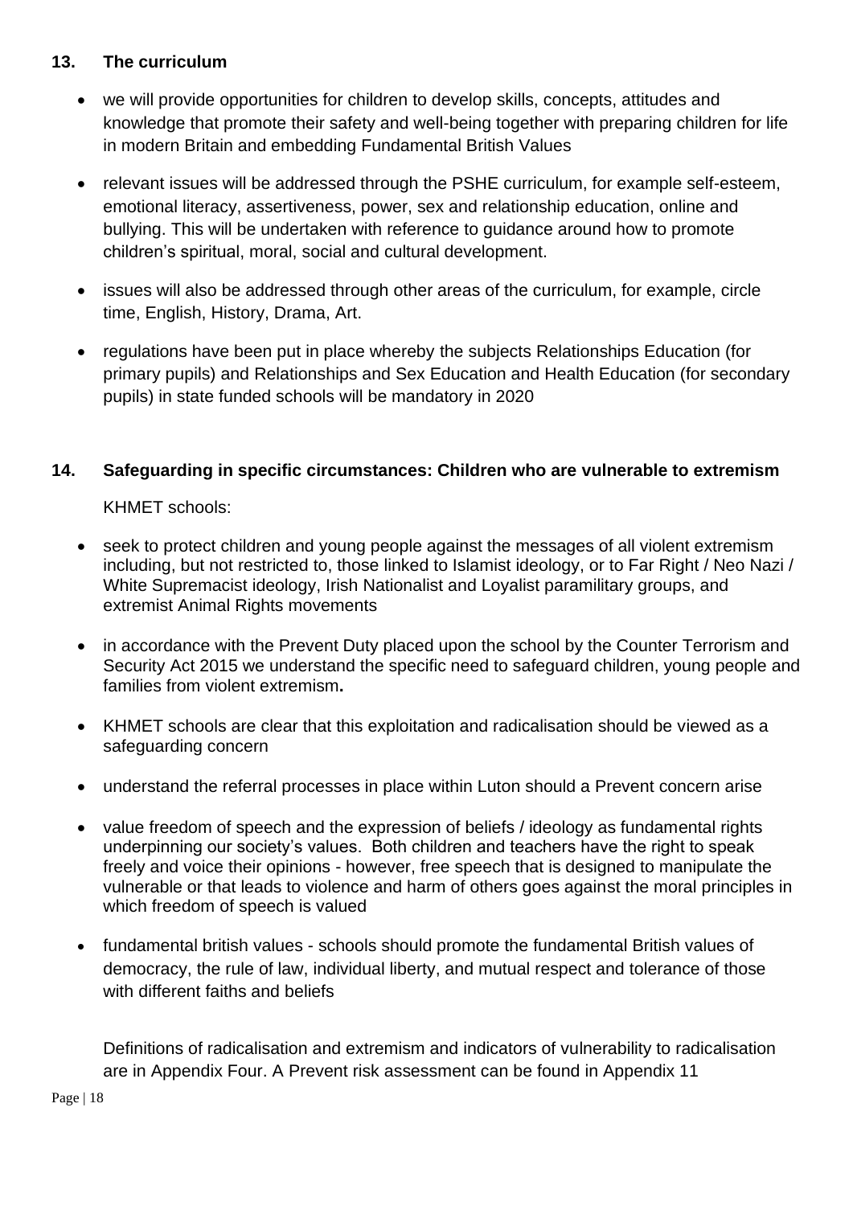## 13. The curriculum

- we will provide opportunities for children to develop skills, concepts, attitudes and knowledge that promote their safety and well-being together with preparing children for life in modern Britain and embedding Fundamental British Values
- relevant issues will be addressed through the PSHE curriculum, for example self-esteem, emotional literacy, assertiveness, power, sex and relationship education, online and bullying. This will be undertaken with reference to guidance around how to promote children's spiritual, moral, social and cultural development.
- issues will also be addressed through other areas of the curriculum, for example, circle time, English, History, Drama, Art.
- regulations have been put in place whereby the subjects Relationships Education (for primary pupils) and Relationships and Sex Education and Health Education (for secondary pupils) in state funded schools will be mandatory in 2020

## 14. Safeguarding in specific circumstances: Children who are vulnerable to extremism

KHMET schools:

- seek to protect children and young people against the messages of all violent extremism including, but not restricted to, those linked to Islamist ideology, or to Far Right / Neo Nazi / White Supremacist ideology, Irish Nationalist and Loyalist paramilitary groups, and extremist Animal Rights movements
- in accordance with the Prevent Duty placed upon the school by the Counter Terrorism and Security Act 2015 we understand the specific need to safeguard children, young people and families from violent extremism**.**
- KHMET schools are clear that this exploitation and radicalisation should be viewed as a safeguarding concern
- understand the referral processes in place within Luton should a Prevent concern arise
- value freedom of speech and the expression of beliefs / ideology as fundamental rights underpinning our society's values. Both children and teachers have the right to speak freely and voice their opinions - however, free speech that is designed to manipulate the vulnerable or that leads to violence and harm of others goes against the moral principles in which freedom of speech is valued
- fundamental british values - schools should promote the fundamental British values of democracy, the rule of law, individual liberty, and mutual respect and tolerance of those with different faiths and beliefs

Definitions of radicalisation and extremism and indicators of vulnerability to radicalisation are in Appendix Four. A Prevent risk assessment can be found in Appendix 11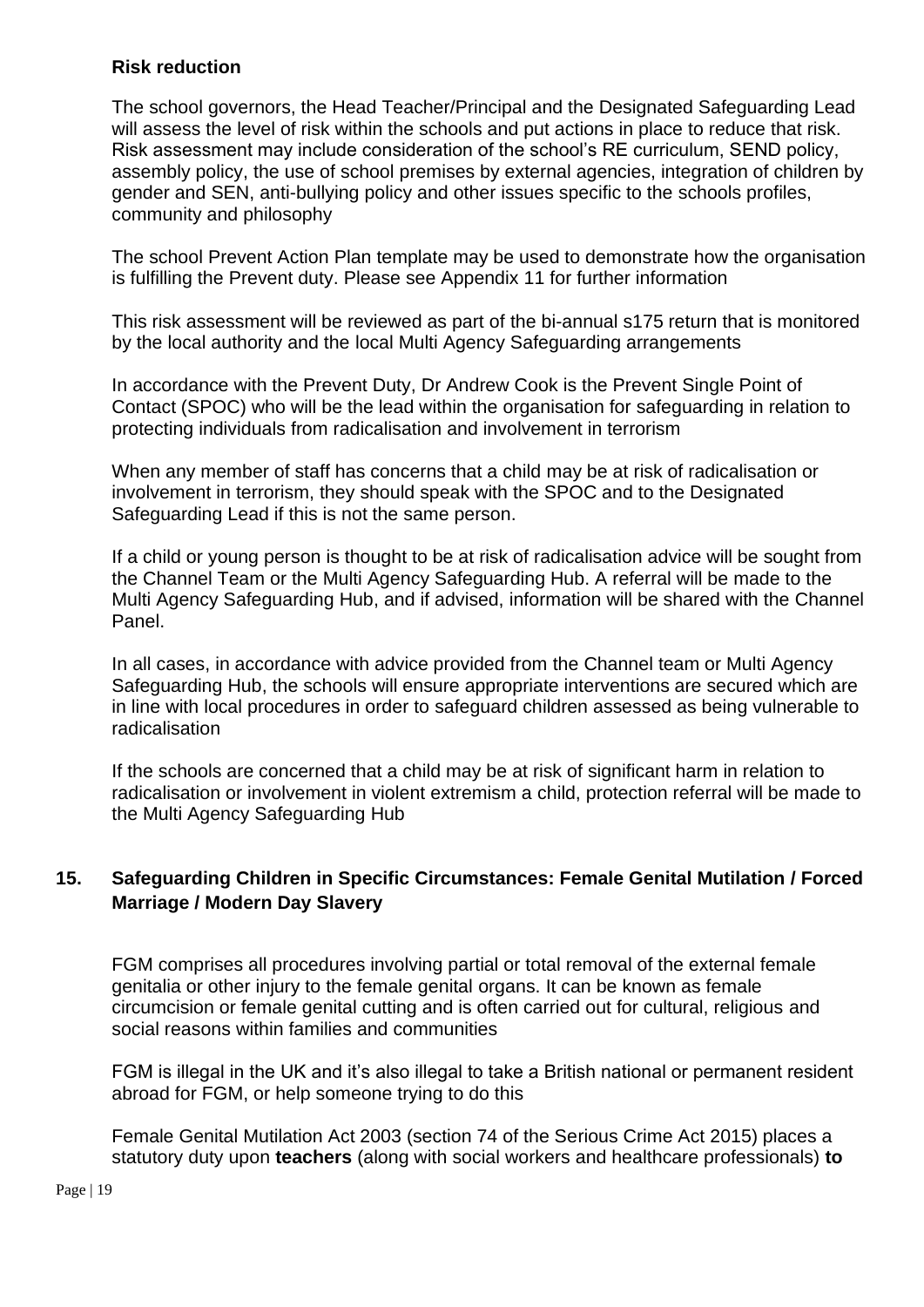### Risk reduction

The school governors, the Head Teacher/Principal and the Designated Safeguarding Lead will assess the level of risk within the schools and put actions in place to reduce that risk. Risk assessment may include consideration of the school's RE curriculum, SEND policy, assembly policy, the use of school premises by external agencies, integration of children by gender and SEN, anti-bullying policy and other issues specific to the schools profiles, community and philosophy

The school Prevent Action Plan template may be used to demonstrate how the organisation is fulfilling the Prevent duty. Please see Appendix 11 for further information

This risk assessment will be reviewed as part of the bi-annual s175 return that is monitored by the local authority and the local Multi Agency Safeguarding arrangements

In accordance with the Prevent Duty, Dr Andrew Cook is the Prevent Single Point of Contact (SPOC) who will be the lead within the organisation for safeguarding in relation to protecting individuals from radicalisation and involvement in terrorism

When any member of staff has concerns that a child may be at risk of radicalisation or involvement in terrorism, they should speak with the SPOC and to the Designated Safeguarding Lead if this is not the same person.

If a child or young person is thought to be at risk of radicalisation advice will be sought from the Channel Team or the Multi Agency Safeguarding Hub. A referral will be made to the Multi Agency Safeguarding Hub, and if advised, information will be shared with the Channel Panel.

In all cases, in accordance with advice provided from the Channel team or Multi Agency Safeguarding Hub, the schools will ensure appropriate interventions are secured which are in line with local procedures in order to safeguard children assessed as being vulnerable to radicalisation

If the schools are concerned that a child may be at risk of significant harm in relation to radicalisation or involvement in violent extremism a child, protection referral will be made to the Multi Agency Safeguarding Hub

## 15. Safeguarding Children in Specific Circumstances: Female Genital Mutilation / Forced Marriage / Modern Day Slavery

FGM comprises all procedures involving partial or total removal of the external female genitalia or other injury to the female genital organs. It can be known as female circumcision or female genital cutting and is often carried out for cultural, religious and social reasons within families and communities

FGM is illegal in the UK and it's also illegal to take a British national or permanent resident abroad for FGM, or help someone trying to do this

Female Genital Mutilation Act 2003 (section 74 of the Serious Crime Act 2015) places a statutory duty upon **teachers** (along with social workers and healthcare professionals) **to**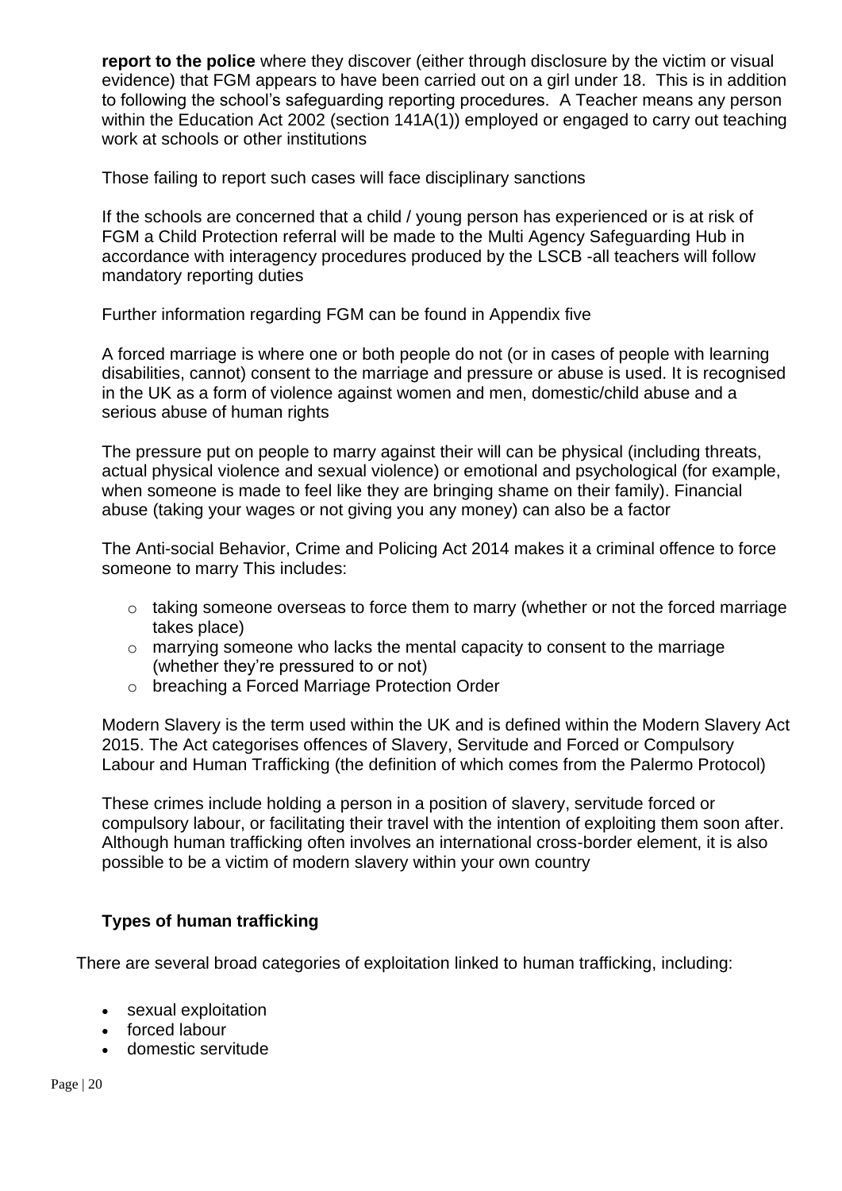**report to the police** where they discover (either through disclosure by the victim or visual evidence) that FGM appears to have been carried out on a girl under 18. This is in addition to following the school's safeguarding reporting procedures. A Teacher means any person within the Education Act 2002 (section 141A(1)) employed or engaged to carry out teaching work at schools or other institutions

Those failing to report such cases will face disciplinary sanctions

If the schools are concerned that a child / young person has experienced or is at risk of FGM a Child Protection referral will be made to the Multi Agency Safeguarding Hub in accordance with interagency procedures produced by the LSCB -all teachers will follow mandatory reporting duties

Further information regarding FGM can be found in Appendix five

A forced marriage is where one or both people do not (or in cases of people with learning disabilities, cannot) consent to the marriage and pressure or abuse is used. It is recognised in the UK as a form of violence against women and men, domestic/child abuse and a serious abuse of human rights

The pressure put on people to marry against their will can be physical (including threats, actual physical violence and sexual violence) or emotional and psychological (for example, when someone is made to feel like they are bringing shame on their family). Financial abuse (taking your wages or not giving you any money) can also be a factor

The Anti-social Behavior, Crime and Policing Act 2014 makes it a criminal offence to force someone to marry This includes:

- taking someone overseas to force them to marry (whether or not the forced marriage takes place)
- marrying someone who lacks the mental capacity to consent to the marriage (whether they're pressured to or not)
- breaching a Forced Marriage Protection Order

Modern Slavery is the term used within the UK and is defined within the Modern Slavery Act 2015. The Act categorises offences of Slavery, Servitude and Forced or Compulsory Labour and Human Trafficking (the definition of which comes from the Palermo Protocol)

These crimes include holding a person in a position of slavery, servitude forced or compulsory labour, or facilitating their travel with the intention of exploiting them soon after. Although human trafficking often involves an international cross-border element, it is also possible to be a victim of modern slavery within your own country

**Types of human trafficking**

There are several broad categories of exploitation linked to human trafficking, including:

- sexual exploitation
- forced labour
- domestic servitude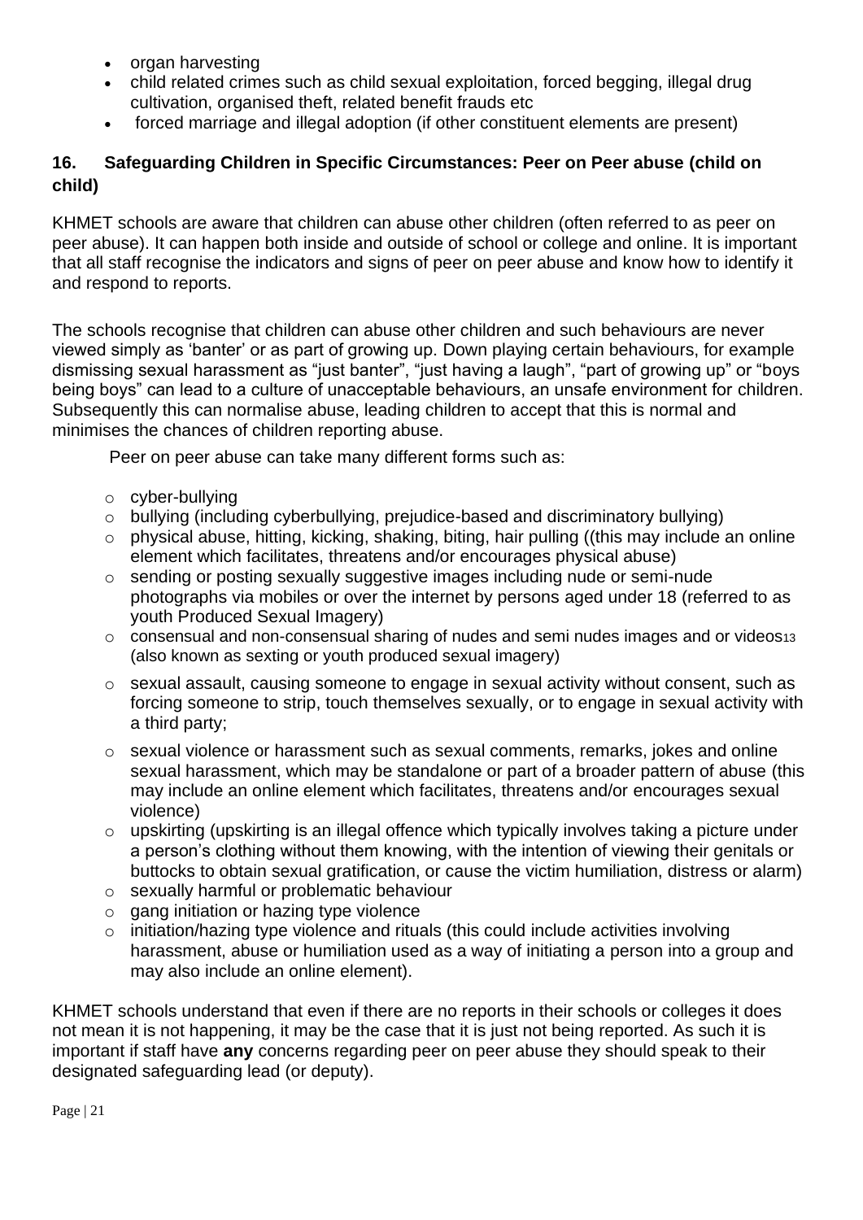- organ harvesting
- child related crimes such as child sexual exploitation, forced begging, illegal drug cultivation, organised theft, related benefit frauds etc
- forced marriage and illegal adoption (if other constituent elements are present)

## 16. Safeguarding Children in Specific Circumstances: Peer on Peer abuse (child on child)

KHMET schools are aware that children can abuse other children (often referred to as peer on peer abuse). It can happen both inside and outside of school or college and online. It is important that all staff recognise the indicators and signs of peer on peer abuse and know how to identify it and respond to reports.

The schools recognise that children can abuse other children and such behaviours are never viewed simply as 'banter' or as part of growing up. Down playing certain behaviours, for example dismissing sexual harassment as "just banter", "just having a laugh", "part of growing up" or "boys being boys" can lead to a culture of unacceptable behaviours, an unsafe environment for children. Subsequently this can normalise abuse, leading children to accept that this is normal and minimises the chances of children reporting abuse.

Peer on peer abuse can take many different forms such as:

- cyber-bullying
- bullying (including cyberbullying, prejudice-based and discriminatory bullying)
- physical abuse, hitting, kicking, shaking, biting, hair pulling ((this may include an online element which facilitates, threatens and/or encourages physical abuse)
- sending or posting sexually suggestive images including nude or semi-nude photographs via mobiles or over the internet by persons aged under 18 (referred to as youth Produced Sexual Imagery)
- consensual and non-consensual sharing of nudes and semi nudes images and or videos[13] (also known as sexting or youth produced sexual imagery)
- sexual assault, causing someone to engage in sexual activity without consent, such as forcing someone to strip, touch themselves sexually, or to engage in sexual activity with a third party;
- sexual violence or harassment such as sexual comments, remarks, jokes and online sexual harassment, which may be standalone or part of a broader pattern of abuse (this may include an online element which facilitates, threatens and/or encourages sexual violence)
- upskirting (upskirting is an illegal offence which typically involves taking a picture under a person's clothing without them knowing, with the intention of viewing their genitals or buttocks to obtain sexual gratification, or cause the victim humiliation, distress or alarm)
- sexually harmful or problematic behaviour
- gang initiation or hazing type violence
- initiation/hazing type violence and rituals (this could include activities involving harassment, abuse or humiliation used as a way of initiating a person into a group and may also include an online element).

KHMET schools understand that even if there are no reports in their schools or colleges it does not mean it is not happening, it may be the case that it is just not being reported. As such it is important if staff have **any** concerns regarding peer on peer abuse they should speak to their designated safeguarding lead (or deputy).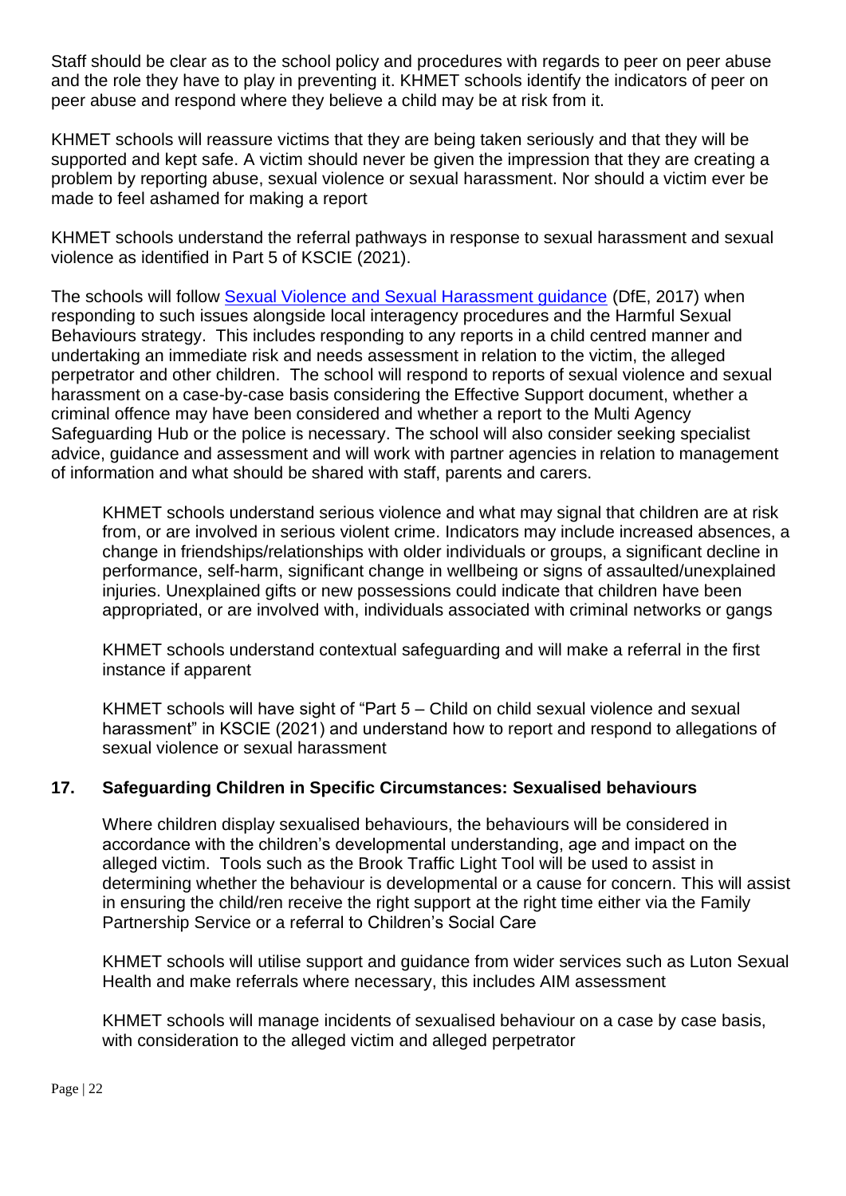Staff should be clear as to the school policy and procedures with regards to peer on peer abuse and the role they have to play in preventing it. KHMET schools identify the indicators of peer on peer abuse and respond where they believe a child may be at risk from it.

KHMET schools will reassure victims that they are being taken seriously and that they will be supported and kept safe. A victim should never be given the impression that they are creating a problem by reporting abuse, sexual violence or sexual harassment. Nor should a victim ever be made to feel ashamed for making a report

KHMET schools understand the referral pathways in response to sexual harassment and sexual violence as identified in Part 5 of KSCIE (2021).

The schools will follow Sexual Violence and Sexual Harassment guidance (DfE, 2017) when responding to such issues alongside local interagency procedures and the Harmful Sexual Behaviours strategy. This includes responding to any reports in a child centred manner and undertaking an immediate risk and needs assessment in relation to the victim, the alleged perpetrator and other children. The school will respond to reports of sexual violence and sexual harassment on a case-by-case basis considering the Effective Support document, whether a criminal offence may have been considered and whether a report to the Multi Agency Safeguarding Hub or the police is necessary. The school will also consider seeking specialist advice, guidance and assessment and will work with partner agencies in relation to management of information and what should be shared with staff, parents and carers.

KHMET schools understand serious violence and what may signal that children are at risk from, or are involved in serious violent crime. Indicators may include increased absences, a change in friendships/relationships with older individuals or groups, a significant decline in performance, self-harm, significant change in wellbeing or signs of assaulted/unexplained injuries. Unexplained gifts or new possessions could indicate that children have been appropriated, or are involved with, individuals associated with criminal networks or gangs

KHMET schools understand contextual safeguarding and will make a referral in the first instance if apparent

KHMET schools will have sight of "Part 5 – Child on child sexual violence and sexual harassment" in KSCIE (2021) and understand how to report and respond to allegations of sexual violence or sexual harassment

## 17. Safeguarding Children in Specific Circumstances: Sexualised behaviours

Where children display sexualised behaviours, the behaviours will be considered in accordance with the children's developmental understanding, age and impact on the alleged victim. Tools such as the Brook Traffic Light Tool will be used to assist in determining whether the behaviour is developmental or a cause for concern. This will assist in ensuring the child/ren receive the right support at the right time either via the Family Partnership Service or a referral to Children's Social Care

KHMET schools will utilise support and guidance from wider services such as Luton Sexual Health and make referrals where necessary, this includes AIM assessment

KHMET schools will manage incidents of sexualised behaviour on a case by case basis, with consideration to the alleged victim and alleged perpetrator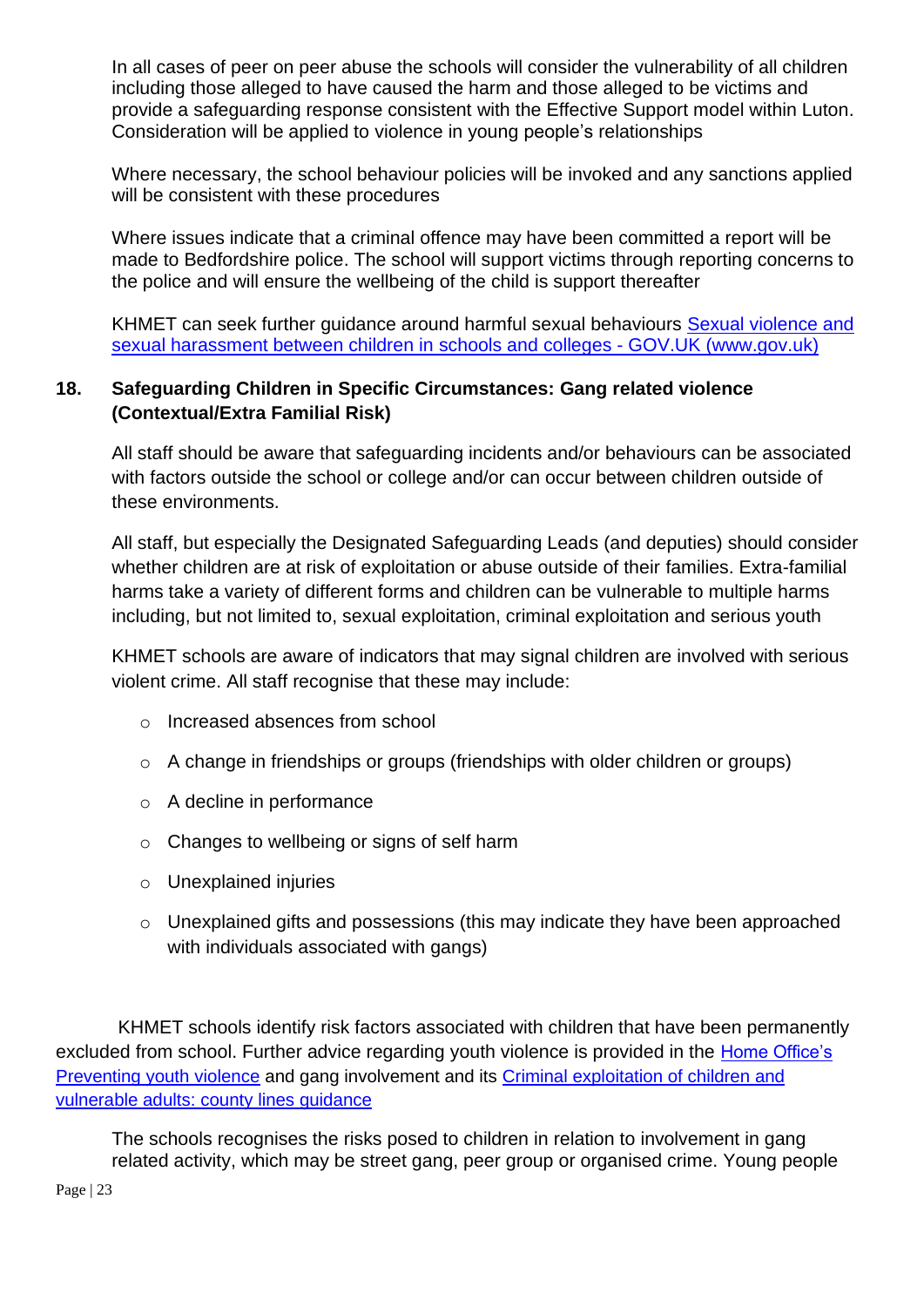In all cases of peer on peer abuse the schools will consider the vulnerability of all children including those alleged to have caused the harm and those alleged to be victims and provide a safeguarding response consistent with the Effective Support model within Luton. Consideration will be applied to violence in young people's relationships

Where necessary, the school behaviour policies will be invoked and any sanctions applied will be consistent with these procedures

Where issues indicate that a criminal offence may have been committed a report will be made to Bedfordshire police. The school will support victims through reporting concerns to the police and will ensure the wellbeing of the child is support thereafter

KHMET can seek further guidance around harmful sexual behaviours [Sexual violence and sexual harassment between children in schools and colleges - GOV.UK (www.gov.uk)]

## 18. Safeguarding Children in Specific Circumstances: Gang related violence (Contextual/Extra Familial Risk)

All staff should be aware that safeguarding incidents and/or behaviours can be associated with factors outside the school or college and/or can occur between children outside of these environments.

All staff, but especially the Designated Safeguarding Leads (and deputies) should consider whether children are at risk of exploitation or abuse outside of their families. Extra-familial harms take a variety of different forms and children can be vulnerable to multiple harms including, but not limited to, sexual exploitation, criminal exploitation and serious youth

KHMET schools are aware of indicators that may signal children are involved with serious violent crime. All staff recognise that these may include:

- Increased absences from school
- A change in friendships or groups (friendships with older children or groups)
- A decline in performance
- Changes to wellbeing or signs of self harm
- Unexplained injuries
- Unexplained gifts and possessions (this may indicate they have been approached with individuals associated with gangs)

KHMET schools identify risk factors associated with children that have been permanently excluded from school. Further advice regarding youth violence is provided in the Home Office's Preventing youth violence and gang involvement and its Criminal exploitation of children and vulnerable adults: county lines guidance

The schools recognises the risks posed to children in relation to involvement in gang related activity, which may be street gang, peer group or organised crime. Young people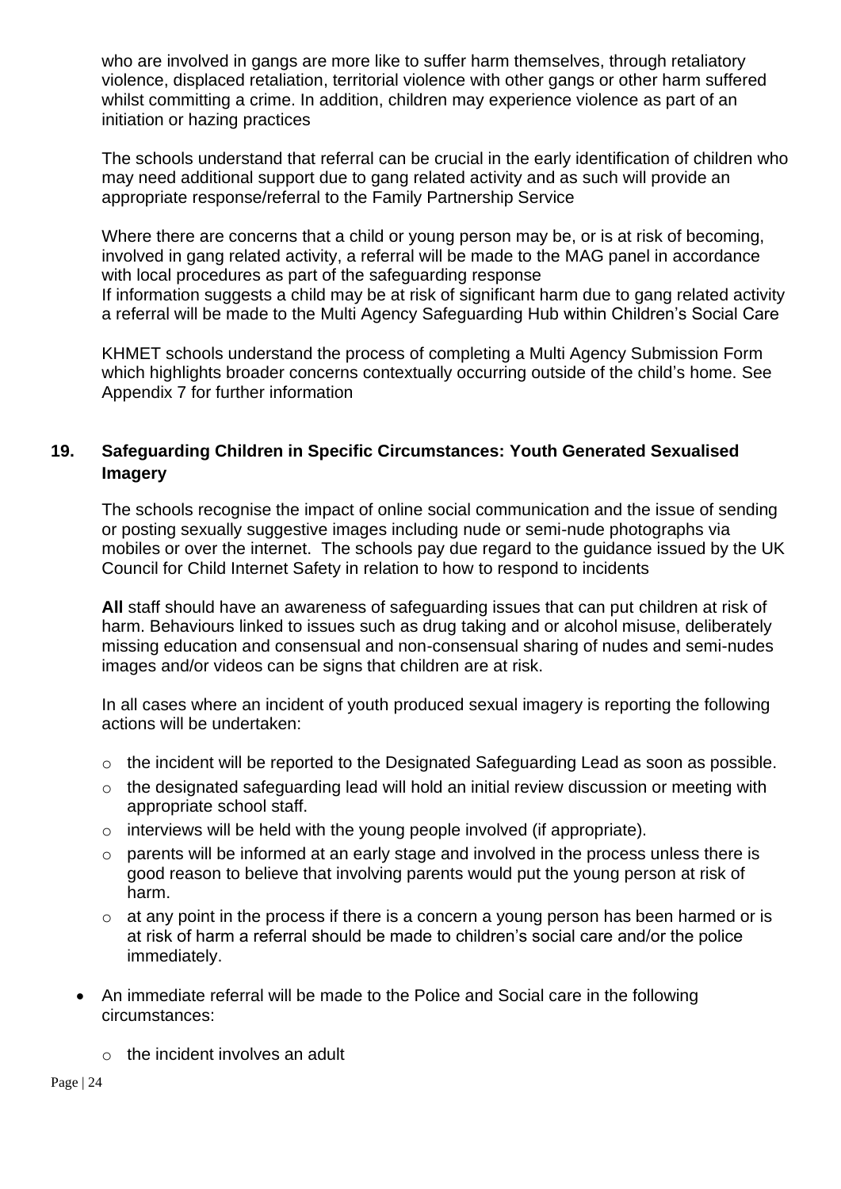who are involved in gangs are more like to suffer harm themselves, through retaliatory violence, displaced retaliation, territorial violence with other gangs or other harm suffered whilst committing a crime. In addition, children may experience violence as part of an initiation or hazing practices

The schools understand that referral can be crucial in the early identification of children who may need additional support due to gang related activity and as such will provide an appropriate response/referral to the Family Partnership Service

Where there are concerns that a child or young person may be, or is at risk of becoming, involved in gang related activity, a referral will be made to the MAG panel in accordance with local procedures as part of the safeguarding response
If information suggests a child may be at risk of significant harm due to gang related activity a referral will be made to the Multi Agency Safeguarding Hub within Children's Social Care

KHMET schools understand the process of completing a Multi Agency Submission Form which highlights broader concerns contextually occurring outside of the child's home. See Appendix 7 for further information

## 19. Safeguarding Children in Specific Circumstances: Youth Generated Sexualised Imagery

The schools recognise the impact of online social communication and the issue of sending or posting sexually suggestive images including nude or semi-nude photographs via mobiles or over the internet. The schools pay due regard to the guidance issued by the UK Council for Child Internet Safety in relation to how to respond to incidents

**All** staff should have an awareness of safeguarding issues that can put children at risk of harm. Behaviours linked to issues such as drug taking and or alcohol misuse, deliberately missing education and consensual and non-consensual sharing of nudes and semi-nudes images and/or videos can be signs that children are at risk.

In all cases where an incident of youth produced sexual imagery is reporting the following actions will be undertaken:

- the incident will be reported to the Designated Safeguarding Lead as soon as possible.
- the designated safeguarding lead will hold an initial review discussion or meeting with appropriate school staff.
- interviews will be held with the young people involved (if appropriate).
- parents will be informed at an early stage and involved in the process unless there is good reason to believe that involving parents would put the young person at risk of harm.
- at any point in the process if there is a concern a young person has been harmed or is at risk of harm a referral should be made to children's social care and/or the police immediately.

- An immediate referral will be made to the Police and Social care in the following circumstances:
  - the incident involves an adult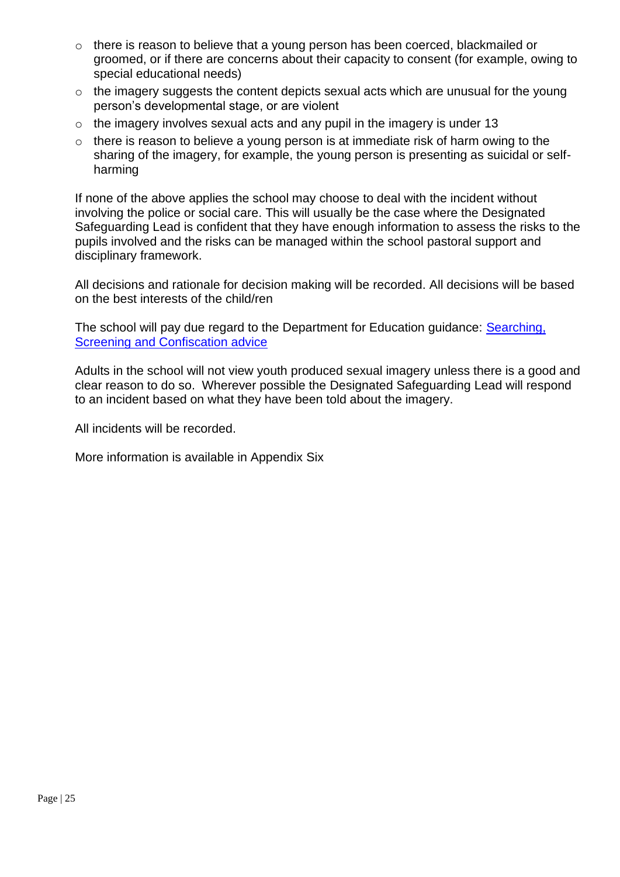- there is reason to believe that a young person has been coerced, blackmailed or groomed, or if there are concerns about their capacity to consent (for example, owing to special educational needs)
- the imagery suggests the content depicts sexual acts which are unusual for the young person's developmental stage, or are violent
- the imagery involves sexual acts and any pupil in the imagery is under 13
- there is reason to believe a young person is at immediate risk of harm owing to the sharing of the imagery, for example, the young person is presenting as suicidal or self-harming

If none of the above applies the school may choose to deal with the incident without involving the police or social care. This will usually be the case where the Designated Safeguarding Lead is confident that they have enough information to assess the risks to the pupils involved and the risks can be managed within the school pastoral support and disciplinary framework.

All decisions and rationale for decision making will be recorded. All decisions will be based on the best interests of the child/ren

The school will pay due regard to the Department for Education guidance: [Searching, Screening and Confiscation advice]

Adults in the school will not view youth produced sexual imagery unless there is a good and clear reason to do so. Wherever possible the Designated Safeguarding Lead will respond to an incident based on what they have been told about the imagery.

All incidents will be recorded.

More information is available in Appendix Six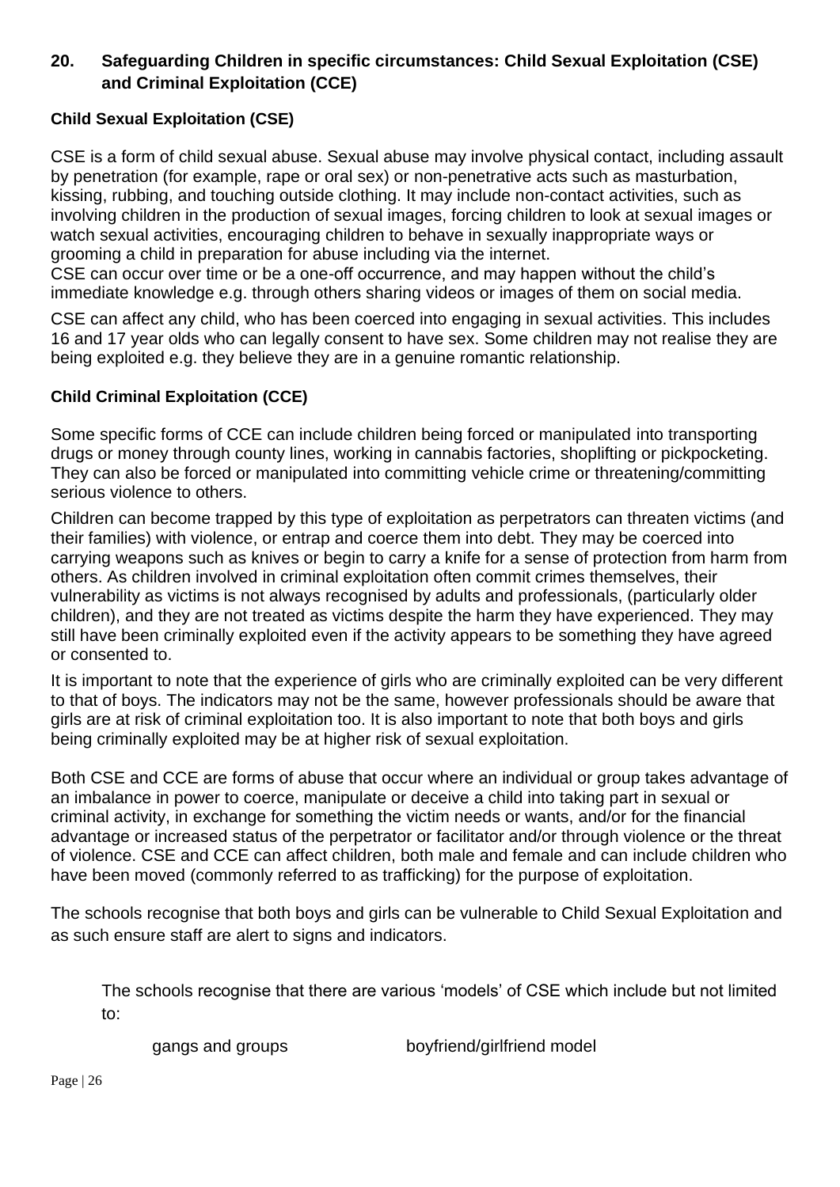## 20. Safeguarding Children in specific circumstances: Child Sexual Exploitation (CSE) and Criminal Exploitation (CCE)

### Child Sexual Exploitation (CSE)

CSE is a form of child sexual abuse. Sexual abuse may involve physical contact, including assault by penetration (for example, rape or oral sex) or non-penetrative acts such as masturbation, kissing, rubbing, and touching outside clothing. It may include non-contact activities, such as involving children in the production of sexual images, forcing children to look at sexual images or watch sexual activities, encouraging children to behave in sexually inappropriate ways or grooming a child in preparation for abuse including via the internet.
CSE can occur over time or be a one-off occurrence, and may happen without the child's immediate knowledge e.g. through others sharing videos or images of them on social media.

CSE can affect any child, who has been coerced into engaging in sexual activities. This includes 16 and 17 year olds who can legally consent to have sex. Some children may not realise they are being exploited e.g. they believe they are in a genuine romantic relationship.

### Child Criminal Exploitation (CCE)

Some specific forms of CCE can include children being forced or manipulated into transporting drugs or money through county lines, working in cannabis factories, shoplifting or pickpocketing. They can also be forced or manipulated into committing vehicle crime or threatening/committing serious violence to others.

Children can become trapped by this type of exploitation as perpetrators can threaten victims (and their families) with violence, or entrap and coerce them into debt. They may be coerced into carrying weapons such as knives or begin to carry a knife for a sense of protection from harm from others. As children involved in criminal exploitation often commit crimes themselves, their vulnerability as victims is not always recognised by adults and professionals, (particularly older children), and they are not treated as victims despite the harm they have experienced. They may still have been criminally exploited even if the activity appears to be something they have agreed or consented to.

It is important to note that the experience of girls who are criminally exploited can be very different to that of boys. The indicators may not be the same, however professionals should be aware that girls are at risk of criminal exploitation too. It is also important to note that both boys and girls being criminally exploited may be at higher risk of sexual exploitation.

Both CSE and CCE are forms of abuse that occur where an individual or group takes advantage of an imbalance in power to coerce, manipulate or deceive a child into taking part in sexual or criminal activity, in exchange for something the victim needs or wants, and/or for the financial advantage or increased status of the perpetrator or facilitator and/or through violence or the threat of violence. CSE and CCE can affect children, both male and female and can include children who have been moved (commonly referred to as trafficking) for the purpose of exploitation.

The schools recognise that both boys and girls can be vulnerable to Child Sexual Exploitation and as such ensure staff are alert to signs and indicators.

The schools recognise that there are various 'models' of CSE which include but not limited to:

- gangs and groups
- boyfriend/girlfriend model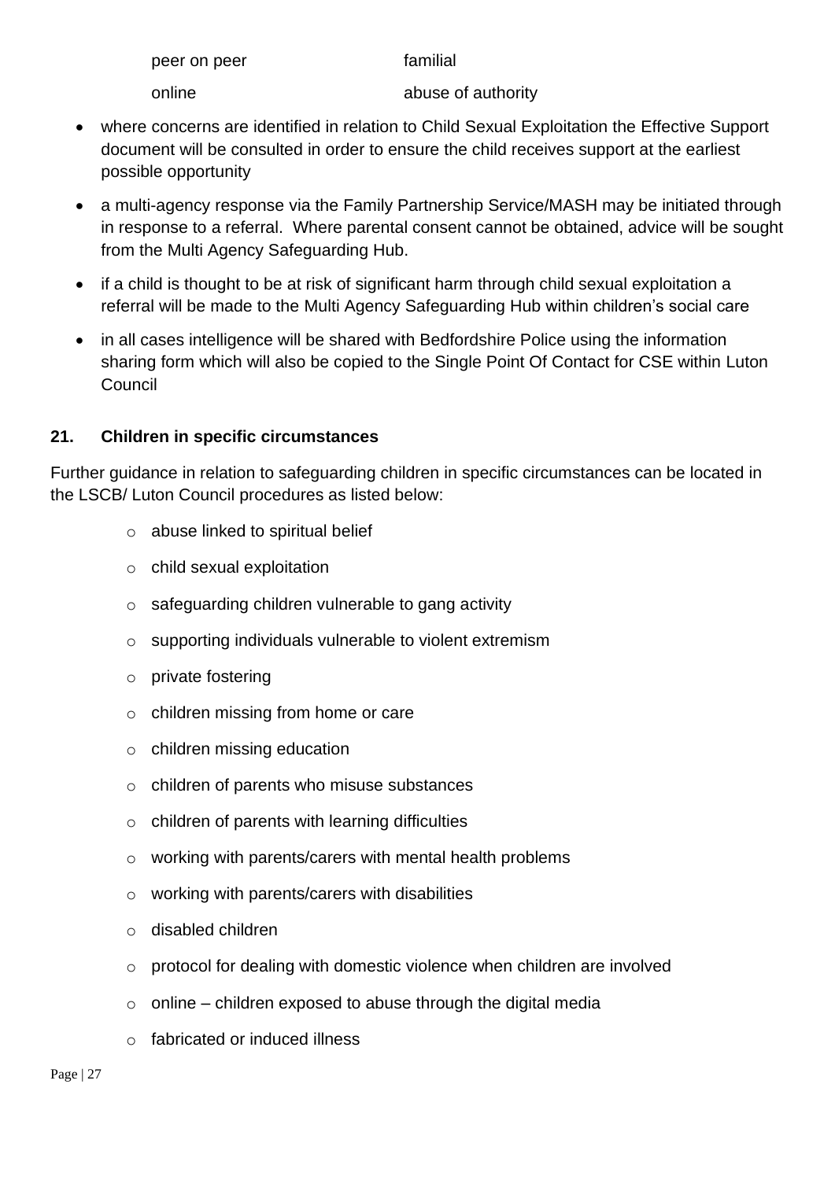peer on peer familial

online abuse of authority

- where concerns are identified in relation to Child Sexual Exploitation the Effective Support document will be consulted in order to ensure the child receives support at the earliest possible opportunity
- a multi-agency response via the Family Partnership Service/MASH may be initiated through in response to a referral. Where parental consent cannot be obtained, advice will be sought from the Multi Agency Safeguarding Hub.
- if a child is thought to be at risk of significant harm through child sexual exploitation a referral will be made to the Multi Agency Safeguarding Hub within children's social care
- in all cases intelligence will be shared with Bedfordshire Police using the information sharing form which will also be copied to the Single Point Of Contact for CSE within Luton Council

## 21. Children in specific circumstances

Further guidance in relation to safeguarding children in specific circumstances can be located in the LSCB/ Luton Council procedures as listed below:

- abuse linked to spiritual belief
- child sexual exploitation
- safeguarding children vulnerable to gang activity
- supporting individuals vulnerable to violent extremism
- private fostering
- children missing from home or care
- children missing education
- children of parents who misuse substances
- children of parents with learning difficulties
- working with parents/carers with mental health problems
- working with parents/carers with disabilities
- disabled children
- protocol for dealing with domestic violence when children are involved
- online – children exposed to abuse through the digital media
- fabricated or induced illness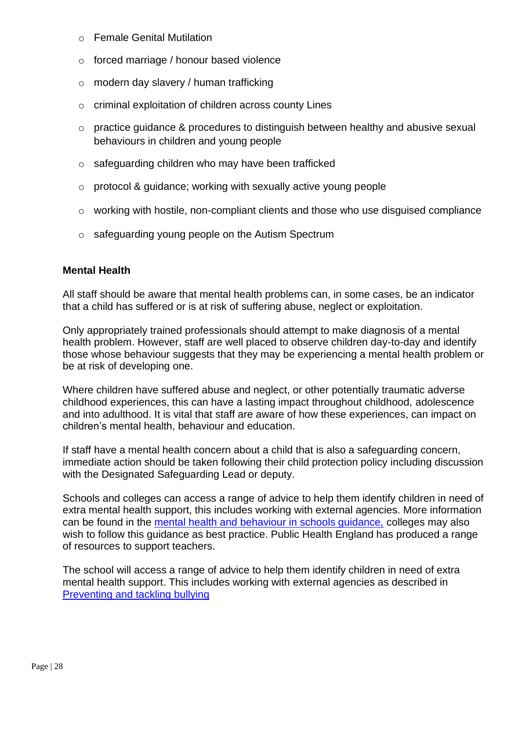- Female Genital Mutilation
- forced marriage / honour based violence
- modern day slavery / human trafficking
- criminal exploitation of children across county Lines
- practice guidance & procedures to distinguish between healthy and abusive sexual behaviours in children and young people
- safeguarding children who may have been trafficked
- protocol & guidance; working with sexually active young people
- working with hostile, non-compliant clients and those who use disguised compliance
- safeguarding young people on the Autism Spectrum

**Mental Health**

All staff should be aware that mental health problems can, in some cases, be an indicator that a child has suffered or is at risk of suffering abuse, neglect or exploitation.

Only appropriately trained professionals should attempt to make diagnosis of a mental health problem. However, staff are well placed to observe children day-to-day and identify those whose behaviour suggests that they may be experiencing a mental health problem or be at risk of developing one.

Where children have suffered abuse and neglect, or other potentially traumatic adverse childhood experiences, this can have a lasting impact throughout childhood, adolescence and into adulthood. It is vital that staff are aware of how these experiences, can impact on children's mental health, behaviour and education.

If staff have a mental health concern about a child that is also a safeguarding concern, immediate action should be taken following their child protection policy including discussion with the Designated Safeguarding Lead or deputy.

Schools and colleges can access a range of advice to help them identify children in need of extra mental health support, this includes working with external agencies. More information can be found in the mental health and behaviour in schools guidance, colleges may also wish to follow this guidance as best practice. Public Health England has produced a range of resources to support teachers.

The school will access a range of advice to help them identify children in need of extra mental health support. This includes working with external agencies as described in Preventing and tackling bullying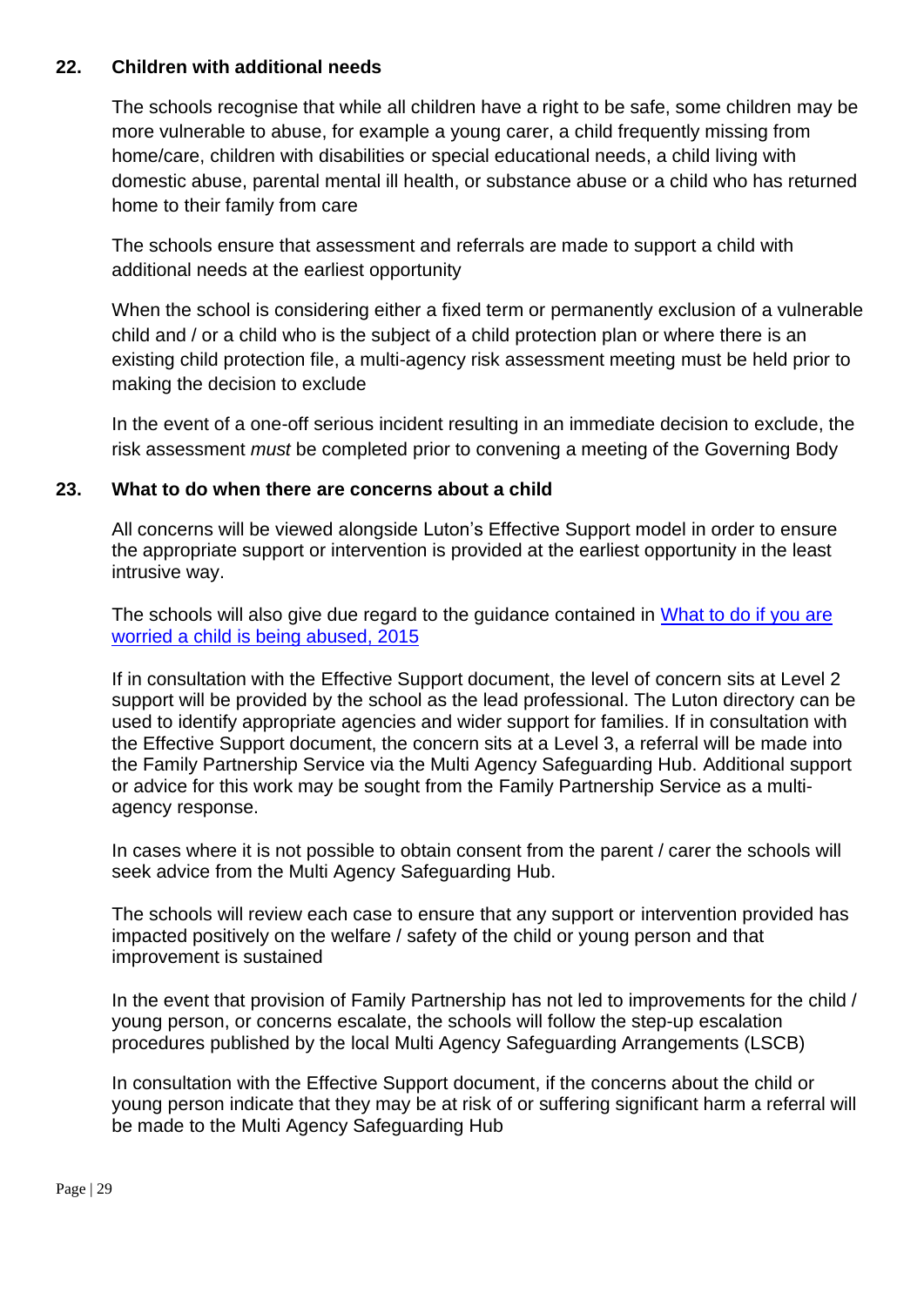## 22. Children with additional needs

The schools recognise that while all children have a right to be safe, some children may be more vulnerable to abuse, for example a young carer, a child frequently missing from home/care, children with disabilities or special educational needs, a child living with domestic abuse, parental mental ill health, or substance abuse or a child who has returned home to their family from care

The schools ensure that assessment and referrals are made to support a child with additional needs at the earliest opportunity

When the school is considering either a fixed term or permanently exclusion of a vulnerable child and / or a child who is the subject of a child protection plan or where there is an existing child protection file, a multi-agency risk assessment meeting must be held prior to making the decision to exclude

In the event of a one-off serious incident resulting in an immediate decision to exclude, the risk assessment *must* be completed prior to convening a meeting of the Governing Body

## 23. What to do when there are concerns about a child

All concerns will be viewed alongside Luton's Effective Support model in order to ensure the appropriate support or intervention is provided at the earliest opportunity in the least intrusive way.

The schools will also give due regard to the guidance contained in [What to do if you are worried a child is being abused, 2015]

If in consultation with the Effective Support document, the level of concern sits at Level 2 support will be provided by the school as the lead professional. The Luton directory can be used to identify appropriate agencies and wider support for families. If in consultation with the Effective Support document, the concern sits at a Level 3, a referral will be made into the Family Partnership Service via the Multi Agency Safeguarding Hub. Additional support or advice for this work may be sought from the Family Partnership Service as a multi-agency response.

In cases where it is not possible to obtain consent from the parent / carer the schools will seek advice from the Multi Agency Safeguarding Hub.

The schools will review each case to ensure that any support or intervention provided has impacted positively on the welfare / safety of the child or young person and that improvement is sustained

In the event that provision of Family Partnership has not led to improvements for the child / young person, or concerns escalate, the schools will follow the step-up escalation procedures published by the local Multi Agency Safeguarding Arrangements (LSCB)

In consultation with the Effective Support document, if the concerns about the child or young person indicate that they may be at risk of or suffering significant harm a referral will be made to the Multi Agency Safeguarding Hub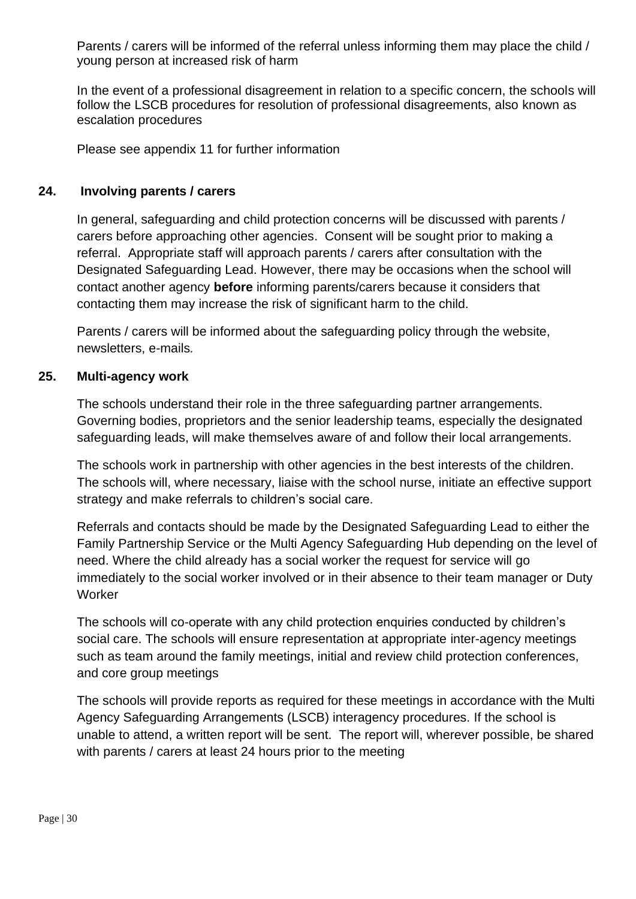Parents / carers will be informed of the referral unless informing them may place the child / young person at increased risk of harm

In the event of a professional disagreement in relation to a specific concern, the schools will follow the LSCB procedures for resolution of professional disagreements, also known as escalation procedures

Please see appendix 11 for further information

## 24. Involving parents / carers

In general, safeguarding and child protection concerns will be discussed with parents / carers before approaching other agencies. Consent will be sought prior to making a referral. Appropriate staff will approach parents / carers after consultation with the Designated Safeguarding Lead. However, there may be occasions when the school will contact another agency **before** informing parents/carers because it considers that contacting them may increase the risk of significant harm to the child.

Parents / carers will be informed about the safeguarding policy through the website, newsletters, e-mails.

## 25. Multi-agency work

The schools understand their role in the three safeguarding partner arrangements. Governing bodies, proprietors and the senior leadership teams, especially the designated safeguarding leads, will make themselves aware of and follow their local arrangements.

The schools work in partnership with other agencies in the best interests of the children. The schools will, where necessary, liaise with the school nurse, initiate an effective support strategy and make referrals to children's social care.

Referrals and contacts should be made by the Designated Safeguarding Lead to either the Family Partnership Service or the Multi Agency Safeguarding Hub depending on the level of need. Where the child already has a social worker the request for service will go immediately to the social worker involved or in their absence to their team manager or Duty Worker

The schools will co-operate with any child protection enquiries conducted by children's social care. The schools will ensure representation at appropriate inter-agency meetings such as team around the family meetings, initial and review child protection conferences, and core group meetings

The schools will provide reports as required for these meetings in accordance with the Multi Agency Safeguarding Arrangements (LSCB) interagency procedures. If the school is unable to attend, a written report will be sent. The report will, wherever possible, be shared with parents / carers at least 24 hours prior to the meeting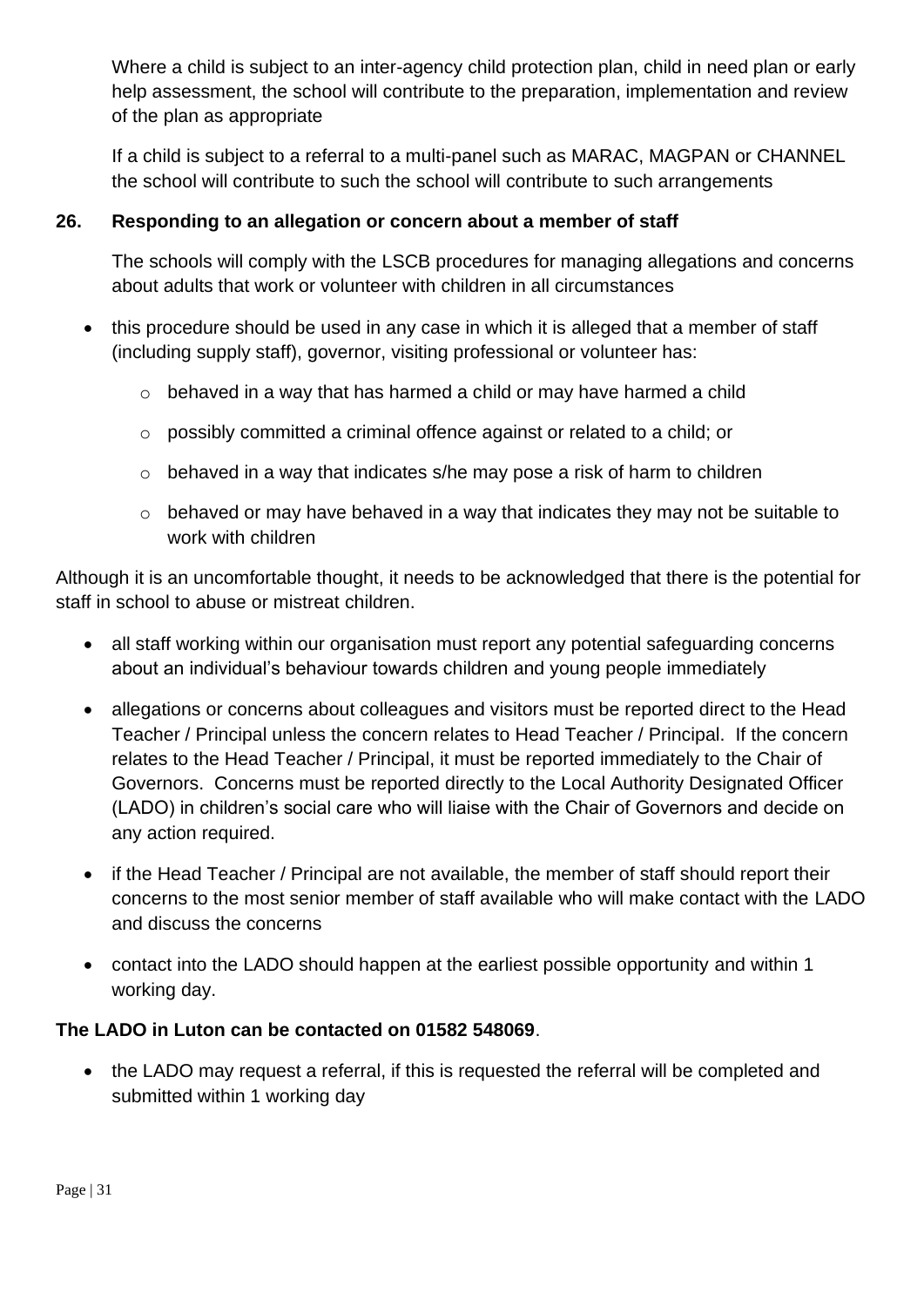Where a child is subject to an inter-agency child protection plan, child in need plan or early help assessment, the school will contribute to the preparation, implementation and review of the plan as appropriate

If a child is subject to a referral to a multi-panel such as MARAC, MAGPAN or CHANNEL the school will contribute to such the school will contribute to such arrangements

## 26. Responding to an allegation or concern about a member of staff

The schools will comply with the LSCB procedures for managing allegations and concerns about adults that work or volunteer with children in all circumstances

- this procedure should be used in any case in which it is alleged that a member of staff (including supply staff), governor, visiting professional or volunteer has:
  - behaved in a way that has harmed a child or may have harmed a child
  - possibly committed a criminal offence against or related to a child; or
  - behaved in a way that indicates s/he may pose a risk of harm to children
  - behaved or may have behaved in a way that indicates they may not be suitable to work with children

Although it is an uncomfortable thought, it needs to be acknowledged that there is the potential for staff in school to abuse or mistreat children.

- all staff working within our organisation must report any potential safeguarding concerns about an individual's behaviour towards children and young people immediately
- allegations or concerns about colleagues and visitors must be reported direct to the Head Teacher / Principal unless the concern relates to Head Teacher / Principal. If the concern relates to the Head Teacher / Principal, it must be reported immediately to the Chair of Governors. Concerns must be reported directly to the Local Authority Designated Officer (LADO) in children's social care who will liaise with the Chair of Governors and decide on any action required.
- if the Head Teacher / Principal are not available, the member of staff should report their concerns to the most senior member of staff available who will make contact with the LADO and discuss the concerns
- contact into the LADO should happen at the earliest possible opportunity and within 1 working day.

**The LADO in Luton can be contacted on 01582 548069**.

- the LADO may request a referral, if this is requested the referral will be completed and submitted within 1 working day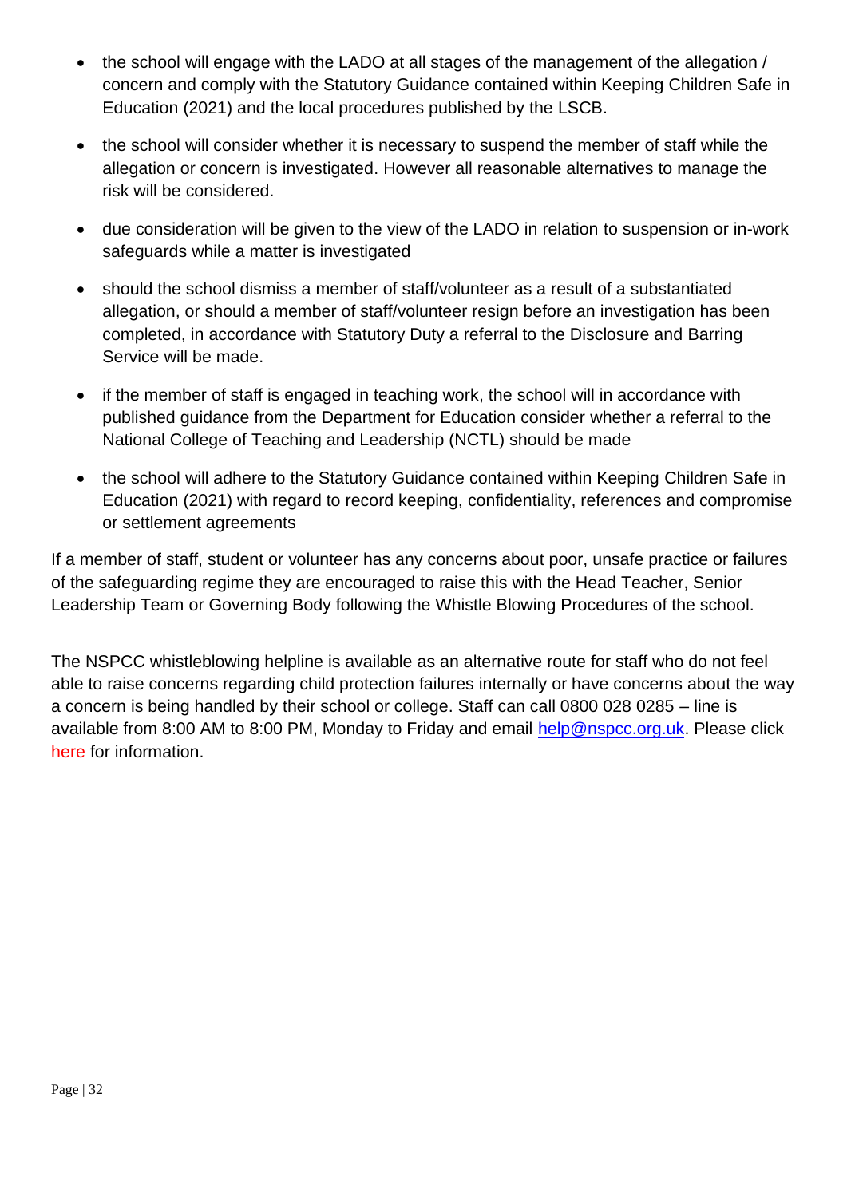- the school will engage with the LADO at all stages of the management of the allegation / concern and comply with the Statutory Guidance contained within Keeping Children Safe in Education (2021) and the local procedures published by the LSCB.
- the school will consider whether it is necessary to suspend the member of staff while the allegation or concern is investigated. However all reasonable alternatives to manage the risk will be considered.
- due consideration will be given to the view of the LADO in relation to suspension or in-work safeguards while a matter is investigated
- should the school dismiss a member of staff/volunteer as a result of a substantiated allegation, or should a member of staff/volunteer resign before an investigation has been completed, in accordance with Statutory Duty a referral to the Disclosure and Barring Service will be made.
- if the member of staff is engaged in teaching work, the school will in accordance with published guidance from the Department for Education consider whether a referral to the National College of Teaching and Leadership (NCTL) should be made
- the school will adhere to the Statutory Guidance contained within Keeping Children Safe in Education (2021) with regard to record keeping, confidentiality, references and compromise or settlement agreements

If a member of staff, student or volunteer has any concerns about poor, unsafe practice or failures of the safeguarding regime they are encouraged to raise this with the Head Teacher, Senior Leadership Team or Governing Body following the Whistle Blowing Procedures of the school.

The NSPCC whistleblowing helpline is available as an alternative route for staff who do not feel able to raise concerns regarding child protection failures internally or have concerns about the way a concern is being handled by their school or college. Staff can call 0800 028 0285 – line is available from 8:00 AM to 8:00 PM, Monday to Friday and email help@nspcc.org.uk. Please click here for information.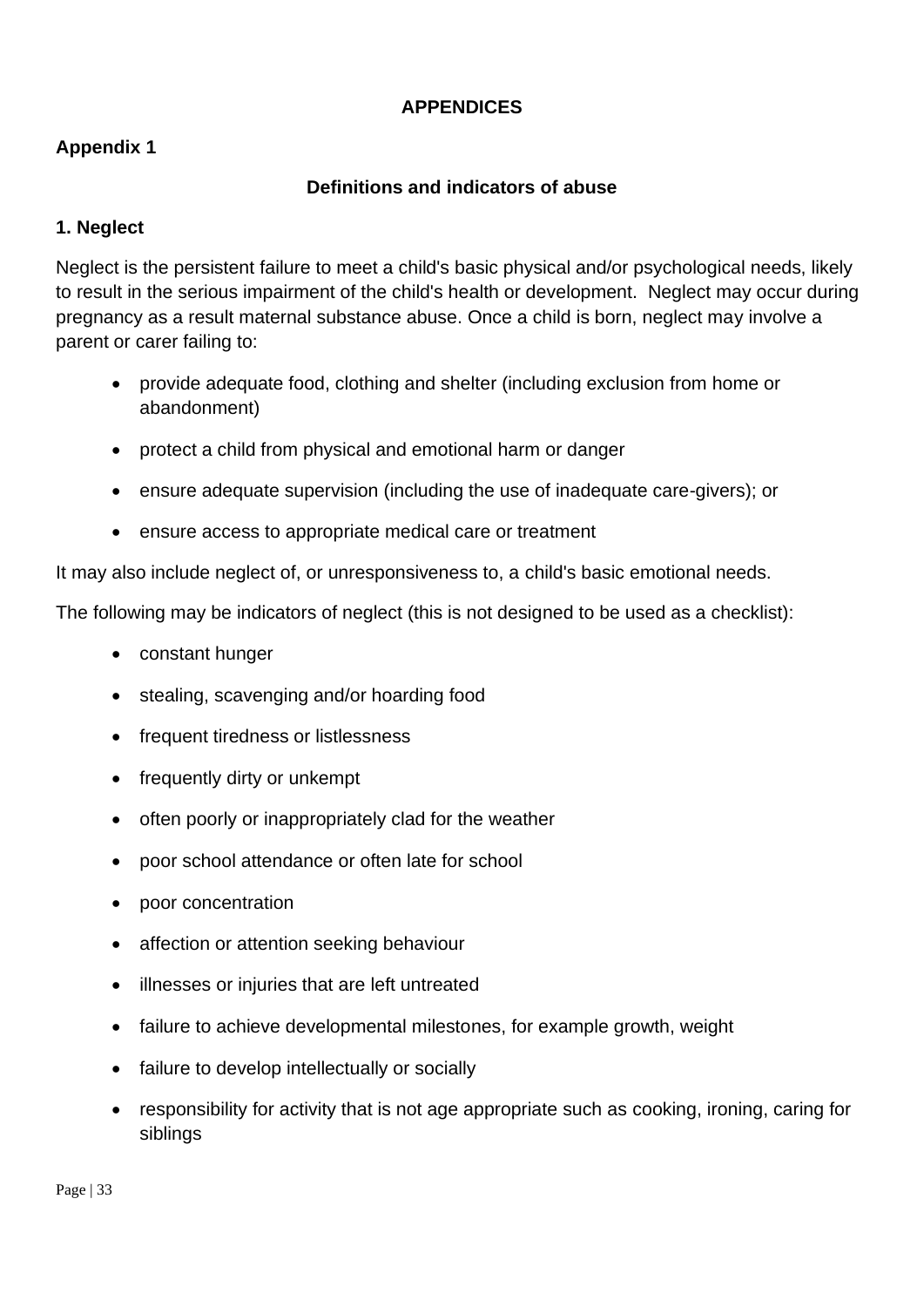# APPENDICES

## Appendix 1

### Definitions and indicators of abuse

**1. Neglect**

Neglect is the persistent failure to meet a child's basic physical and/or psychological needs, likely to result in the serious impairment of the child's health or development. Neglect may occur during pregnancy as a result maternal substance abuse. Once a child is born, neglect may involve a parent or carer failing to:

- provide adequate food, clothing and shelter (including exclusion from home or abandonment)
- protect a child from physical and emotional harm or danger
- ensure adequate supervision (including the use of inadequate care-givers); or
- ensure access to appropriate medical care or treatment

It may also include neglect of, or unresponsiveness to, a child's basic emotional needs.

The following may be indicators of neglect (this is not designed to be used as a checklist):

- constant hunger
- stealing, scavenging and/or hoarding food
- frequent tiredness or listlessness
- frequently dirty or unkempt
- often poorly or inappropriately clad for the weather
- poor school attendance or often late for school
- poor concentration
- affection or attention seeking behaviour
- illnesses or injuries that are left untreated
- failure to achieve developmental milestones, for example growth, weight
- failure to develop intellectually or socially
- responsibility for activity that is not age appropriate such as cooking, ironing, caring for siblings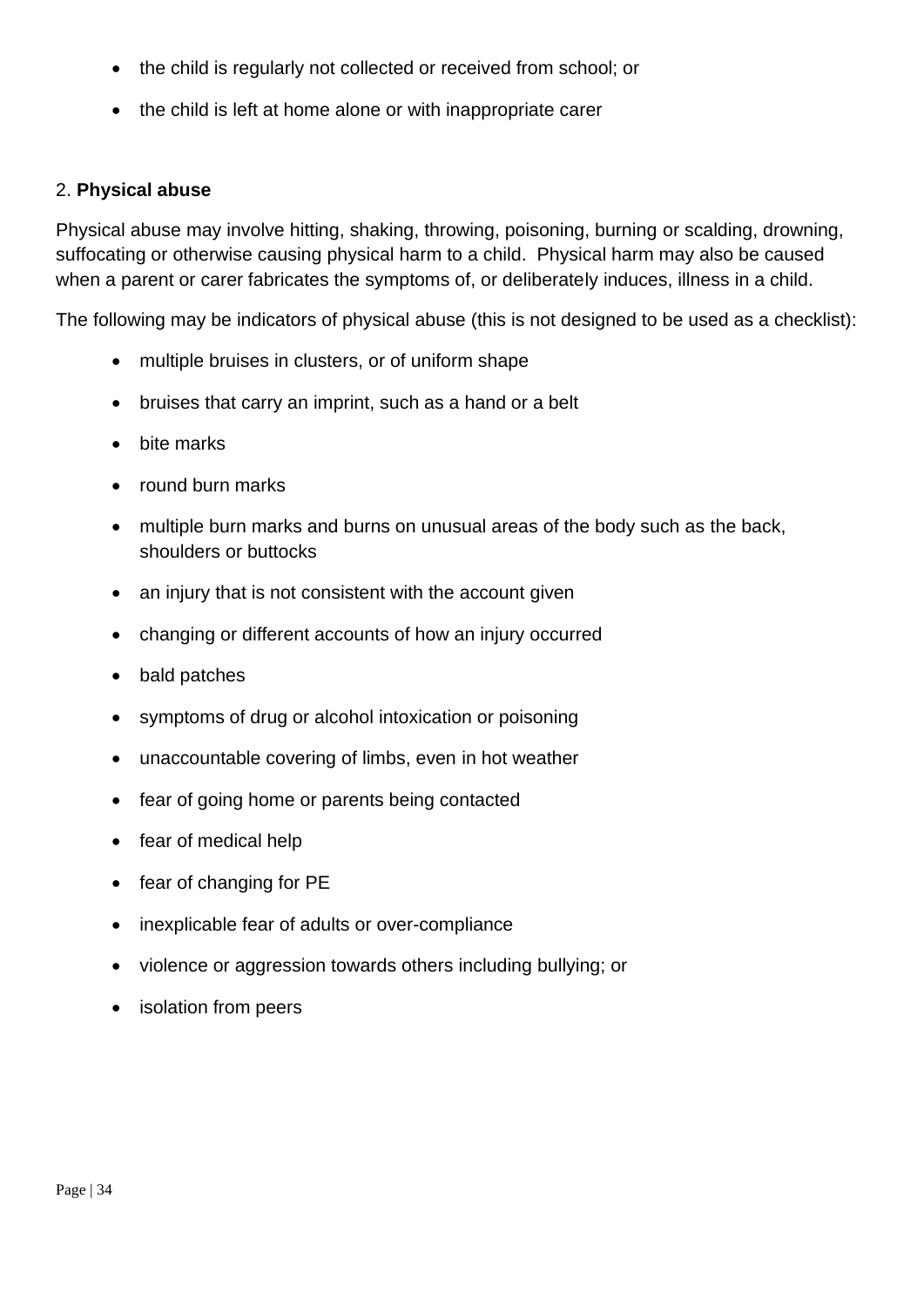- the child is regularly not collected or received from school; or
- the child is left at home alone or with inappropriate carer

2. **Physical abuse**

Physical abuse may involve hitting, shaking, throwing, poisoning, burning or scalding, drowning, suffocating or otherwise causing physical harm to a child. Physical harm may also be caused when a parent or carer fabricates the symptoms of, or deliberately induces, illness in a child.

The following may be indicators of physical abuse (this is not designed to be used as a checklist):

- multiple bruises in clusters, or of uniform shape
- bruises that carry an imprint, such as a hand or a belt
- bite marks
- round burn marks
- multiple burn marks and burns on unusual areas of the body such as the back, shoulders or buttocks
- an injury that is not consistent with the account given
- changing or different accounts of how an injury occurred
- bald patches
- symptoms of drug or alcohol intoxication or poisoning
- unaccountable covering of limbs, even in hot weather
- fear of going home or parents being contacted
- fear of medical help
- fear of changing for PE
- inexplicable fear of adults or over-compliance
- violence or aggression towards others including bullying; or
- isolation from peers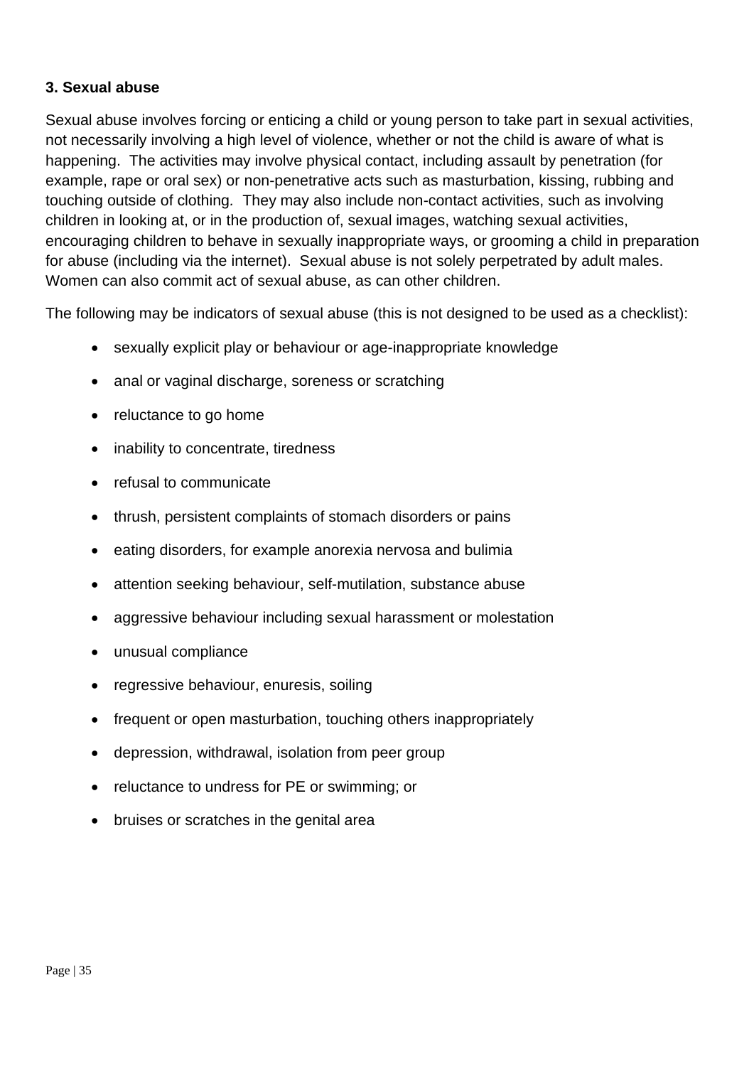**3. Sexual abuse**

Sexual abuse involves forcing or enticing a child or young person to take part in sexual activities, not necessarily involving a high level of violence, whether or not the child is aware of what is happening. The activities may involve physical contact, including assault by penetration (for example, rape or oral sex) or non-penetrative acts such as masturbation, kissing, rubbing and touching outside of clothing. They may also include non-contact activities, such as involving children in looking at, or in the production of, sexual images, watching sexual activities, encouraging children to behave in sexually inappropriate ways, or grooming a child in preparation for abuse (including via the internet). Sexual abuse is not solely perpetrated by adult males. Women can also commit act of sexual abuse, as can other children.

The following may be indicators of sexual abuse (this is not designed to be used as a checklist):

- sexually explicit play or behaviour or age-inappropriate knowledge
- anal or vaginal discharge, soreness or scratching
- reluctance to go home
- inability to concentrate, tiredness
- refusal to communicate
- thrush, persistent complaints of stomach disorders or pains
- eating disorders, for example anorexia nervosa and bulimia
- attention seeking behaviour, self-mutilation, substance abuse
- aggressive behaviour including sexual harassment or molestation
- unusual compliance
- regressive behaviour, enuresis, soiling
- frequent or open masturbation, touching others inappropriately
- depression, withdrawal, isolation from peer group
- reluctance to undress for PE or swimming; or
- bruises or scratches in the genital area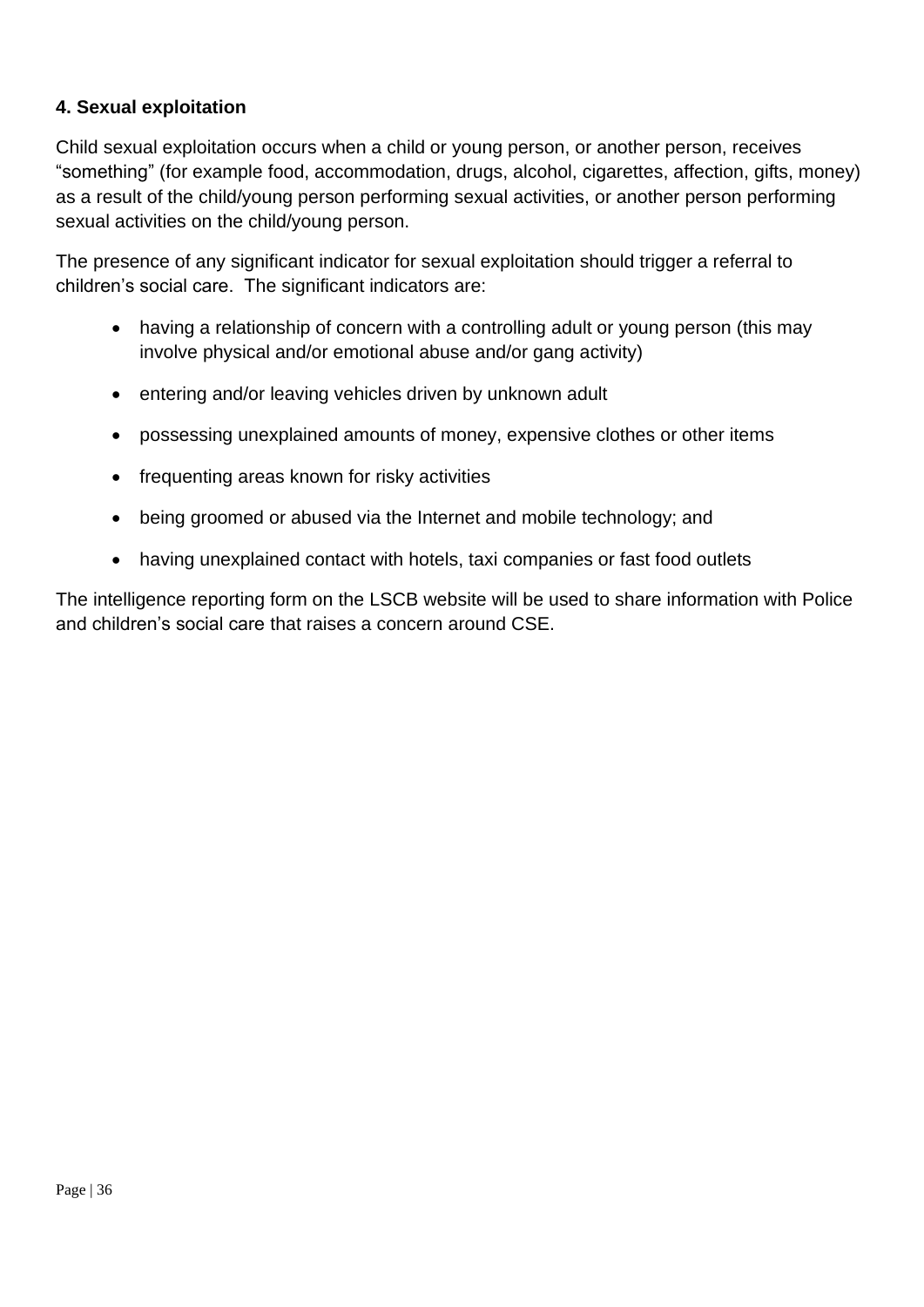**4. Sexual exploitation**

Child sexual exploitation occurs when a child or young person, or another person, receives “something” (for example food, accommodation, drugs, alcohol, cigarettes, affection, gifts, money) as a result of the child/young person performing sexual activities, or another person performing sexual activities on the child/young person.

The presence of any significant indicator for sexual exploitation should trigger a referral to children’s social care. The significant indicators are:

- having a relationship of concern with a controlling adult or young person (this may involve physical and/or emotional abuse and/or gang activity)
- entering and/or leaving vehicles driven by unknown adult
- possessing unexplained amounts of money, expensive clothes or other items
- frequenting areas known for risky activities
- being groomed or abused via the Internet and mobile technology; and
- having unexplained contact with hotels, taxi companies or fast food outlets

The intelligence reporting form on the LSCB website will be used to share information with Police and children’s social care that raises a concern around CSE.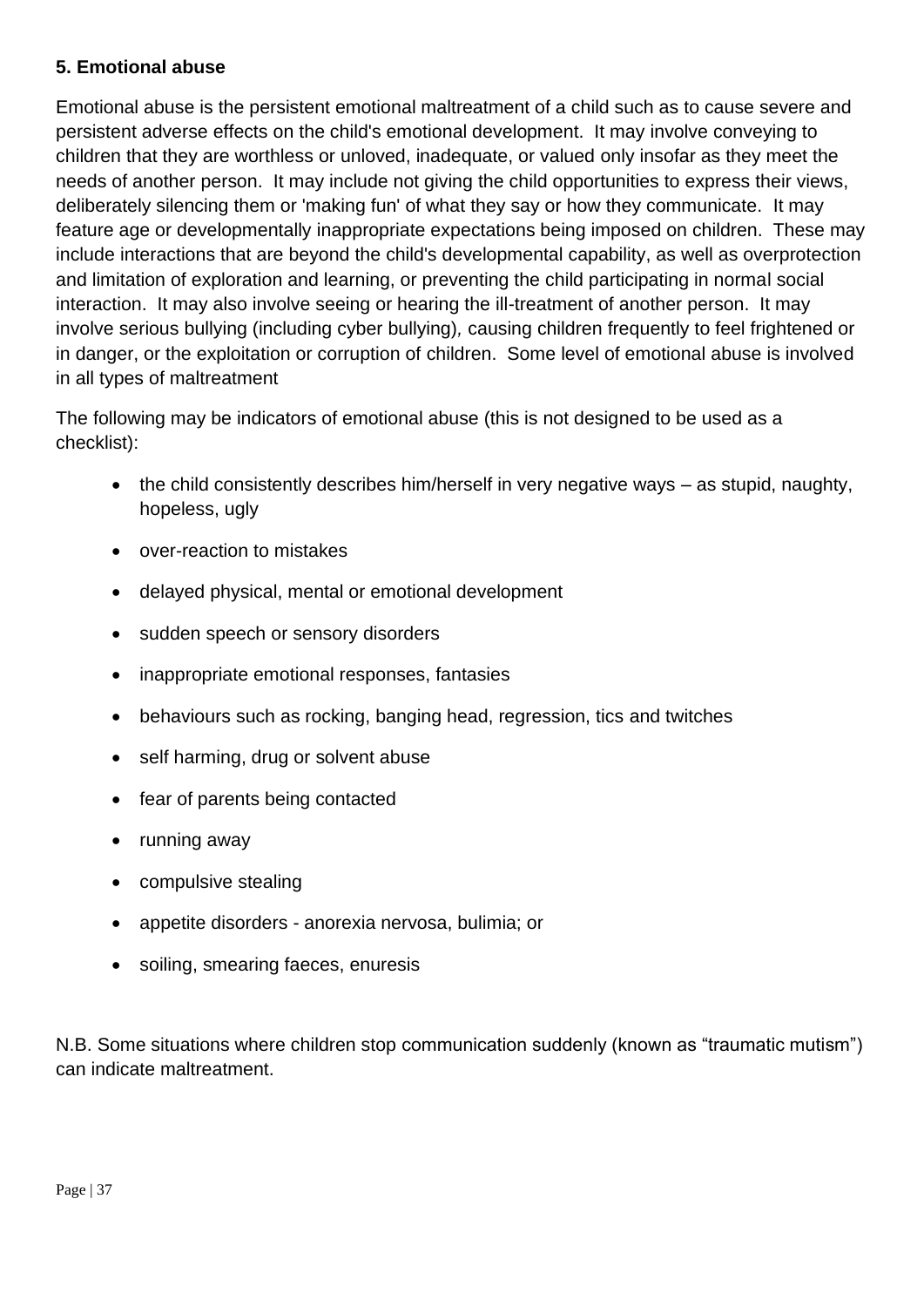### 5. Emotional abuse

Emotional abuse is the persistent emotional maltreatment of a child such as to cause severe and persistent adverse effects on the child's emotional development. It may involve conveying to children that they are worthless or unloved, inadequate, or valued only insofar as they meet the needs of another person. It may include not giving the child opportunities to express their views, deliberately silencing them or 'making fun' of what they say or how they communicate. It may feature age or developmentally inappropriate expectations being imposed on children. These may include interactions that are beyond the child's developmental capability, as well as overprotection and limitation of exploration and learning, or preventing the child participating in normal social interaction. It may also involve seeing or hearing the ill-treatment of another person. It may involve serious bullying (including cyber bullying), causing children frequently to feel frightened or in danger, or the exploitation or corruption of children. Some level of emotional abuse is involved in all types of maltreatment

The following may be indicators of emotional abuse (this is not designed to be used as a checklist):

- the child consistently describes him/herself in very negative ways – as stupid, naughty, hopeless, ugly
- over-reaction to mistakes
- delayed physical, mental or emotional development
- sudden speech or sensory disorders
- inappropriate emotional responses, fantasies
- behaviours such as rocking, banging head, regression, tics and twitches
- self harming, drug or solvent abuse
- fear of parents being contacted
- running away
- compulsive stealing
- appetite disorders - anorexia nervosa, bulimia; or
- soiling, smearing faeces, enuresis

N.B. Some situations where children stop communication suddenly (known as "traumatic mutism") can indicate maltreatment.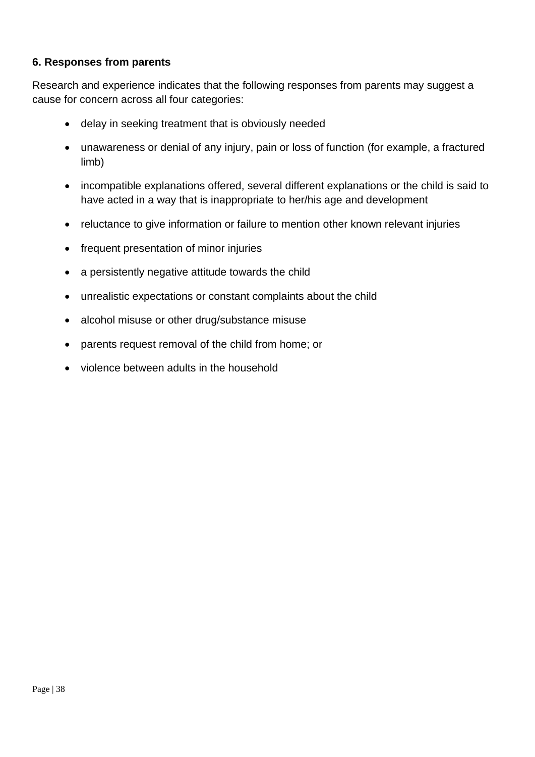**6. Responses from parents**

Research and experience indicates that the following responses from parents may suggest a cause for concern across all four categories:

- delay in seeking treatment that is obviously needed
- unawareness or denial of any injury, pain or loss of function (for example, a fractured limb)
- incompatible explanations offered, several different explanations or the child is said to have acted in a way that is inappropriate to her/his age and development
- reluctance to give information or failure to mention other known relevant injuries
- frequent presentation of minor injuries
- a persistently negative attitude towards the child
- unrealistic expectations or constant complaints about the child
- alcohol misuse or other drug/substance misuse
- parents request removal of the child from home; or
- violence between adults in the household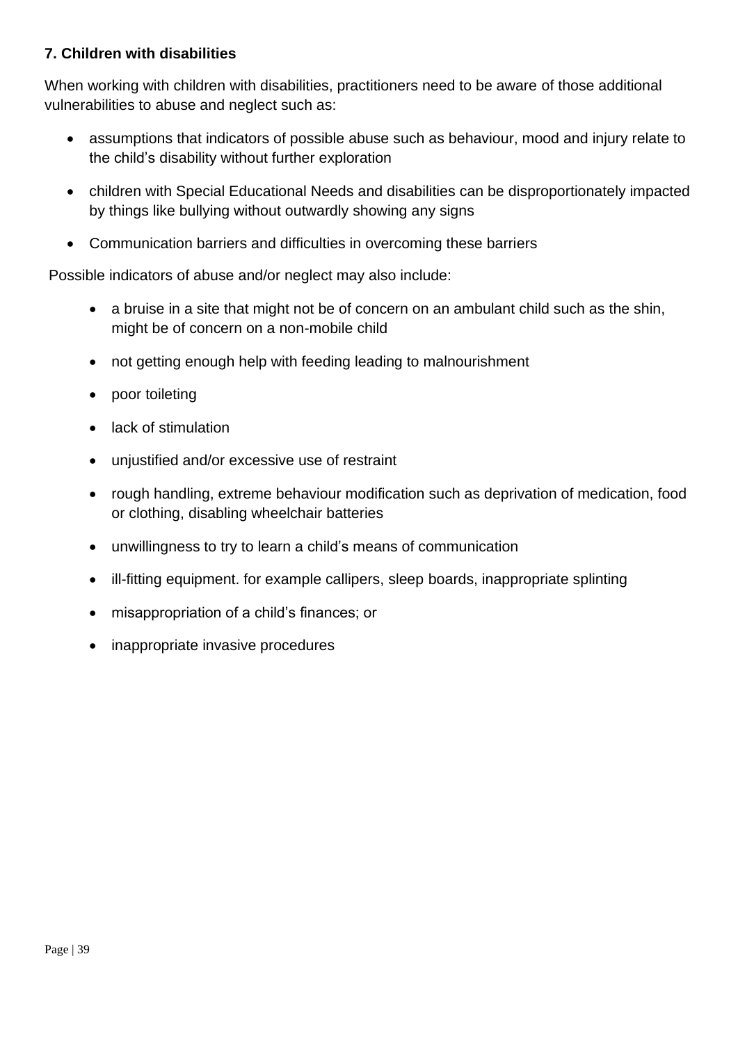**7. Children with disabilities**

When working with children with disabilities, practitioners need to be aware of those additional vulnerabilities to abuse and neglect such as:

- assumptions that indicators of possible abuse such as behaviour, mood and injury relate to the child's disability without further exploration
- children with Special Educational Needs and disabilities can be disproportionately impacted by things like bullying without outwardly showing any signs
- Communication barriers and difficulties in overcoming these barriers

Possible indicators of abuse and/or neglect may also include:

- a bruise in a site that might not be of concern on an ambulant child such as the shin, might be of concern on a non-mobile child
- not getting enough help with feeding leading to malnourishment
- poor toileting
- lack of stimulation
- unjustified and/or excessive use of restraint
- rough handling, extreme behaviour modification such as deprivation of medication, food or clothing, disabling wheelchair batteries
- unwillingness to try to learn a child's means of communication
- ill-fitting equipment. for example callipers, sleep boards, inappropriate splinting
- misappropriation of a child's finances; or
- inappropriate invasive procedures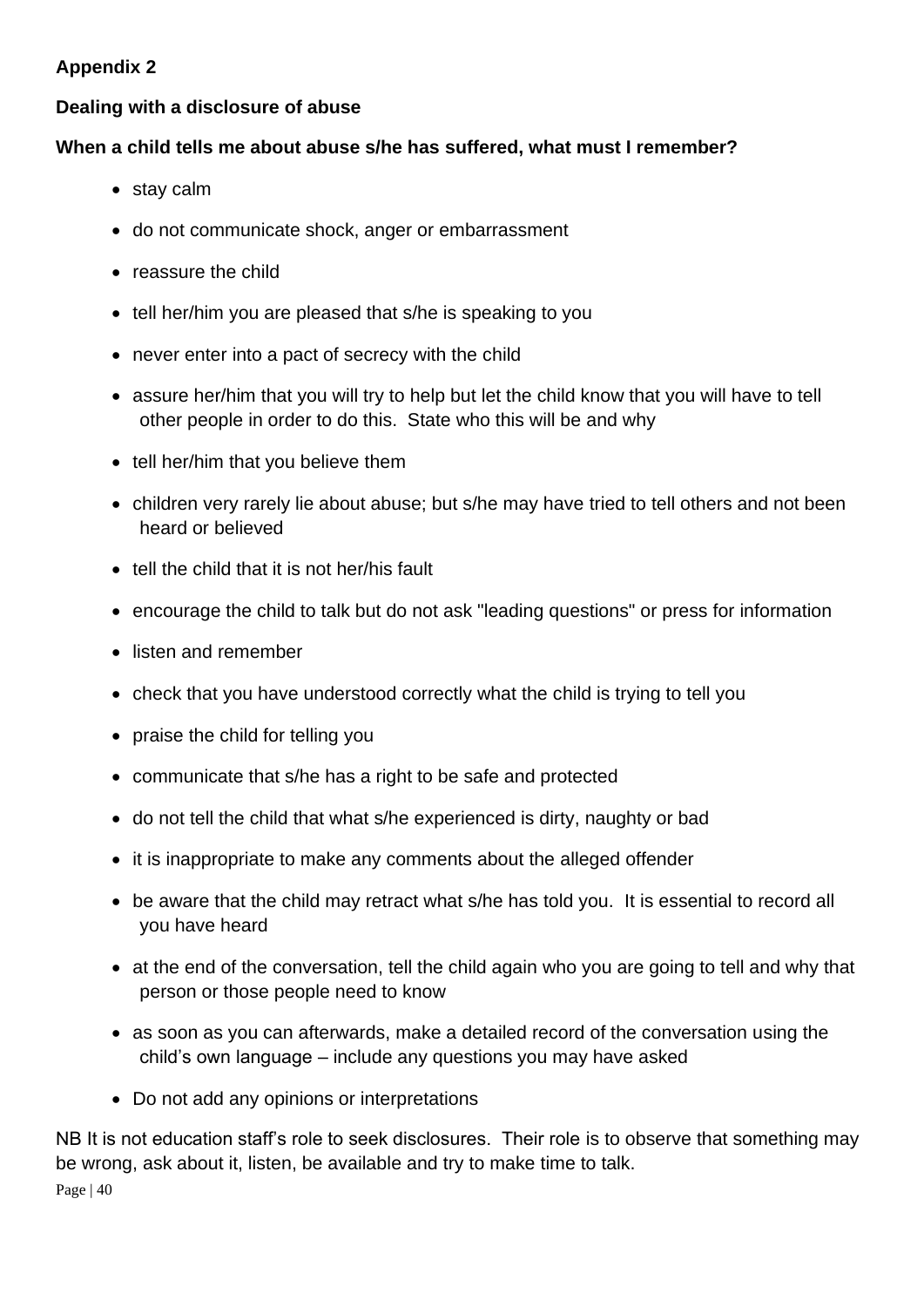**Appendix 2**

**Dealing with a disclosure of abuse**

**When a child tells me about abuse s/he has suffered, what must I remember?**

- stay calm
- do not communicate shock, anger or embarrassment
- reassure the child
- tell her/him you are pleased that s/he is speaking to you
- never enter into a pact of secrecy with the child
- assure her/him that you will try to help but let the child know that you will have to tell other people in order to do this. State who this will be and why
- tell her/him that you believe them
- children very rarely lie about abuse; but s/he may have tried to tell others and not been heard or believed
- tell the child that it is not her/his fault
- encourage the child to talk but do not ask "leading questions" or press for information
- listen and remember
- check that you have understood correctly what the child is trying to tell you
- praise the child for telling you
- communicate that s/he has a right to be safe and protected
- do not tell the child that what s/he experienced is dirty, naughty or bad
- it is inappropriate to make any comments about the alleged offender
- be aware that the child may retract what s/he has told you. It is essential to record all you have heard
- at the end of the conversation, tell the child again who you are going to tell and why that person or those people need to know
- as soon as you can afterwards, make a detailed record of the conversation using the child's own language – include any questions you may have asked
- Do not add any opinions or interpretations

NB It is not education staff's role to seek disclosures. Their role is to observe that something may be wrong, ask about it, listen, be available and try to make time to talk.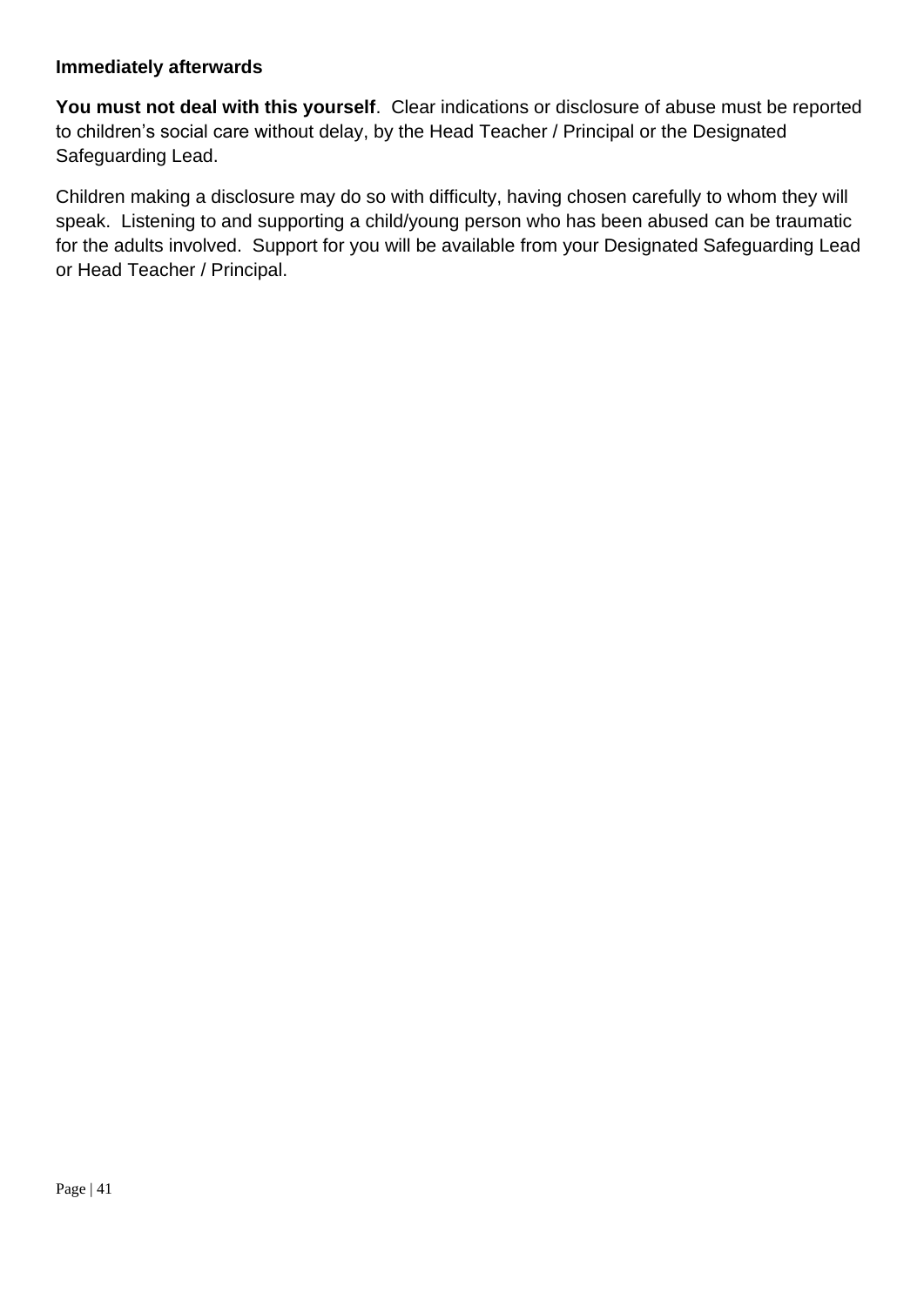**Immediately afterwards**

**You must not deal with this yourself**. Clear indications or disclosure of abuse must be reported to children's social care without delay, by the Head Teacher / Principal or the Designated Safeguarding Lead.

Children making a disclosure may do so with difficulty, having chosen carefully to whom they will speak. Listening to and supporting a child/young person who has been abused can be traumatic for the adults involved. Support for you will be available from your Designated Safeguarding Lead or Head Teacher / Principal.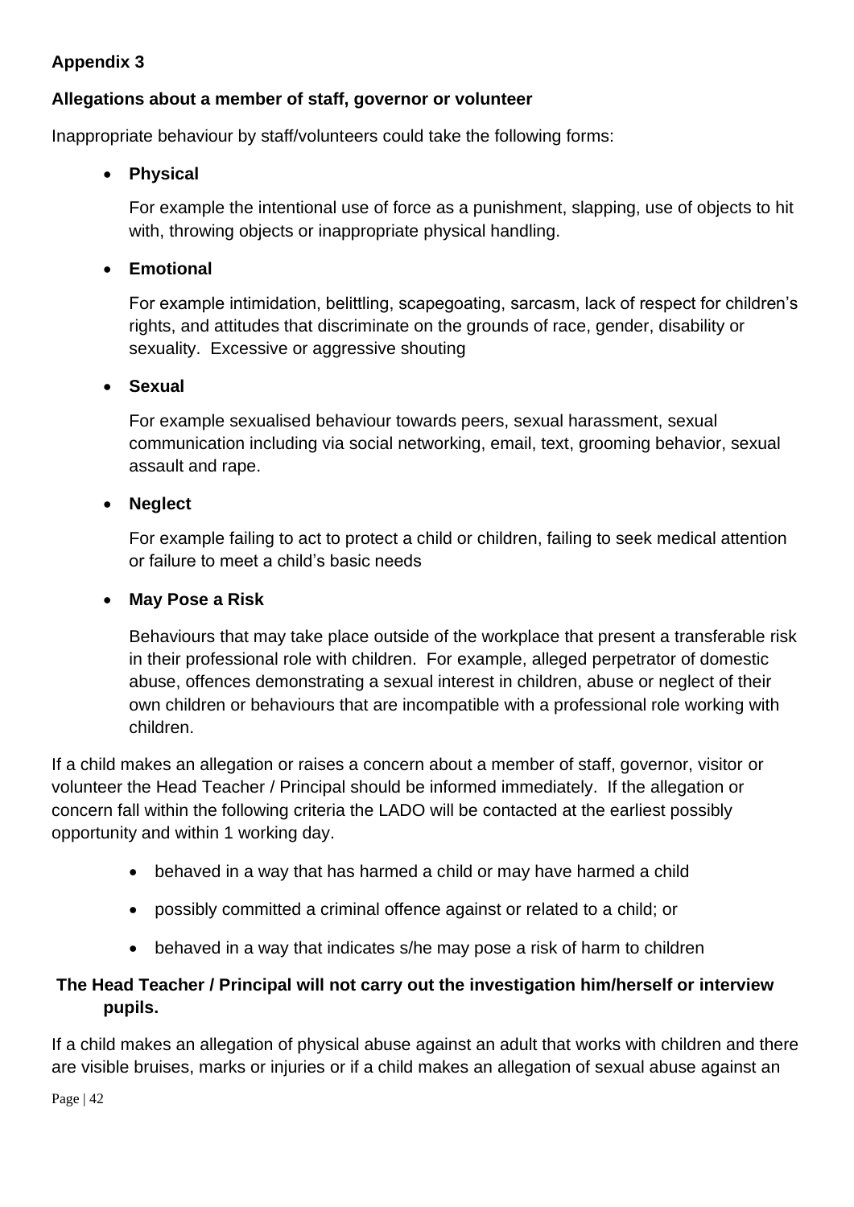**Appendix 3**

**Allegations about a member of staff, governor or volunteer**

Inappropriate behaviour by staff/volunteers could take the following forms:

- **Physical**

  For example the intentional use of force as a punishment, slapping, use of objects to hit with, throwing objects or inappropriate physical handling.

- **Emotional**

  For example intimidation, belittling, scapegoating, sarcasm, lack of respect for children's rights, and attitudes that discriminate on the grounds of race, gender, disability or sexuality. Excessive or aggressive shouting

- **Sexual**

  For example sexualised behaviour towards peers, sexual harassment, sexual communication including via social networking, email, text, grooming behavior, sexual assault and rape.

- **Neglect**

  For example failing to act to protect a child or children, failing to seek medical attention or failure to meet a child's basic needs

- **May Pose a Risk**

  Behaviours that may take place outside of the workplace that present a transferable risk in their professional role with children. For example, alleged perpetrator of domestic abuse, offences demonstrating a sexual interest in children, abuse or neglect of their own children or behaviours that are incompatible with a professional role working with children.

If a child makes an allegation or raises a concern about a member of staff, governor, visitor or volunteer the Head Teacher / Principal should be informed immediately. If the allegation or concern fall within the following criteria the LADO will be contacted at the earliest possibly opportunity and within 1 working day.

- behaved in a way that has harmed a child or may have harmed a child
- possibly committed a criminal offence against or related to a child; or
- behaved in a way that indicates s/he may pose a risk of harm to children

**The Head Teacher / Principal will not carry out the investigation him/herself or interview pupils.**

If a child makes an allegation of physical abuse against an adult that works with children and there are visible bruises, marks or injuries or if a child makes an allegation of sexual abuse against an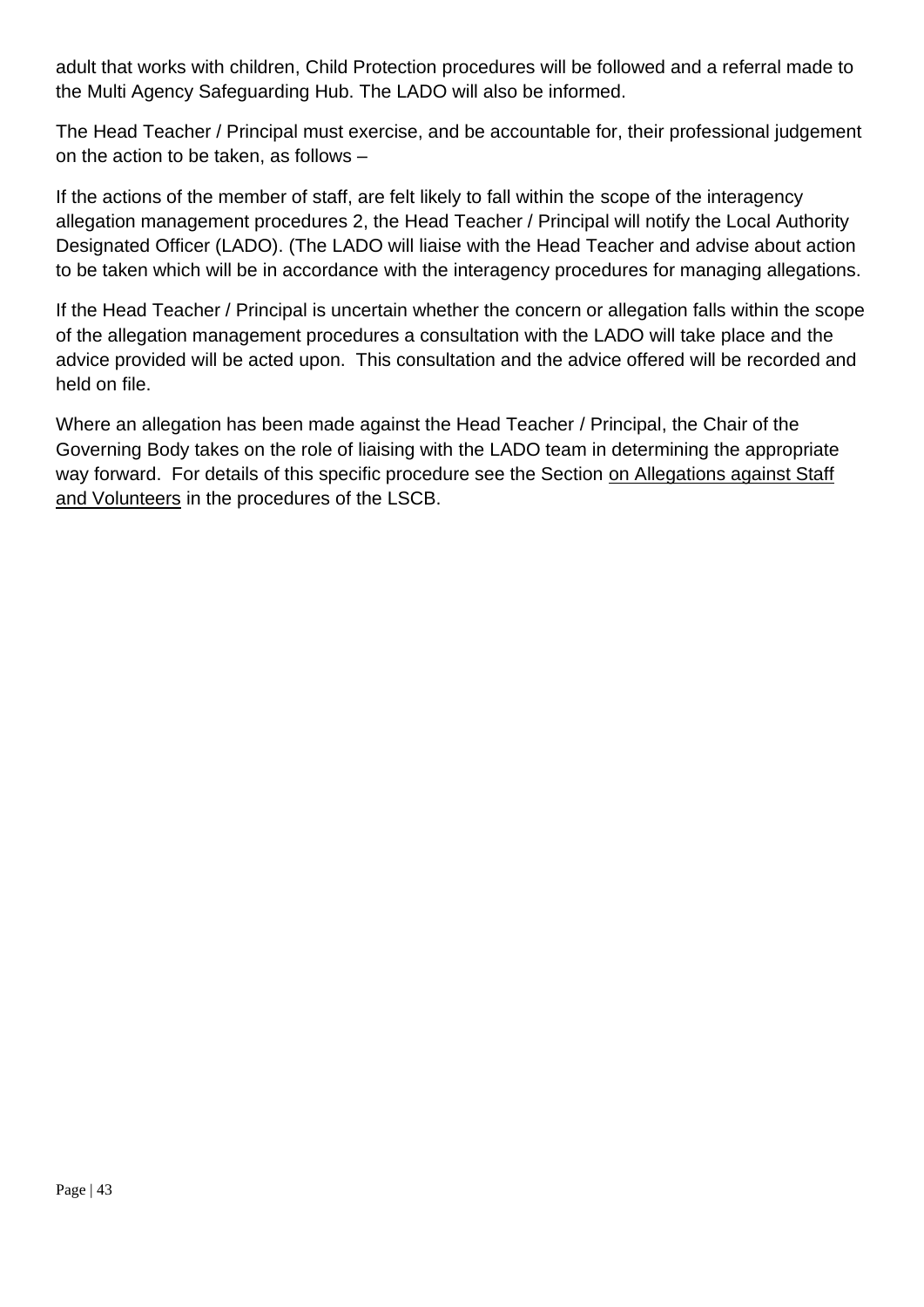adult that works with children, Child Protection procedures will be followed and a referral made to the Multi Agency Safeguarding Hub. The LADO will also be informed.

The Head Teacher / Principal must exercise, and be accountable for, their professional judgement on the action to be taken, as follows –

If the actions of the member of staff, are felt likely to fall within the scope of the interagency allegation management procedures 2, the Head Teacher / Principal will notify the Local Authority Designated Officer (LADO). (The LADO will liaise with the Head Teacher and advise about action to be taken which will be in accordance with the interagency procedures for managing allegations.

If the Head Teacher / Principal is uncertain whether the concern or allegation falls within the scope of the allegation management procedures a consultation with the LADO will take place and the advice provided will be acted upon. This consultation and the advice offered will be recorded and held on file.

Where an allegation has been made against the Head Teacher / Principal, the Chair of the Governing Body takes on the role of liaising with the LADO team in determining the appropriate way forward. For details of this specific procedure see the Section on Allegations against Staff and Volunteers in the procedures of the LSCB.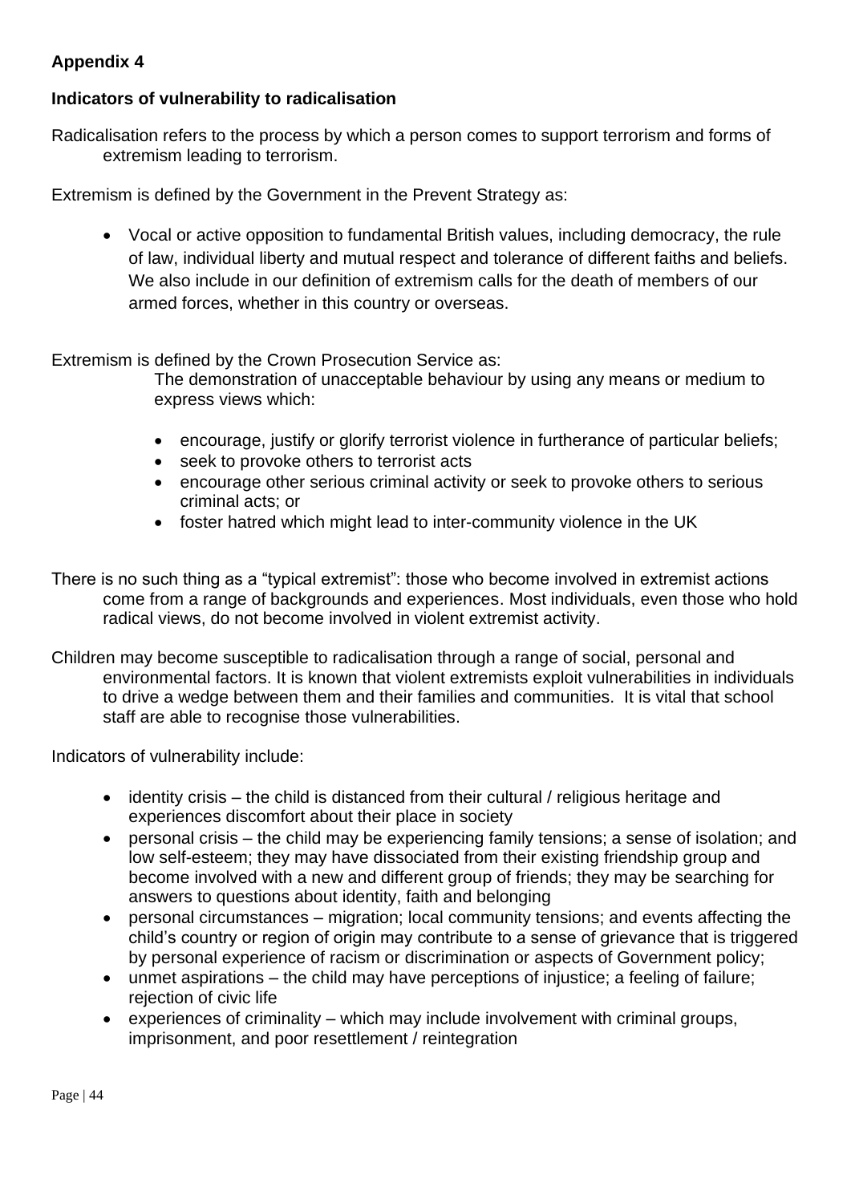**Appendix 4**

**Indicators of vulnerability to radicalisation**

Radicalisation refers to the process by which a person comes to support terrorism and forms of extremism leading to terrorism.

Extremism is defined by the Government in the Prevent Strategy as:

- Vocal or active opposition to fundamental British values, including democracy, the rule of law, individual liberty and mutual respect and tolerance of different faiths and beliefs. We also include in our definition of extremism calls for the death of members of our armed forces, whether in this country or overseas.

Extremism is defined by the Crown Prosecution Service as:

The demonstration of unacceptable behaviour by using any means or medium to express views which:

- encourage, justify or glorify terrorist violence in furtherance of particular beliefs;
- seek to provoke others to terrorist acts
- encourage other serious criminal activity or seek to provoke others to serious criminal acts; or
- foster hatred which might lead to inter-community violence in the UK

There is no such thing as a "typical extremist": those who become involved in extremist actions come from a range of backgrounds and experiences. Most individuals, even those who hold radical views, do not become involved in violent extremist activity.

Children may become susceptible to radicalisation through a range of social, personal and environmental factors. It is known that violent extremists exploit vulnerabilities in individuals to drive a wedge between them and their families and communities. It is vital that school staff are able to recognise those vulnerabilities.

Indicators of vulnerability include:

- identity crisis – the child is distanced from their cultural / religious heritage and experiences discomfort about their place in society
- personal crisis – the child may be experiencing family tensions; a sense of isolation; and low self-esteem; they may have dissociated from their existing friendship group and become involved with a new and different group of friends; they may be searching for answers to questions about identity, faith and belonging
- personal circumstances – migration; local community tensions; and events affecting the child's country or region of origin may contribute to a sense of grievance that is triggered by personal experience of racism or discrimination or aspects of Government policy;
- unmet aspirations – the child may have perceptions of injustice; a feeling of failure; rejection of civic life
- experiences of criminality – which may include involvement with criminal groups, imprisonment, and poor resettlement / reintegration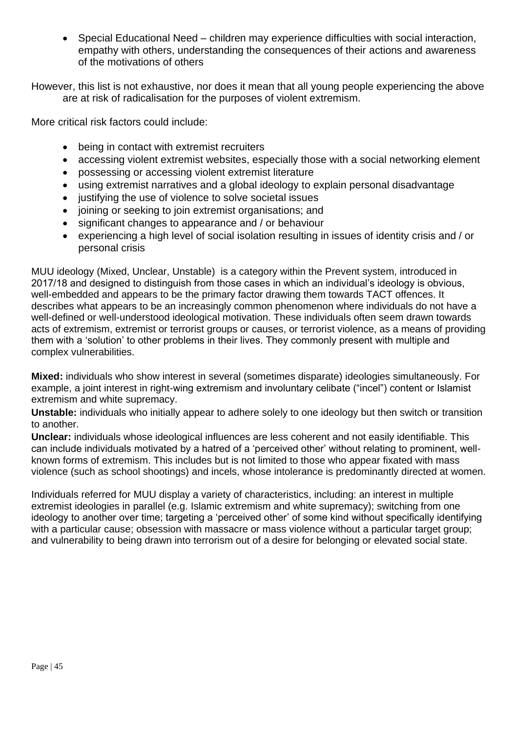- Special Educational Need – children may experience difficulties with social interaction, empathy with others, understanding the consequences of their actions and awareness of the motivations of others

However, this list is not exhaustive, nor does it mean that all young people experiencing the above are at risk of radicalisation for the purposes of violent extremism.

More critical risk factors could include:

- being in contact with extremist recruiters
- accessing violent extremist websites, especially those with a social networking element
- possessing or accessing violent extremist literature
- using extremist narratives and a global ideology to explain personal disadvantage
- justifying the use of violence to solve societal issues
- joining or seeking to join extremist organisations; and
- significant changes to appearance and / or behaviour
- experiencing a high level of social isolation resulting in issues of identity crisis and / or personal crisis

MUU ideology (Mixed, Unclear, Unstable) is a category within the Prevent system, introduced in 2017/18 and designed to distinguish from those cases in which an individual's ideology is obvious, well-embedded and appears to be the primary factor drawing them towards TACT offences. It describes what appears to be an increasingly common phenomenon where individuals do not have a well-defined or well-understood ideological motivation. These individuals often seem drawn towards acts of extremism, extremist or terrorist groups or causes, or terrorist violence, as a means of providing them with a 'solution' to other problems in their lives. They commonly present with multiple and complex vulnerabilities.

**Mixed:** individuals who show interest in several (sometimes disparate) ideologies simultaneously. For example, a joint interest in right-wing extremism and involuntary celibate ("incel") content or Islamist extremism and white supremacy.

**Unstable:** individuals who initially appear to adhere solely to one ideology but then switch or transition to another.

**Unclear:** individuals whose ideological influences are less coherent and not easily identifiable. This can include individuals motivated by a hatred of a 'perceived other' without relating to prominent, well-known forms of extremism. This includes but is not limited to those who appear fixated with mass violence (such as school shootings) and incels, whose intolerance is predominantly directed at women.

Individuals referred for MUU display a variety of characteristics, including: an interest in multiple extremist ideologies in parallel (e.g. Islamic extremism and white supremacy); switching from one ideology to another over time; targeting a 'perceived other' of some kind without specifically identifying with a particular cause; obsession with massacre or mass violence without a particular target group; and vulnerability to being drawn into terrorism out of a desire for belonging or elevated social state.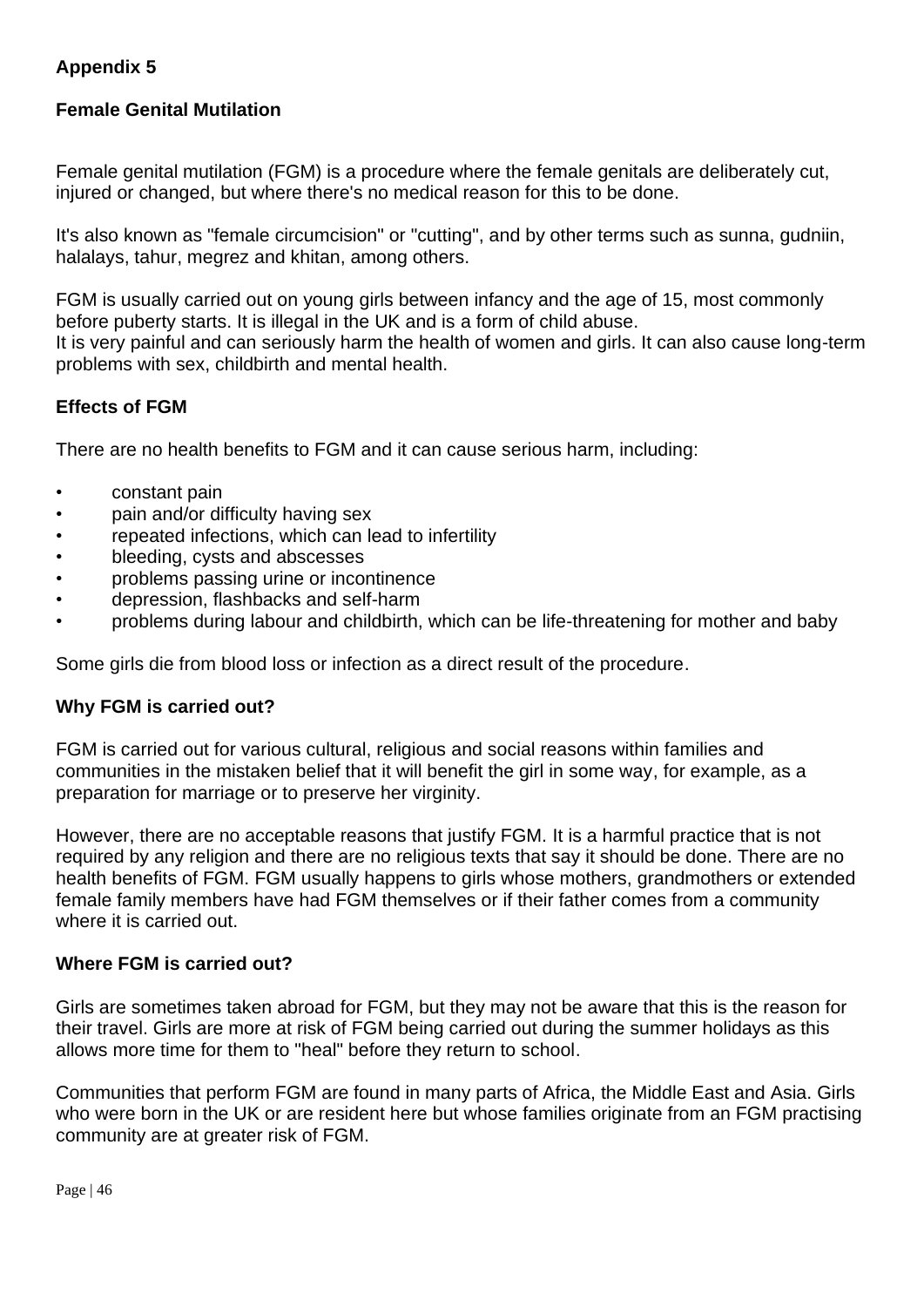## Appendix 5

### Female Genital Mutilation

Female genital mutilation (FGM) is a procedure where the female genitals are deliberately cut, injured or changed, but where there's no medical reason for this to be done.

It's also known as "female circumcision" or "cutting", and by other terms such as sunna, gudniin, halalays, tahur, megrez and khitan, among others.

FGM is usually carried out on young girls between infancy and the age of 15, most commonly before puberty starts. It is illegal in the UK and is a form of child abuse.
It is very painful and can seriously harm the health of women and girls. It can also cause long-term problems with sex, childbirth and mental health.

### Effects of FGM

There are no health benefits to FGM and it can cause serious harm, including:

- constant pain
- pain and/or difficulty having sex
- repeated infections, which can lead to infertility
- bleeding, cysts and abscesses
- problems passing urine or incontinence
- depression, flashbacks and self-harm
- problems during labour and childbirth, which can be life-threatening for mother and baby

Some girls die from blood loss or infection as a direct result of the procedure.

### Why FGM is carried out?

FGM is carried out for various cultural, religious and social reasons within families and communities in the mistaken belief that it will benefit the girl in some way, for example, as a preparation for marriage or to preserve her virginity.

However, there are no acceptable reasons that justify FGM. It is a harmful practice that is not required by any religion and there are no religious texts that say it should be done. There are no health benefits of FGM. FGM usually happens to girls whose mothers, grandmothers or extended female family members have had FGM themselves or if their father comes from a community where it is carried out.

### Where FGM is carried out?

Girls are sometimes taken abroad for FGM, but they may not be aware that this is the reason for their travel. Girls are more at risk of FGM being carried out during the summer holidays as this allows more time for them to "heal" before they return to school.

Communities that perform FGM are found in many parts of Africa, the Middle East and Asia. Girls who were born in the UK or are resident here but whose families originate from an FGM practising community are at greater risk of FGM.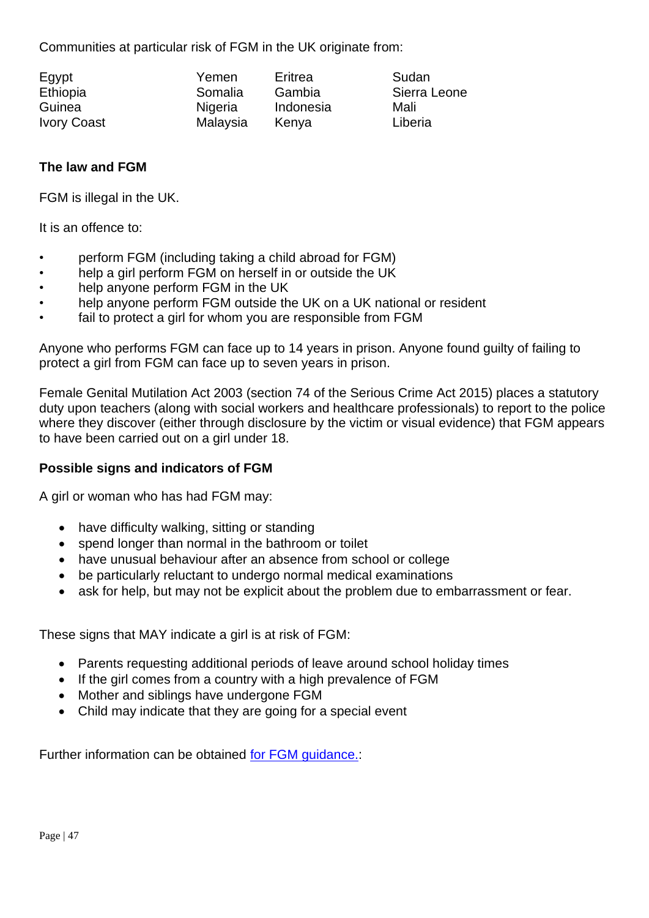Communities at particular risk of FGM in the UK originate from:

| | | | |
|---|---|---|---|
| Egypt | Yemen | Eritrea | Sudan |
| Ethiopia | Somalia | Gambia | Sierra Leone |
| Guinea | Nigeria | Indonesia | Mali |
| Ivory Coast | Malaysia | Kenya | Liberia |

**The law and FGM**

FGM is illegal in the UK.

It is an offence to:

- perform FGM (including taking a child abroad for FGM)
- help a girl perform FGM on herself in or outside the UK
- help anyone perform FGM in the UK
- help anyone perform FGM outside the UK on a UK national or resident
- fail to protect a girl for whom you are responsible from FGM

Anyone who performs FGM can face up to 14 years in prison. Anyone found guilty of failing to protect a girl from FGM can face up to seven years in prison.

Female Genital Mutilation Act 2003 (section 74 of the Serious Crime Act 2015) places a statutory duty upon teachers (along with social workers and healthcare professionals) to report to the police where they discover (either through disclosure by the victim or visual evidence) that FGM appears to have been carried out on a girl under 18.

**Possible signs and indicators of FGM**

A girl or woman who has had FGM may:

- have difficulty walking, sitting or standing
- spend longer than normal in the bathroom or toilet
- have unusual behaviour after an absence from school or college
- be particularly reluctant to undergo normal medical examinations
- ask for help, but may not be explicit about the problem due to embarrassment or fear.

These signs that MAY indicate a girl is at risk of FGM:

- Parents requesting additional periods of leave around school holiday times
- If the girl comes from a country with a high prevalence of FGM
- Mother and siblings have undergone FGM
- Child may indicate that they are going for a special event

Further information can be obtained for FGM guidance.: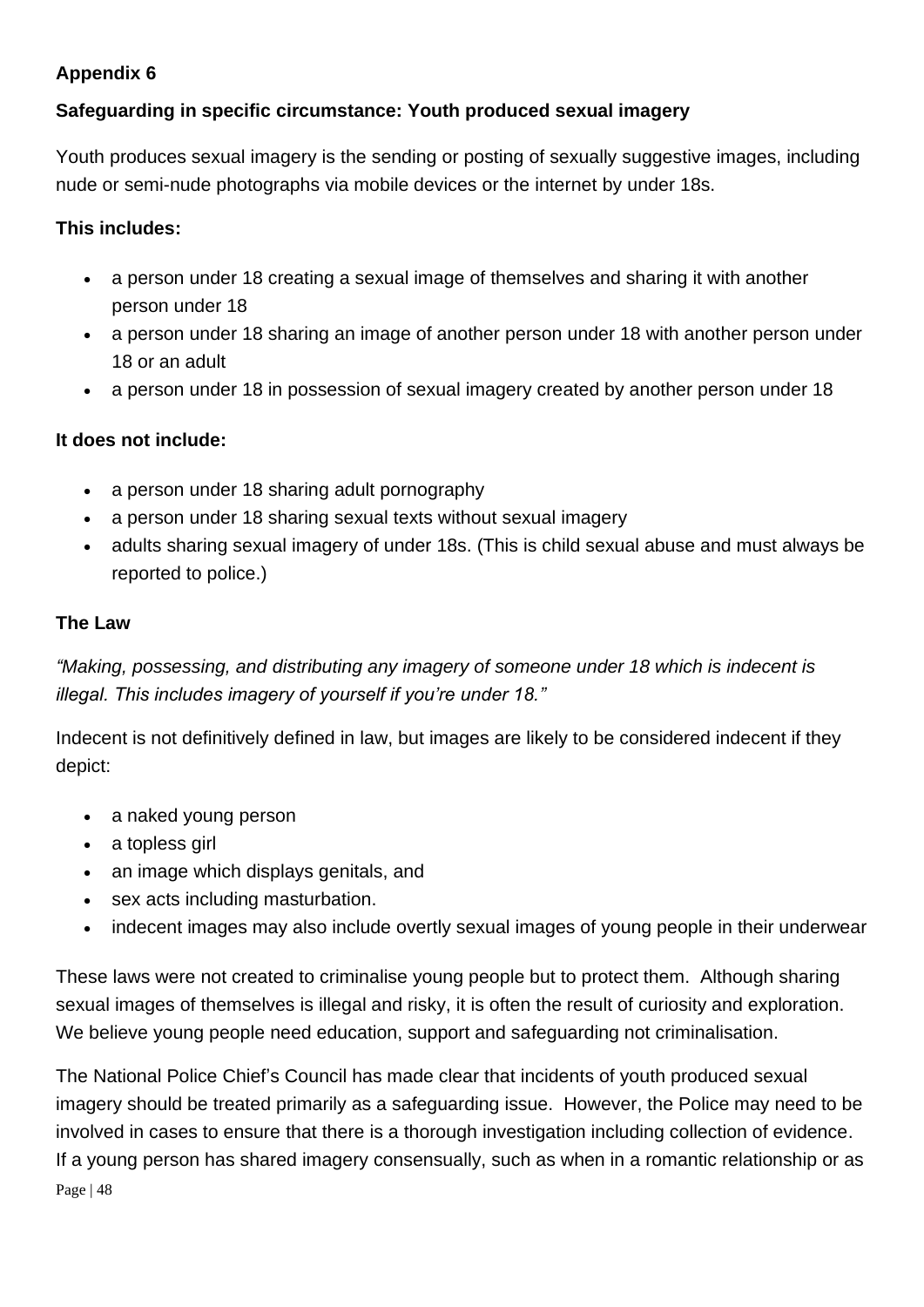**Appendix 6**

**Safeguarding in specific circumstance: Youth produced sexual imagery**

Youth produces sexual imagery is the sending or posting of sexually suggestive images, including nude or semi-nude photographs via mobile devices or the internet by under 18s.

**This includes:**

- a person under 18 creating a sexual image of themselves and sharing it with another person under 18
- a person under 18 sharing an image of another person under 18 with another person under 18 or an adult
- a person under 18 in possession of sexual imagery created by another person under 18

**It does not include:**

- a person under 18 sharing adult pornography
- a person under 18 sharing sexual texts without sexual imagery
- adults sharing sexual imagery of under 18s. (This is child sexual abuse and must always be reported to police.)

**The Law**

*"Making, possessing, and distributing any imagery of someone under 18 which is indecent is illegal. This includes imagery of yourself if you're under 18."*

Indecent is not definitively defined in law, but images are likely to be considered indecent if they depict:

- a naked young person
- a topless girl
- an image which displays genitals, and
- sex acts including masturbation.
- indecent images may also include overtly sexual images of young people in their underwear

These laws were not created to criminalise young people but to protect them. Although sharing sexual images of themselves is illegal and risky, it is often the result of curiosity and exploration. We believe young people need education, support and safeguarding not criminalisation.

The National Police Chief's Council has made clear that incidents of youth produced sexual imagery should be treated primarily as a safeguarding issue. However, the Police may need to be involved in cases to ensure that there is a thorough investigation including collection of evidence. If a young person has shared imagery consensually, such as when in a romantic relationship or as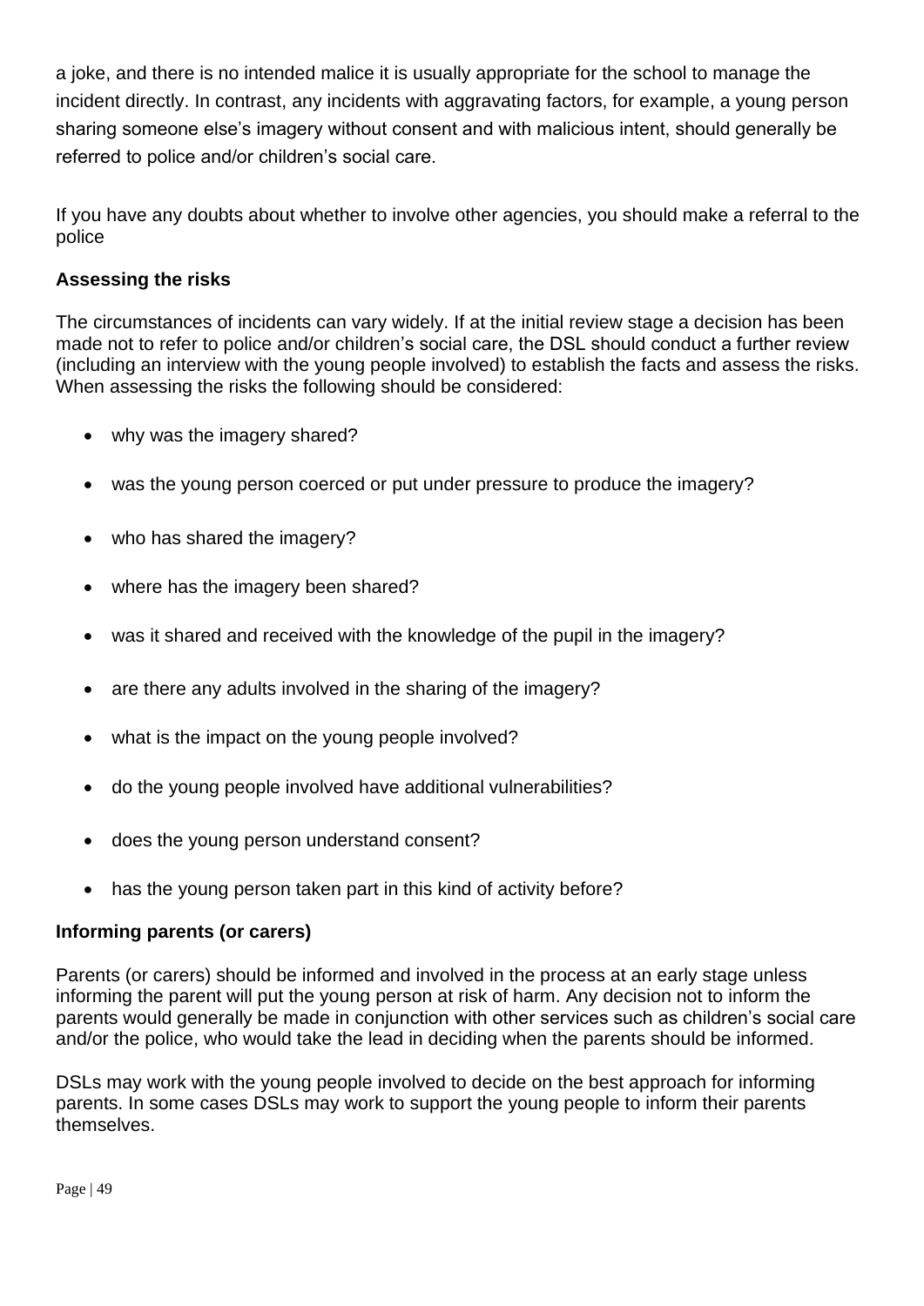a joke, and there is no intended malice it is usually appropriate for the school to manage the incident directly. In contrast, any incidents with aggravating factors, for example, a young person sharing someone else's imagery without consent and with malicious intent, should generally be referred to police and/or children's social care.

If you have any doubts about whether to involve other agencies, you should make a referral to the police

**Assessing the risks**

The circumstances of incidents can vary widely. If at the initial review stage a decision has been made not to refer to police and/or children's social care, the DSL should conduct a further review (including an interview with the young people involved) to establish the facts and assess the risks. When assessing the risks the following should be considered:

- why was the imagery shared?
- was the young person coerced or put under pressure to produce the imagery?
- who has shared the imagery?
- where has the imagery been shared?
- was it shared and received with the knowledge of the pupil in the imagery?
- are there any adults involved in the sharing of the imagery?
- what is the impact on the young people involved?
- do the young people involved have additional vulnerabilities?
- does the young person understand consent?
- has the young person taken part in this kind of activity before?

**Informing parents (or carers)**

Parents (or carers) should be informed and involved in the process at an early stage unless informing the parent will put the young person at risk of harm. Any decision not to inform the parents would generally be made in conjunction with other services such as children's social care and/or the police, who would take the lead in deciding when the parents should be informed.

DSLs may work with the young people involved to decide on the best approach for informing parents. In some cases DSLs may work to support the young people to inform their parents themselves.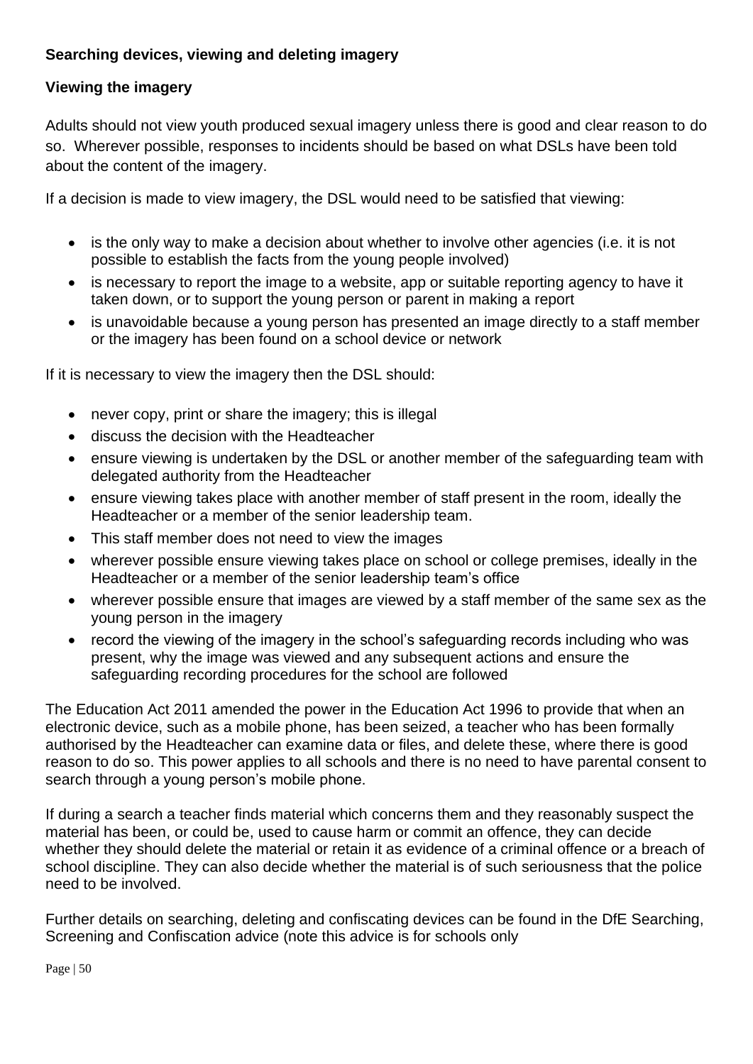**Searching devices, viewing and deleting imagery**

**Viewing the imagery**

Adults should not view youth produced sexual imagery unless there is good and clear reason to do so. Wherever possible, responses to incidents should be based on what DSLs have been told about the content of the imagery.

If a decision is made to view imagery, the DSL would need to be satisfied that viewing:

- is the only way to make a decision about whether to involve other agencies (i.e. it is not possible to establish the facts from the young people involved)
- is necessary to report the image to a website, app or suitable reporting agency to have it taken down, or to support the young person or parent in making a report
- is unavoidable because a young person has presented an image directly to a staff member or the imagery has been found on a school device or network

If it is necessary to view the imagery then the DSL should:

- never copy, print or share the imagery; this is illegal
- discuss the decision with the Headteacher
- ensure viewing is undertaken by the DSL or another member of the safeguarding team with delegated authority from the Headteacher
- ensure viewing takes place with another member of staff present in the room, ideally the Headteacher or a member of the senior leadership team.
- This staff member does not need to view the images
- wherever possible ensure viewing takes place on school or college premises, ideally in the Headteacher or a member of the senior leadership team's office
- wherever possible ensure that images are viewed by a staff member of the same sex as the young person in the imagery
- record the viewing of the imagery in the school's safeguarding records including who was present, why the image was viewed and any subsequent actions and ensure the safeguarding recording procedures for the school are followed

The Education Act 2011 amended the power in the Education Act 1996 to provide that when an electronic device, such as a mobile phone, has been seized, a teacher who has been formally authorised by the Headteacher can examine data or files, and delete these, where there is good reason to do so. This power applies to all schools and there is no need to have parental consent to search through a young person's mobile phone.

If during a search a teacher finds material which concerns them and they reasonably suspect the material has been, or could be, used to cause harm or commit an offence, they can decide whether they should delete the material or retain it as evidence of a criminal offence or a breach of school discipline. They can also decide whether the material is of such seriousness that the police need to be involved.

Further details on searching, deleting and confiscating devices can be found in the DfE Searching, Screening and Confiscation advice (note this advice is for schools only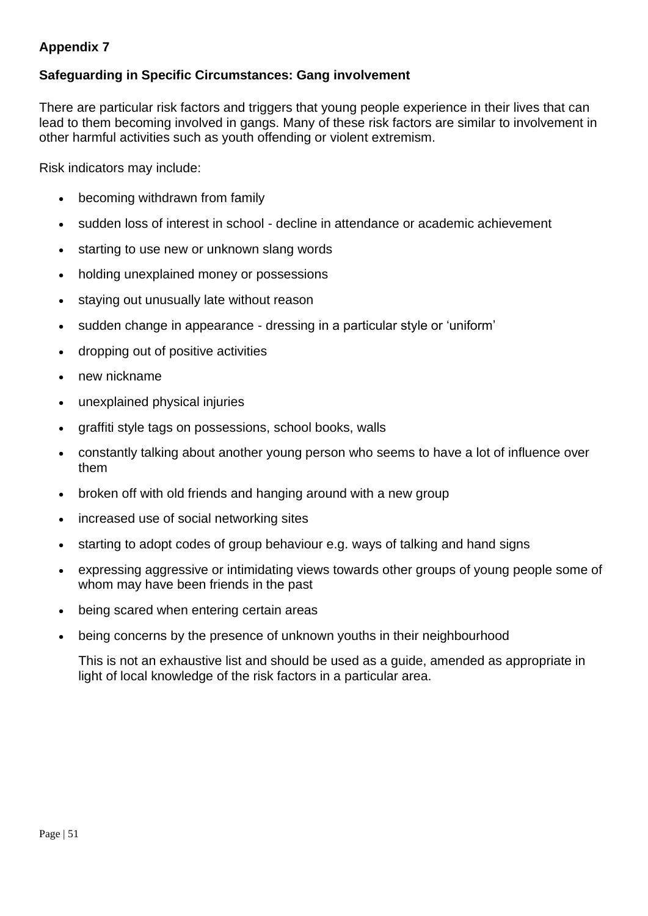**Appendix 7**

**Safeguarding in Specific Circumstances: Gang involvement**

There are particular risk factors and triggers that young people experience in their lives that can lead to them becoming involved in gangs. Many of these risk factors are similar to involvement in other harmful activities such as youth offending or violent extremism.

Risk indicators may include:

- becoming withdrawn from family
- sudden loss of interest in school - decline in attendance or academic achievement
- starting to use new or unknown slang words
- holding unexplained money or possessions
- staying out unusually late without reason
- sudden change in appearance - dressing in a particular style or 'uniform'
- dropping out of positive activities
- new nickname
- unexplained physical injuries
- graffiti style tags on possessions, school books, walls
- constantly talking about another young person who seems to have a lot of influence over them
- broken off with old friends and hanging around with a new group
- increased use of social networking sites
- starting to adopt codes of group behaviour e.g. ways of talking and hand signs
- expressing aggressive or intimidating views towards other groups of young people some of whom may have been friends in the past
- being scared when entering certain areas
- being concerns by the presence of unknown youths in their neighbourhood

This is not an exhaustive list and should be used as a guide, amended as appropriate in light of local knowledge of the risk factors in a particular area.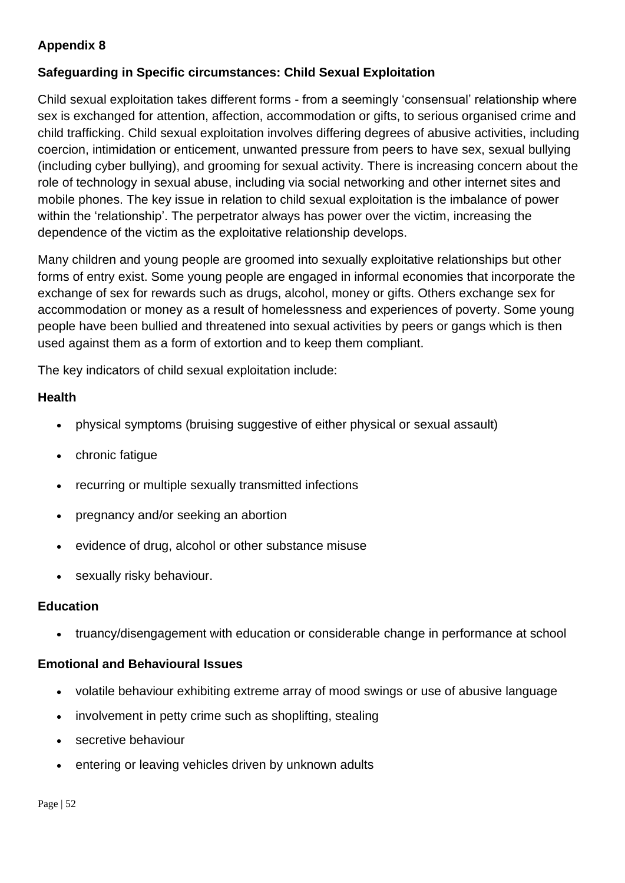**Appendix 8**

**Safeguarding in Specific circumstances: Child Sexual Exploitation**

Child sexual exploitation takes different forms - from a seemingly 'consensual' relationship where sex is exchanged for attention, affection, accommodation or gifts, to serious organised crime and child trafficking. Child sexual exploitation involves differing degrees of abusive activities, including coercion, intimidation or enticement, unwanted pressure from peers to have sex, sexual bullying (including cyber bullying), and grooming for sexual activity. There is increasing concern about the role of technology in sexual abuse, including via social networking and other internet sites and mobile phones. The key issue in relation to child sexual exploitation is the imbalance of power within the 'relationship'. The perpetrator always has power over the victim, increasing the dependence of the victim as the exploitative relationship develops.

Many children and young people are groomed into sexually exploitative relationships but other forms of entry exist. Some young people are engaged in informal economies that incorporate the exchange of sex for rewards such as drugs, alcohol, money or gifts. Others exchange sex for accommodation or money as a result of homelessness and experiences of poverty. Some young people have been bullied and threatened into sexual activities by peers or gangs which is then used against them as a form of extortion and to keep them compliant.

The key indicators of child sexual exploitation include:

**Health**

- physical symptoms (bruising suggestive of either physical or sexual assault)
- chronic fatigue
- recurring or multiple sexually transmitted infections
- pregnancy and/or seeking an abortion
- evidence of drug, alcohol or other substance misuse
- sexually risky behaviour.

**Education**

- truancy/disengagement with education or considerable change in performance at school

**Emotional and Behavioural Issues**

- volatile behaviour exhibiting extreme array of mood swings or use of abusive language
- involvement in petty crime such as shoplifting, stealing
- secretive behaviour
- entering or leaving vehicles driven by unknown adults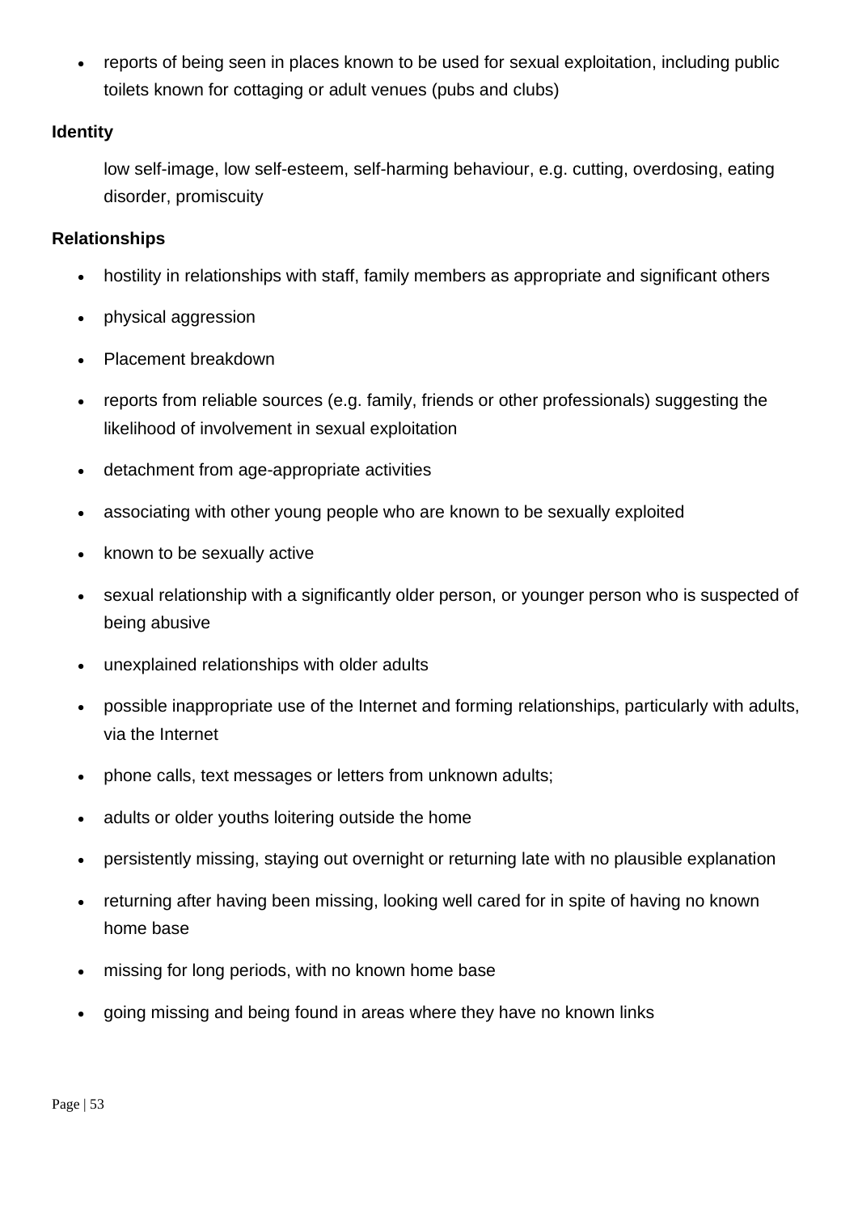- reports of being seen in places known to be used for sexual exploitation, including public toilets known for cottaging or adult venues (pubs and clubs)

**Identity**

low self-image, low self-esteem, self-harming behaviour, e.g. cutting, overdosing, eating disorder, promiscuity

**Relationships**

- hostility in relationships with staff, family members as appropriate and significant others
- physical aggression
- Placement breakdown
- reports from reliable sources (e.g. family, friends or other professionals) suggesting the likelihood of involvement in sexual exploitation
- detachment from age-appropriate activities
- associating with other young people who are known to be sexually exploited
- known to be sexually active
- sexual relationship with a significantly older person, or younger person who is suspected of being abusive
- unexplained relationships with older adults
- possible inappropriate use of the Internet and forming relationships, particularly with adults, via the Internet
- phone calls, text messages or letters from unknown adults;
- adults or older youths loitering outside the home
- persistently missing, staying out overnight or returning late with no plausible explanation
- returning after having been missing, looking well cared for in spite of having no known home base
- missing for long periods, with no known home base
- going missing and being found in areas where they have no known links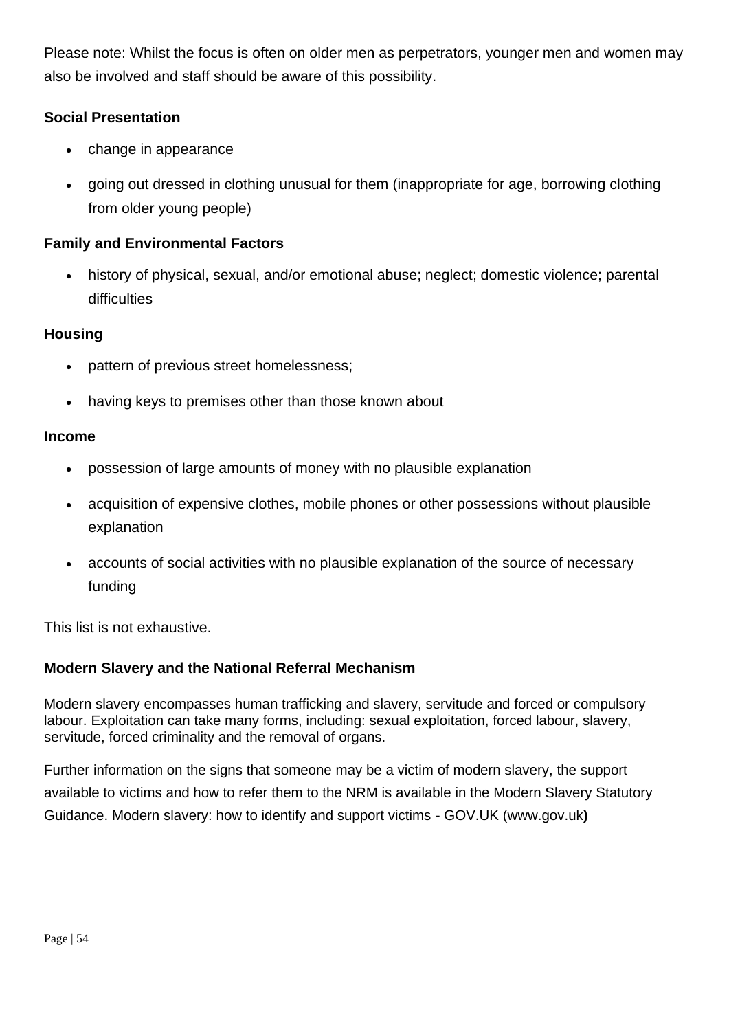Please note: Whilst the focus is often on older men as perpetrators, younger men and women may also be involved and staff should be aware of this possibility.

**Social Presentation**

- change in appearance
- going out dressed in clothing unusual for them (inappropriate for age, borrowing clothing from older young people)

**Family and Environmental Factors**

- history of physical, sexual, and/or emotional abuse; neglect; domestic violence; parental difficulties

**Housing**

- pattern of previous street homelessness;
- having keys to premises other than those known about

**Income**

- possession of large amounts of money with no plausible explanation
- acquisition of expensive clothes, mobile phones or other possessions without plausible explanation
- accounts of social activities with no plausible explanation of the source of necessary funding

This list is not exhaustive.

**Modern Slavery and the National Referral Mechanism**

Modern slavery encompasses human trafficking and slavery, servitude and forced or compulsory labour. Exploitation can take many forms, including: sexual exploitation, forced labour, slavery, servitude, forced criminality and the removal of organs.

Further information on the signs that someone may be a victim of modern slavery, the support available to victims and how to refer them to the NRM is available in the Modern Slavery Statutory Guidance. Modern slavery: how to identify and support victims - GOV.UK (www.gov.uk**)**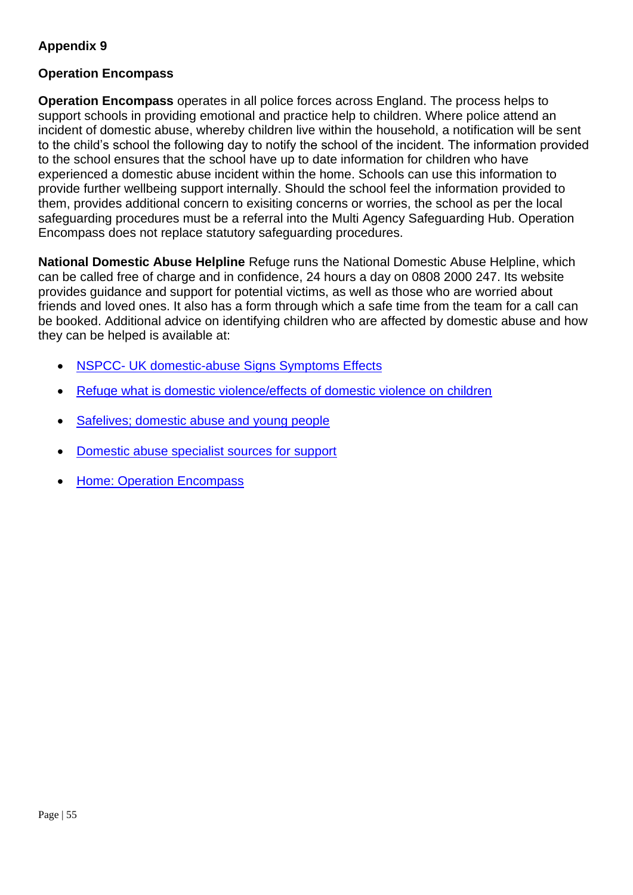## Appendix 9

### Operation Encompass

**Operation Encompass** operates in all police forces across England. The process helps to support schools in providing emotional and practice help to children. Where police attend an incident of domestic abuse, whereby children live within the household, a notification will be sent to the child's school the following day to notify the school of the incident. The information provided to the school ensures that the school have up to date information for children who have experienced a domestic abuse incident within the home. Schools can use this information to provide further wellbeing support internally. Should the school feel the information provided to them, provides additional concern to exisiting concerns or worries, the school as per the local safeguarding procedures must be a referral into the Multi Agency Safeguarding Hub. Operation Encompass does not replace statutory safeguarding procedures.

**National Domestic Abuse Helpline** Refuge runs the National Domestic Abuse Helpline, which can be called free of charge and in confidence, 24 hours a day on 0808 2000 247. Its website provides guidance and support for potential victims, as well as those who are worried about friends and loved ones. It also has a form through which a safe time from the team for a call can be booked. Additional advice on identifying children who are affected by domestic abuse and how they can be helped is available at:

- NSPCC- UK domestic-abuse Signs Symptoms Effects
- Refuge what is domestic violence/effects of domestic violence on children
- Safelives; domestic abuse and young people
- Domestic abuse specialist sources for support
- Home: Operation Encompass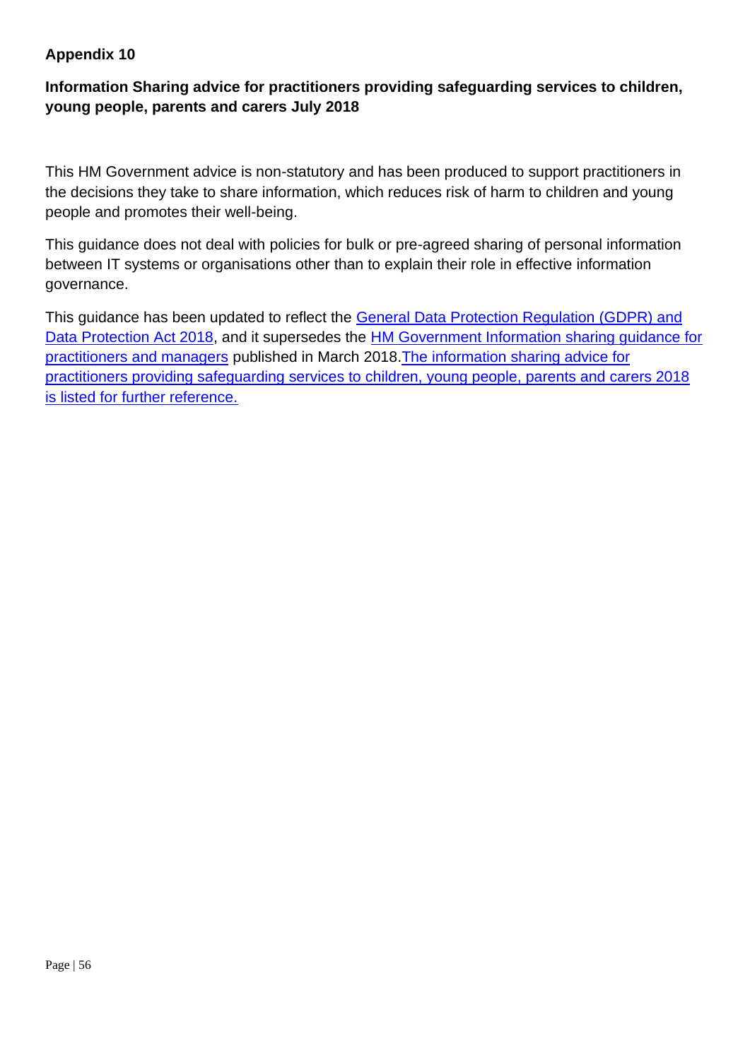**Appendix 10**

**Information Sharing advice for practitioners providing safeguarding services to children, young people, parents and carers July 2018**

This HM Government advice is non-statutory and has been produced to support practitioners in the decisions they take to share information, which reduces risk of harm to children and young people and promotes their well-being.

This guidance does not deal with policies for bulk or pre-agreed sharing of personal information between IT systems or organisations other than to explain their role in effective information governance.

This guidance has been updated to reflect the General Data Protection Regulation (GDPR) and Data Protection Act 2018, and it supersedes the HM Government Information sharing guidance for practitioners and managers published in March 2018.The information sharing advice for practitioners providing safeguarding services to children, young people, parents and carers 2018 is listed for further reference.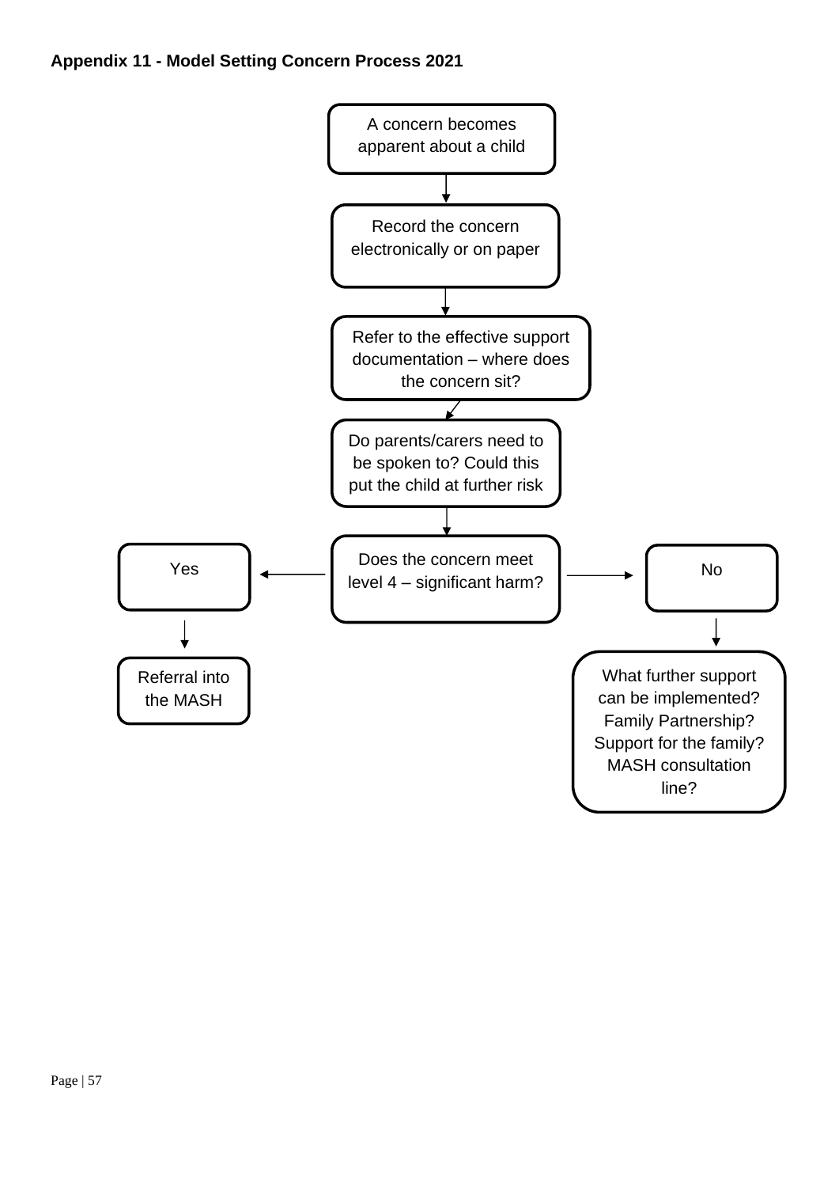**Appendix 11 - Model Setting Concern Process 2021**

A concern becomes apparent about a child

↓

Record the concern electronically or on paper

↓

Refer to the effective support documentation – where does the concern sit?

↓

Do parents/carers need to be spoken to? Could this put the child at further risk

↓

Does the concern meet level 4 – significant harm?

- Yes → Referral into the MASH
- No → What further support can be implemented? Family Partnership? Support for the family? MASH consultation line?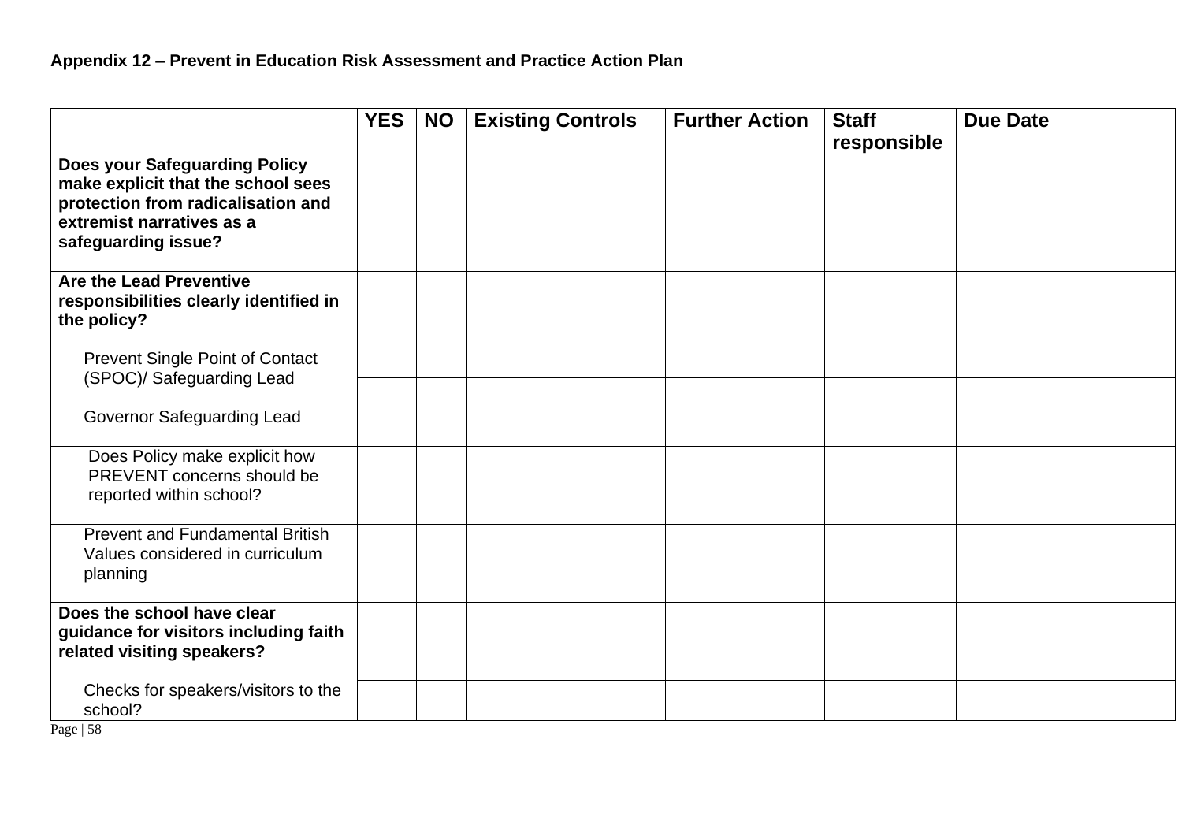**Appendix 12 – Prevent in Education Risk Assessment and Practice Action Plan**

| | YES | NO | Existing Controls | Further Action | Staff responsible | Due Date |
|---|---|---|---|---|---|---|
| **Does your Safeguarding Policy make explicit that the school sees protection from radicalisation and extremist narratives as a safeguarding issue?** | | | | | | |
| **Are the Lead Preventive responsibilities clearly identified in the policy?** | | | | | | |
| Prevent Single Point of Contact (SPOC)/ Safeguarding Lead | | | | | | |
| Governor Safeguarding Lead | | | | | | |
| Does Policy make explicit how PREVENT concerns should be reported within school? | | | | | | |
| Prevent and Fundamental British Values considered in curriculum planning | | | | | | |
| **Does the school have clear guidance for visitors including faith related visiting speakers?** | | | | | | |
| Checks for speakers/visitors to the school? | | | | | | |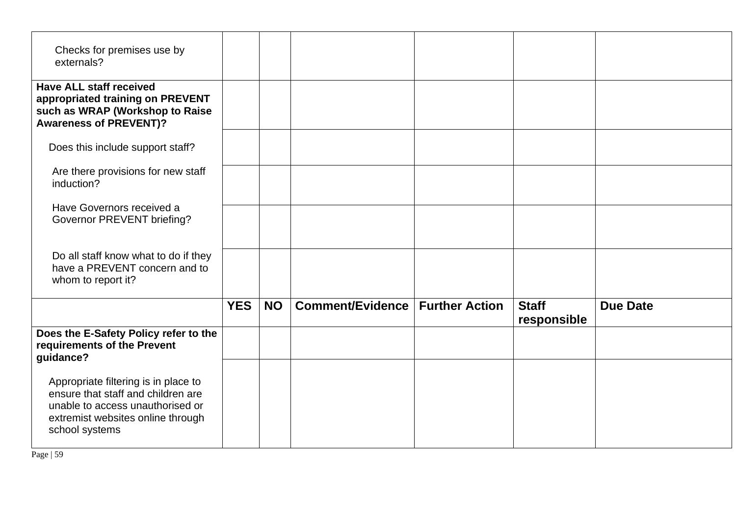| | | | | | | |
|---|---|---|---|---|---|---|
| Checks for premises use by externals? | | | | | | |
| **Have ALL staff received appropriated training on PREVENT such as WRAP (Workshop to Raise Awareness of PREVENT)?** | | | | | | |
| Does this include support staff? | | | | | | |
| Are there provisions for new staff induction? | | | | | | |
| Have Governors received a Governor PREVENT briefing? | | | | | | |
| Do all staff know what to do if they have a PREVENT concern and to whom to report it? | | | | | | |
| | **YES** | **NO** | **Comment/Evidence** | **Further Action** | **Staff responsible** | **Due Date** |
| **Does the E-Safety Policy refer to the requirements of the Prevent guidance?** | | | | | | |
| Appropriate filtering is in place to ensure that staff and children are unable to access unauthorised or extremist websites online through school systems | | | | | | |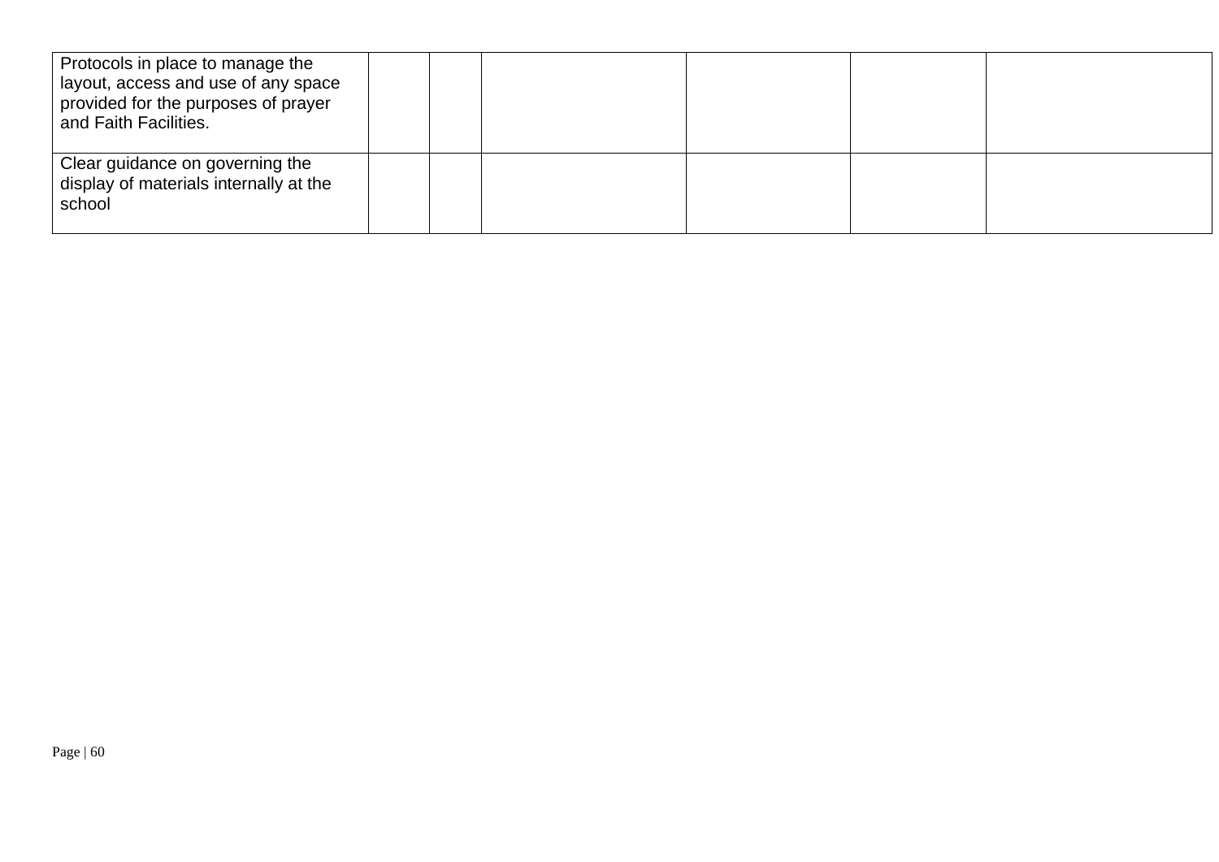| | | | | | | |
|---|---|---|---|---|---|---|
| Protocols in place to manage the layout, access and use of any space provided for the purposes of prayer and Faith Facilities. | | | | | | |
| Clear guidance on governing the display of materials internally at the school | | | | | | |